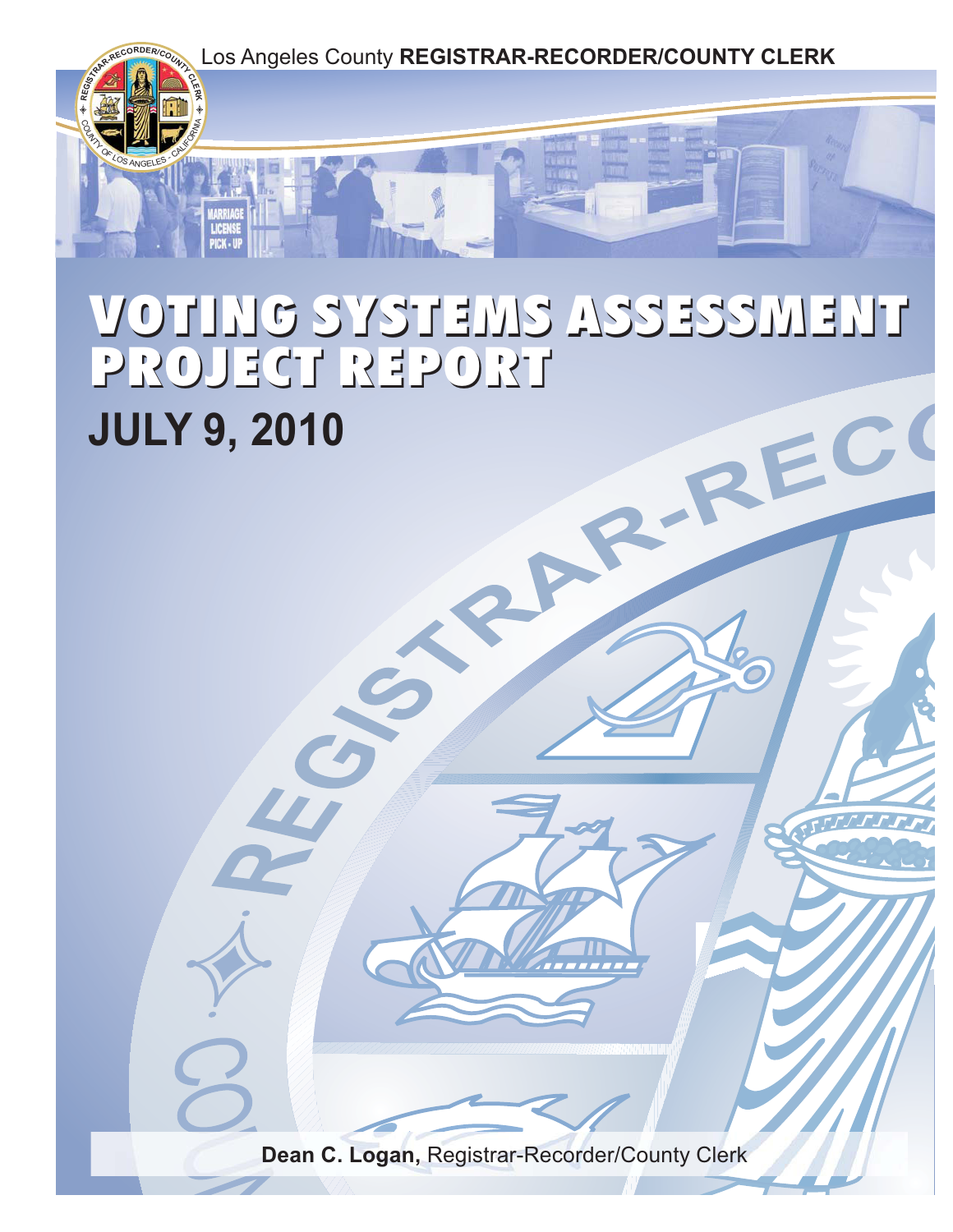Los Angeles County **REGISTRAR-RECORDER/COUNTY CLERK**

# VOTING SYSTEMS ASSESSMENT PROJECT REPORT

## JULY 9, 2010

**Dean C. Logan,** Registrar-Recorder/County Clerk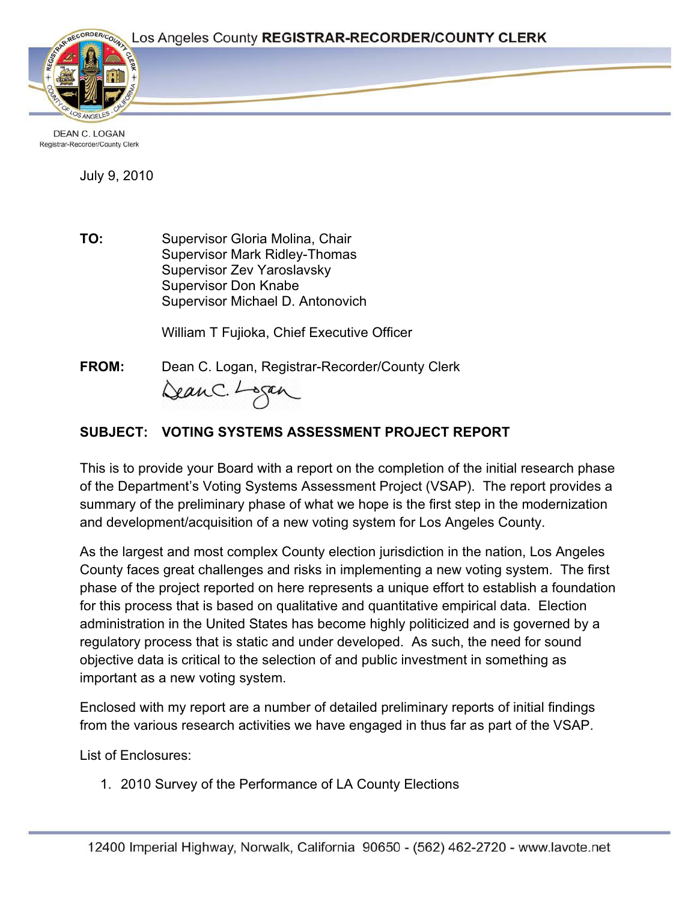Los Angeles County **REGISTRAR-RECORDER/COUNTY CLERK**

DEAN C. LOGAN
Registrar-Recorder/County Clerk

July 9, 2010

**TO:** Supervisor Gloria Molina, Chair
Supervisor Mark Ridley-Thomas
Supervisor Zev Yaroslavsky
Supervisor Don Knabe
Supervisor Michael D. Antonovich

William T Fujioka, Chief Executive Officer

**FROM:** Dean C. Logan, Registrar-Recorder/County Clerk

**SUBJECT: VOTING SYSTEMS ASSESSMENT PROJECT REPORT**

This is to provide your Board with a report on the completion of the initial research phase of the Department's Voting Systems Assessment Project (VSAP). The report provides a summary of the preliminary phase of what we hope is the first step in the modernization and development/acquisition of a new voting system for Los Angeles County.

As the largest and most complex County election jurisdiction in the nation, Los Angeles County faces great challenges and risks in implementing a new voting system. The first phase of the project reported on here represents a unique effort to establish a foundation for this process that is based on qualitative and quantitative empirical data. Election administration in the United States has become highly politicized and is governed by a regulatory process that is static and under developed. As such, the need for sound objective data is critical to the selection of and public investment in something as important as a new voting system.

Enclosed with my report are a number of detailed preliminary reports of initial findings from the various research activities we have engaged in thus far as part of the VSAP.

List of Enclosures:

1. 2010 Survey of the Performance of LA County Elections

12400 Imperial Highway, Norwalk, California 90650 - (562) 462-2720 - www.lavote.net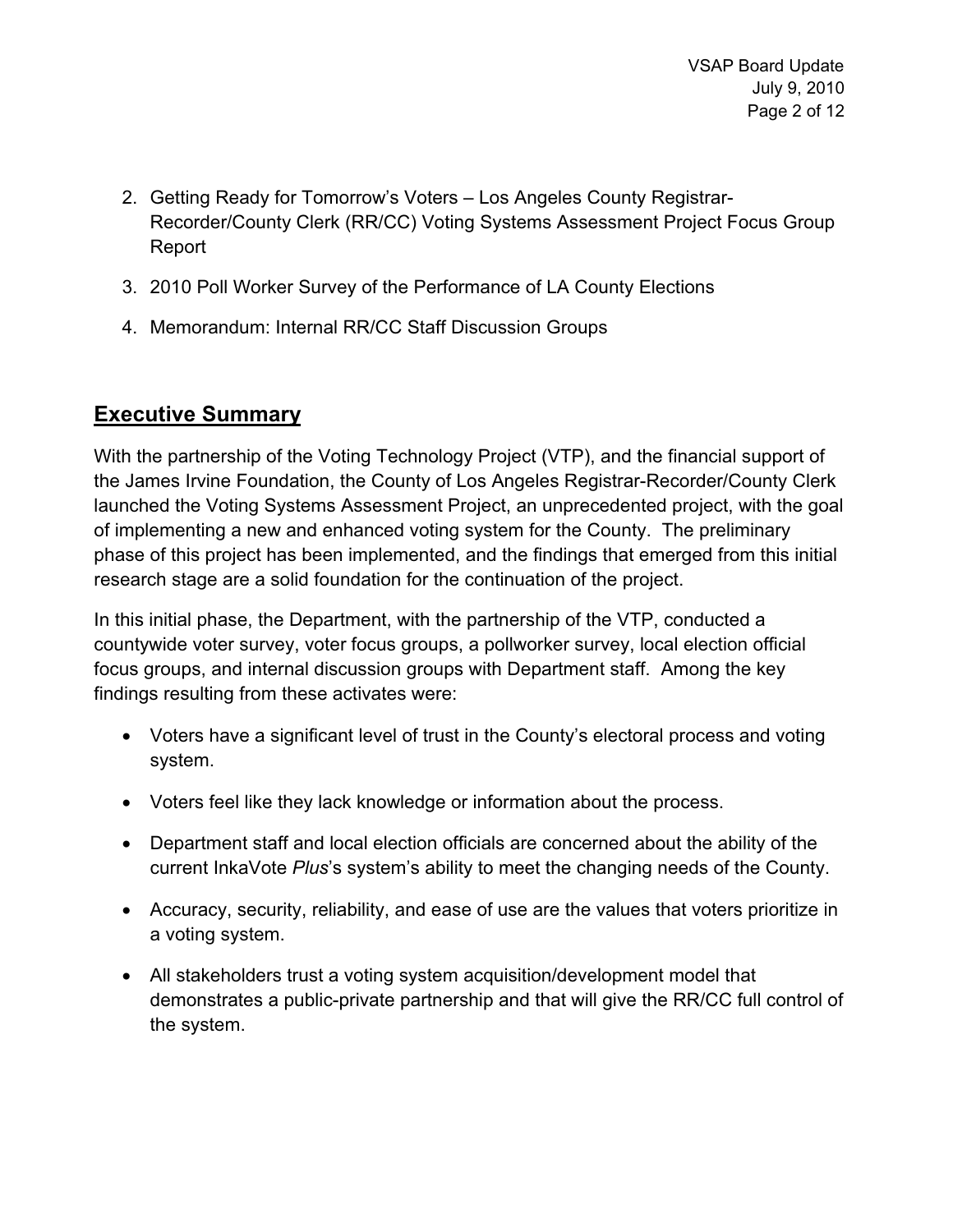2. Getting Ready for Tomorrow's Voters – Los Angeles County Registrar-Recorder/County Clerk (RR/CC) Voting Systems Assessment Project Focus Group Report
3. 2010 Poll Worker Survey of the Performance of LA County Elections
4. Memorandum: Internal RR/CC Staff Discussion Groups

## Executive Summary

With the partnership of the Voting Technology Project (VTP), and the financial support of the James Irvine Foundation, the County of Los Angeles Registrar-Recorder/County Clerk launched the Voting Systems Assessment Project, an unprecedented project, with the goal of implementing a new and enhanced voting system for the County. The preliminary phase of this project has been implemented, and the findings that emerged from this initial research stage are a solid foundation for the continuation of the project.

In this initial phase, the Department, with the partnership of the VTP, conducted a countywide voter survey, voter focus groups, a pollworker survey, local election official focus groups, and internal discussion groups with Department staff. Among the key findings resulting from these activates were:

- Voters have a significant level of trust in the County's electoral process and voting system.
- Voters feel like they lack knowledge or information about the process.
- Department staff and local election officials are concerned about the ability of the current InkaVote *Plus*'s system's ability to meet the changing needs of the County.
- Accuracy, security, reliability, and ease of use are the values that voters prioritize in a voting system.
- All stakeholders trust a voting system acquisition/development model that demonstrates a public-private partnership and that will give the RR/CC full control of the system.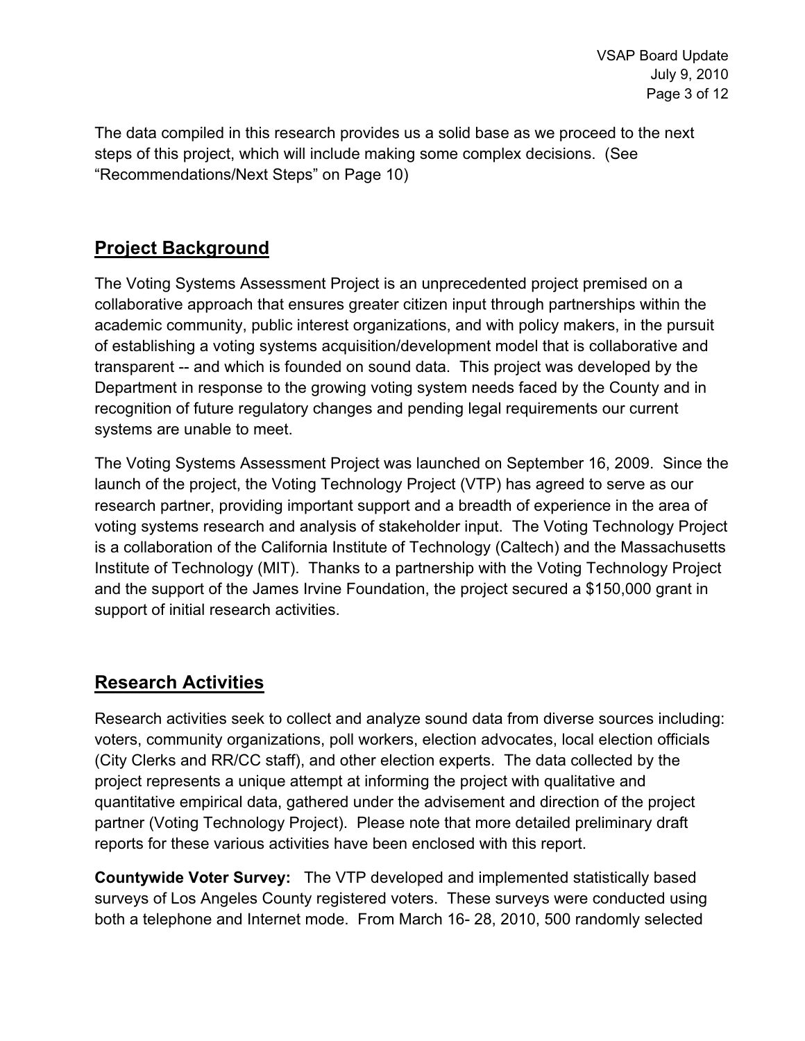The data compiled in this research provides us a solid base as we proceed to the next steps of this project, which will include making some complex decisions. (See "Recommendations/Next Steps" on Page 10)

## Project Background

The Voting Systems Assessment Project is an unprecedented project premised on a collaborative approach that ensures greater citizen input through partnerships within the academic community, public interest organizations, and with policy makers, in the pursuit of establishing a voting systems acquisition/development model that is collaborative and transparent -- and which is founded on sound data. This project was developed by the Department in response to the growing voting system needs faced by the County and in recognition of future regulatory changes and pending legal requirements our current systems are unable to meet.

The Voting Systems Assessment Project was launched on September 16, 2009. Since the launch of the project, the Voting Technology Project (VTP) has agreed to serve as our research partner, providing important support and a breadth of experience in the area of voting systems research and analysis of stakeholder input. The Voting Technology Project is a collaboration of the California Institute of Technology (Caltech) and the Massachusetts Institute of Technology (MIT). Thanks to a partnership with the Voting Technology Project and the support of the James Irvine Foundation, the project secured a $150,000 grant in support of initial research activities.

## Research Activities

Research activities seek to collect and analyze sound data from diverse sources including: voters, community organizations, poll workers, election advocates, local election officials (City Clerks and RR/CC staff), and other election experts. The data collected by the project represents a unique attempt at informing the project with qualitative and quantitative empirical data, gathered under the advisement and direction of the project partner (Voting Technology Project). Please note that more detailed preliminary draft reports for these various activities have been enclosed with this report.

**Countywide Voter Survey:** The VTP developed and implemented statistically based surveys of Los Angeles County registered voters. These surveys were conducted using both a telephone and Internet mode. From March 16- 28, 2010, 500 randomly selected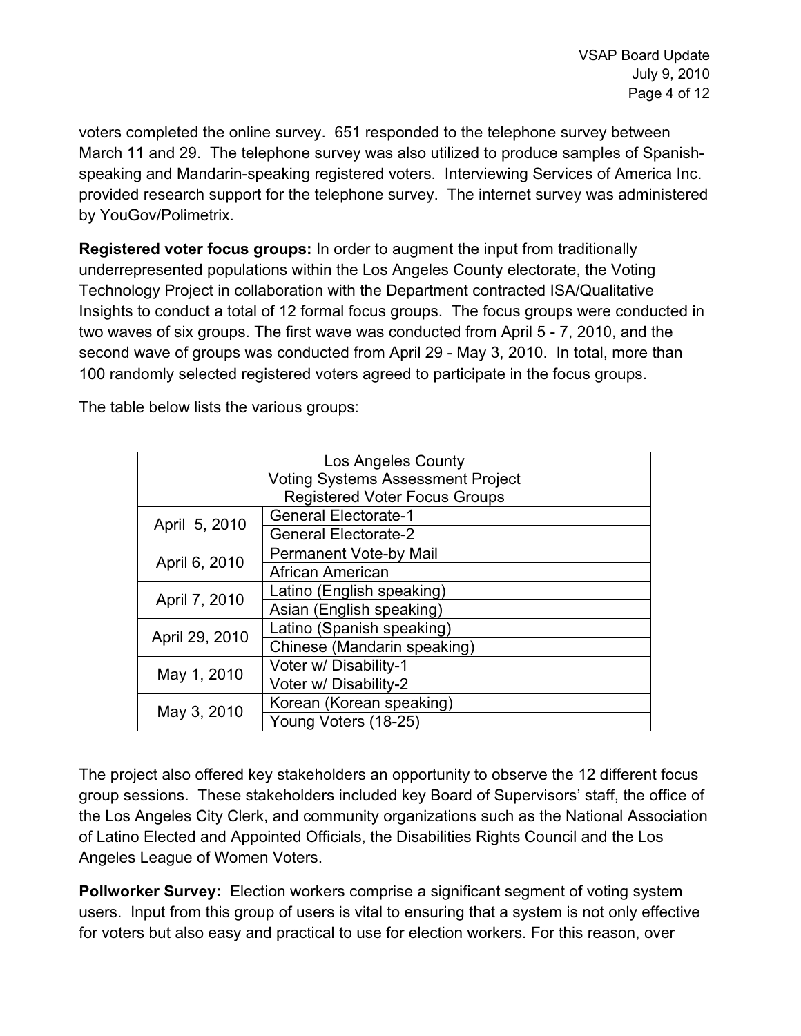voters completed the online survey. 651 responded to the telephone survey between March 11 and 29. The telephone survey was also utilized to produce samples of Spanish-speaking and Mandarin-speaking registered voters. Interviewing Services of America Inc. provided research support for the telephone survey. The internet survey was administered by YouGov/Polimetrix.

**Registered voter focus groups:** In order to augment the input from traditionally underrepresented populations within the Los Angeles County electorate, the Voting Technology Project in collaboration with the Department contracted ISA/Qualitative Insights to conduct a total of 12 formal focus groups. The focus groups were conducted in two waves of six groups. The first wave was conducted from April 5 - 7, 2010, and the second wave of groups was conducted from April 29 - May 3, 2010. In total, more than 100 randomly selected registered voters agreed to participate in the focus groups.

The table below lists the various groups:

| Los Angeles County Voting Systems Assessment Project Registered Voter Focus Groups | |
|---|---|
| April 5, 2010 | General Electorate-1 |
| | General Electorate-2 |
| April 6, 2010 | Permanent Vote-by Mail |
| | African American |
| April 7, 2010 | Latino (English speaking) |
| | Asian (English speaking) |
| April 29, 2010 | Latino (Spanish speaking) |
| | Chinese (Mandarin speaking) |
| May 1, 2010 | Voter w/ Disability-1 |
| | Voter w/ Disability-2 |
| May 3, 2010 | Korean (Korean speaking) |
| | Young Voters (18-25) |

The project also offered key stakeholders an opportunity to observe the 12 different focus group sessions. These stakeholders included key Board of Supervisors' staff, the office of the Los Angeles City Clerk, and community organizations such as the National Association of Latino Elected and Appointed Officials, the Disabilities Rights Council and the Los Angeles League of Women Voters.

**Pollworker Survey:** Election workers comprise a significant segment of voting system users. Input from this group of users is vital to ensuring that a system is not only effective for voters but also easy and practical to use for election workers. For this reason, over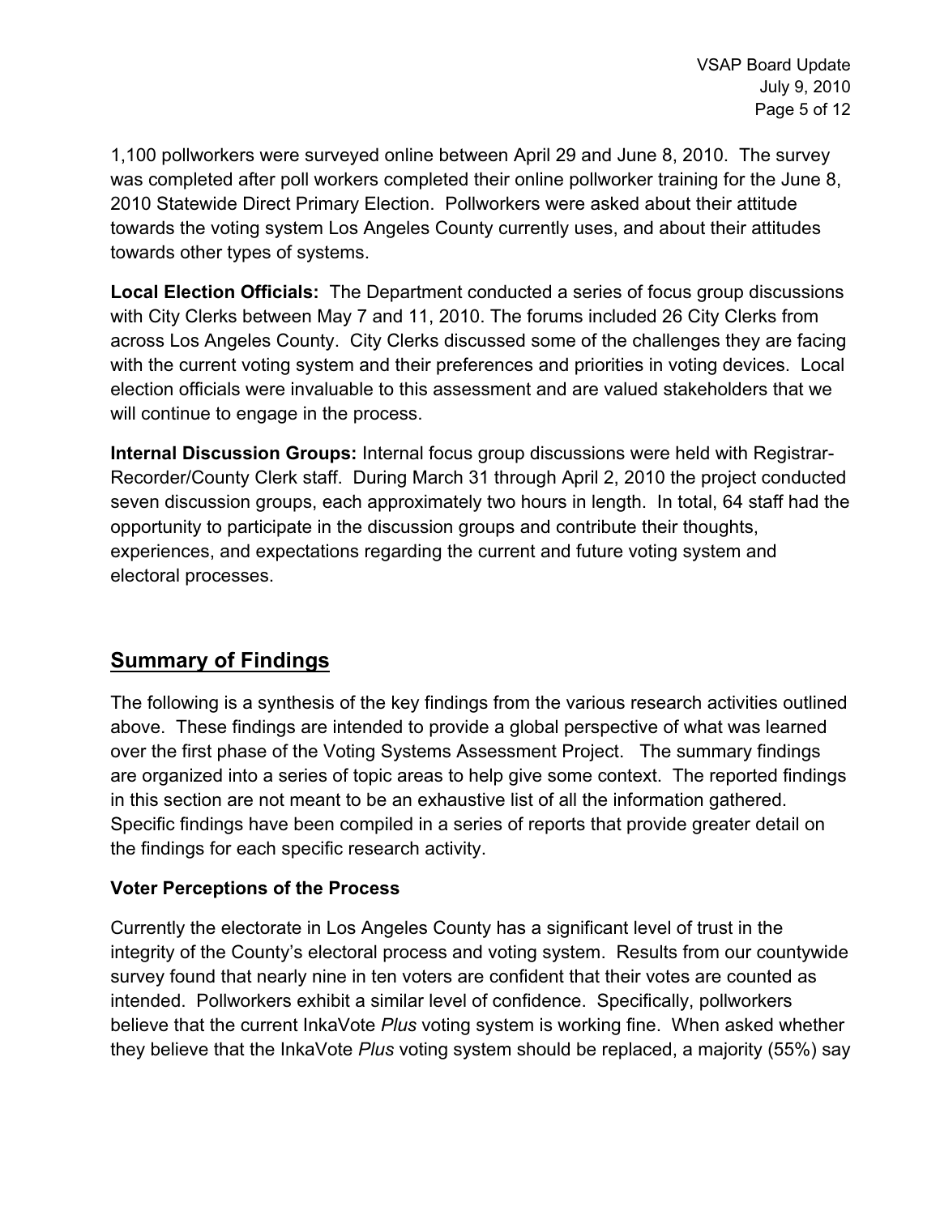1,100 pollworkers were surveyed online between April 29 and June 8, 2010. The survey was completed after poll workers completed their online pollworker training for the June 8, 2010 Statewide Direct Primary Election. Pollworkers were asked about their attitude towards the voting system Los Angeles County currently uses, and about their attitudes towards other types of systems.

**Local Election Officials:** The Department conducted a series of focus group discussions with City Clerks between May 7 and 11, 2010. The forums included 26 City Clerks from across Los Angeles County. City Clerks discussed some of the challenges they are facing with the current voting system and their preferences and priorities in voting devices. Local election officials were invaluable to this assessment and are valued stakeholders that we will continue to engage in the process.

**Internal Discussion Groups:** Internal focus group discussions were held with Registrar-Recorder/County Clerk staff. During March 31 through April 2, 2010 the project conducted seven discussion groups, each approximately two hours in length. In total, 64 staff had the opportunity to participate in the discussion groups and contribute their thoughts, experiences, and expectations regarding the current and future voting system and electoral processes.

## Summary of Findings

The following is a synthesis of the key findings from the various research activities outlined above. These findings are intended to provide a global perspective of what was learned over the first phase of the Voting Systems Assessment Project. The summary findings are organized into a series of topic areas to help give some context. The reported findings in this section are not meant to be an exhaustive list of all the information gathered. Specific findings have been compiled in a series of reports that provide greater detail on the findings for each specific research activity.

### Voter Perceptions of the Process

Currently the electorate in Los Angeles County has a significant level of trust in the integrity of the County's electoral process and voting system. Results from our countywide survey found that nearly nine in ten voters are confident that their votes are counted as intended. Pollworkers exhibit a similar level of confidence. Specifically, pollworkers believe that the current InkaVote *Plus* voting system is working fine. When asked whether they believe that the InkaVote *Plus* voting system should be replaced, a majority (55%) say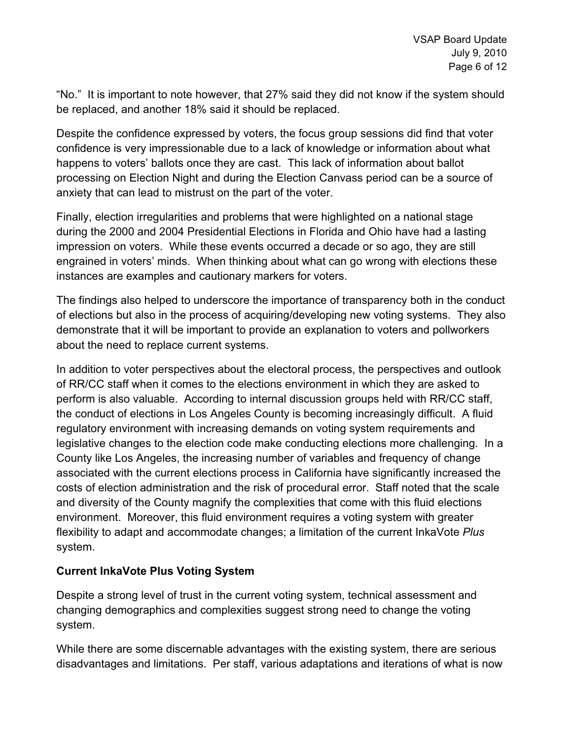"No." It is important to note however, that 27% said they did not know if the system should be replaced, and another 18% said it should be replaced.

Despite the confidence expressed by voters, the focus group sessions did find that voter confidence is very impressionable due to a lack of knowledge or information about what happens to voters' ballots once they are cast. This lack of information about ballot processing on Election Night and during the Election Canvass period can be a source of anxiety that can lead to mistrust on the part of the voter.

Finally, election irregularities and problems that were highlighted on a national stage during the 2000 and 2004 Presidential Elections in Florida and Ohio have had a lasting impression on voters. While these events occurred a decade or so ago, they are still engrained in voters' minds. When thinking about what can go wrong with elections these instances are examples and cautionary markers for voters.

The findings also helped to underscore the importance of transparency both in the conduct of elections but also in the process of acquiring/developing new voting systems. They also demonstrate that it will be important to provide an explanation to voters and pollworkers about the need to replace current systems.

In addition to voter perspectives about the electoral process, the perspectives and outlook of RR/CC staff when it comes to the elections environment in which they are asked to perform is also valuable. According to internal discussion groups held with RR/CC staff, the conduct of elections in Los Angeles County is becoming increasingly difficult. A fluid regulatory environment with increasing demands on voting system requirements and legislative changes to the election code make conducting elections more challenging. In a County like Los Angeles, the increasing number of variables and frequency of change associated with the current elections process in California have significantly increased the costs of election administration and the risk of procedural error. Staff noted that the scale and diversity of the County magnify the complexities that come with this fluid elections environment. Moreover, this fluid environment requires a voting system with greater flexibility to adapt and accommodate changes; a limitation of the current InkaVote *Plus* system.

**Current InkaVote Plus Voting System**

Despite a strong level of trust in the current voting system, technical assessment and changing demographics and complexities suggest strong need to change the voting system.

While there are some discernable advantages with the existing system, there are serious disadvantages and limitations. Per staff, various adaptations and iterations of what is now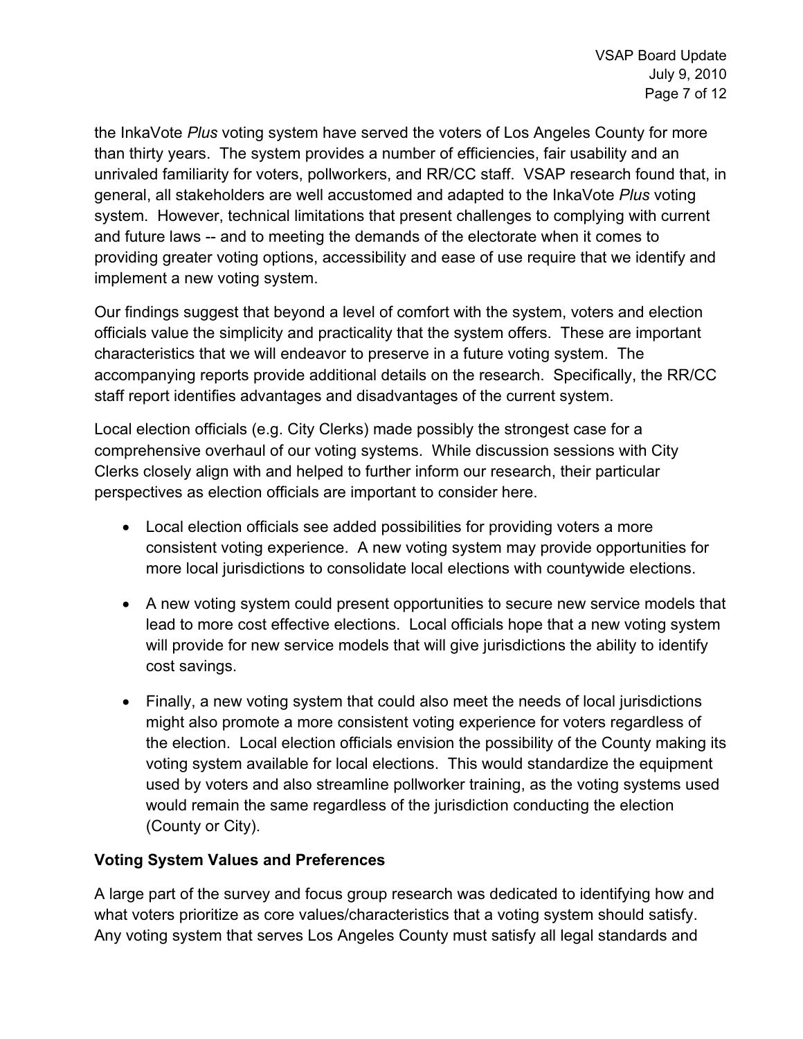the InkaVote *Plus* voting system have served the voters of Los Angeles County for more than thirty years. The system provides a number of efficiencies, fair usability and an unrivaled familiarity for voters, pollworkers, and RR/CC staff. VSAP research found that, in general, all stakeholders are well accustomed and adapted to the InkaVote *Plus* voting system. However, technical limitations that present challenges to complying with current and future laws -- and to meeting the demands of the electorate when it comes to providing greater voting options, accessibility and ease of use require that we identify and implement a new voting system.

Our findings suggest that beyond a level of comfort with the system, voters and election officials value the simplicity and practicality that the system offers. These are important characteristics that we will endeavor to preserve in a future voting system. The accompanying reports provide additional details on the research. Specifically, the RR/CC staff report identifies advantages and disadvantages of the current system.

Local election officials (e.g. City Clerks) made possibly the strongest case for a comprehensive overhaul of our voting systems. While discussion sessions with City Clerks closely align with and helped to further inform our research, their particular perspectives as election officials are important to consider here.

- Local election officials see added possibilities for providing voters a more consistent voting experience. A new voting system may provide opportunities for more local jurisdictions to consolidate local elections with countywide elections.
- A new voting system could present opportunities to secure new service models that lead to more cost effective elections. Local officials hope that a new voting system will provide for new service models that will give jurisdictions the ability to identify cost savings.
- Finally, a new voting system that could also meet the needs of local jurisdictions might also promote a more consistent voting experience for voters regardless of the election. Local election officials envision the possibility of the County making its voting system available for local elections. This would standardize the equipment used by voters and also streamline pollworker training, as the voting systems used would remain the same regardless of the jurisdiction conducting the election (County or City).

**Voting System Values and Preferences**

A large part of the survey and focus group research was dedicated to identifying how and what voters prioritize as core values/characteristics that a voting system should satisfy. Any voting system that serves Los Angeles County must satisfy all legal standards and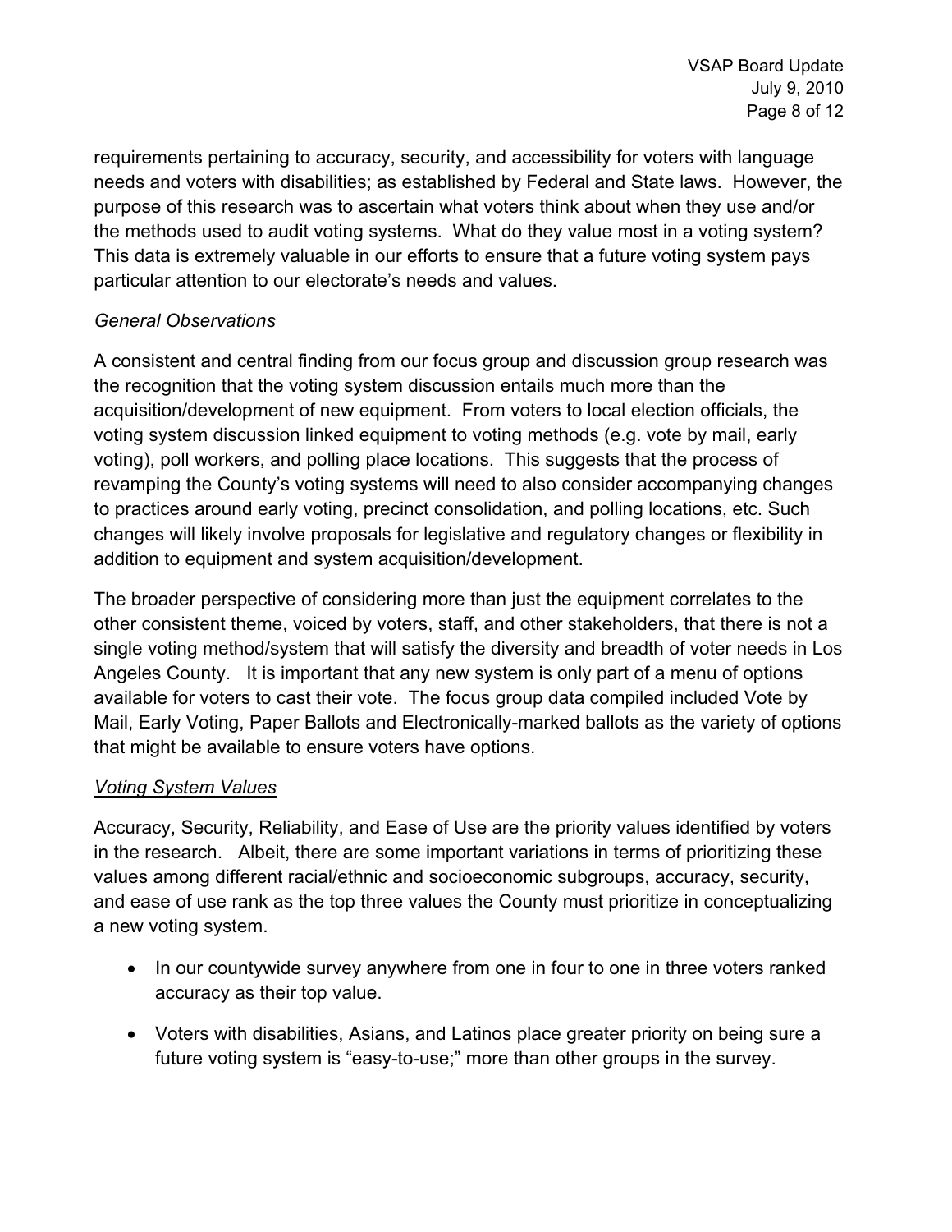requirements pertaining to accuracy, security, and accessibility for voters with language needs and voters with disabilities; as established by Federal and State laws. However, the purpose of this research was to ascertain what voters think about when they use and/or the methods used to audit voting systems. What do they value most in a voting system? This data is extremely valuable in our efforts to ensure that a future voting system pays particular attention to our electorate's needs and values.

*General Observations*

A consistent and central finding from our focus group and discussion group research was the recognition that the voting system discussion entails much more than the acquisition/development of new equipment. From voters to local election officials, the voting system discussion linked equipment to voting methods (e.g. vote by mail, early voting), poll workers, and polling place locations. This suggests that the process of revamping the County's voting systems will need to also consider accompanying changes to practices around early voting, precinct consolidation, and polling locations, etc. Such changes will likely involve proposals for legislative and regulatory changes or flexibility in addition to equipment and system acquisition/development.

The broader perspective of considering more than just the equipment correlates to the other consistent theme, voiced by voters, staff, and other stakeholders, that there is not a single voting method/system that will satisfy the diversity and breadth of voter needs in Los Angeles County. It is important that any new system is only part of a menu of options available for voters to cast their vote. The focus group data compiled included Vote by Mail, Early Voting, Paper Ballots and Electronically-marked ballots as the variety of options that might be available to ensure voters have options.

*Voting System Values*

Accuracy, Security, Reliability, and Ease of Use are the priority values identified by voters in the research. Albeit, there are some important variations in terms of prioritizing these values among different racial/ethnic and socioeconomic subgroups, accuracy, security, and ease of use rank as the top three values the County must prioritize in conceptualizing a new voting system.

- In our countywide survey anywhere from one in four to one in three voters ranked accuracy as their top value.
- Voters with disabilities, Asians, and Latinos place greater priority on being sure a future voting system is "easy-to-use;" more than other groups in the survey.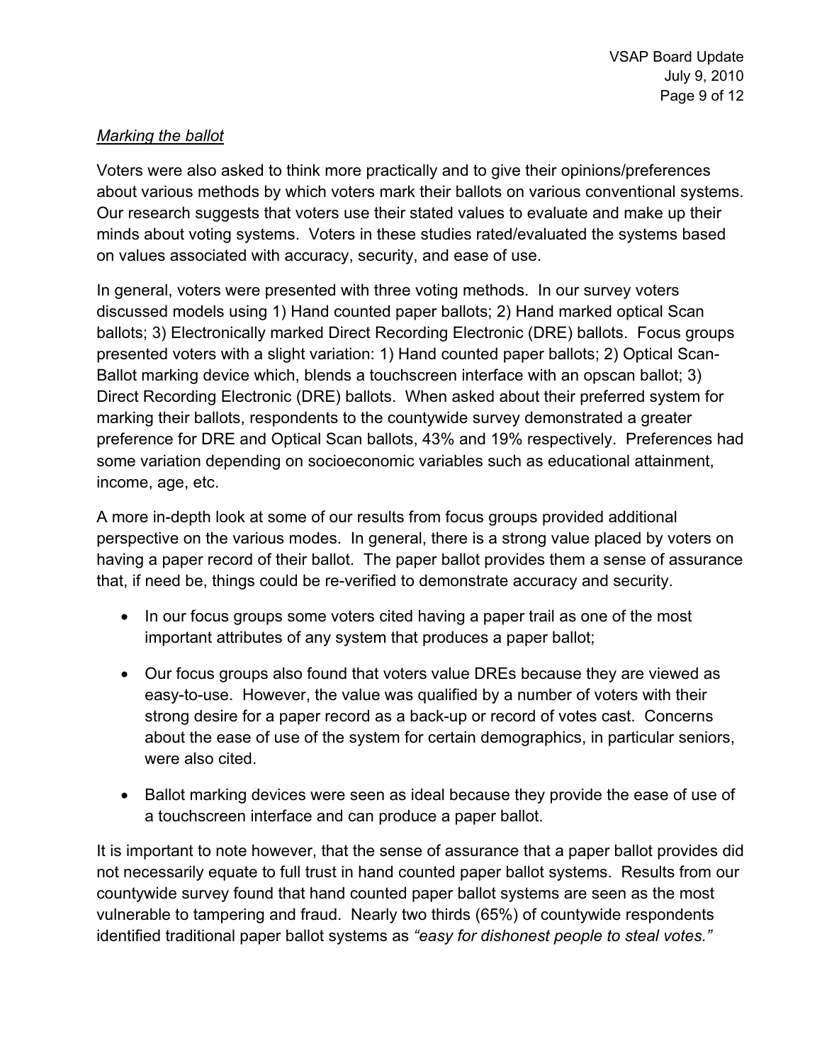*Marking the ballot*

Voters were also asked to think more practically and to give their opinions/preferences about various methods by which voters mark their ballots on various conventional systems. Our research suggests that voters use their stated values to evaluate and make up their minds about voting systems. Voters in these studies rated/evaluated the systems based on values associated with accuracy, security, and ease of use.

In general, voters were presented with three voting methods. In our survey voters discussed models using 1) Hand counted paper ballots; 2) Hand marked optical Scan ballots; 3) Electronically marked Direct Recording Electronic (DRE) ballots. Focus groups presented voters with a slight variation: 1) Hand counted paper ballots; 2) Optical Scan-Ballot marking device which, blends a touchscreen interface with an opscan ballot; 3) Direct Recording Electronic (DRE) ballots. When asked about their preferred system for marking their ballots, respondents to the countywide survey demonstrated a greater preference for DRE and Optical Scan ballots, 43% and 19% respectively. Preferences had some variation depending on socioeconomic variables such as educational attainment, income, age, etc.

A more in-depth look at some of our results from focus groups provided additional perspective on the various modes. In general, there is a strong value placed by voters on having a paper record of their ballot. The paper ballot provides them a sense of assurance that, if need be, things could be re-verified to demonstrate accuracy and security.

- In our focus groups some voters cited having a paper trail as one of the most important attributes of any system that produces a paper ballot;
- Our focus groups also found that voters value DREs because they are viewed as easy-to-use. However, the value was qualified by a number of voters with their strong desire for a paper record as a back-up or record of votes cast. Concerns about the ease of use of the system for certain demographics, in particular seniors, were also cited.
- Ballot marking devices were seen as ideal because they provide the ease of use of a touchscreen interface and can produce a paper ballot.

It is important to note however, that the sense of assurance that a paper ballot provides did not necessarily equate to full trust in hand counted paper ballot systems. Results from our countywide survey found that hand counted paper ballot systems are seen as the most vulnerable to tampering and fraud. Nearly two thirds (65%) of countywide respondents identified traditional paper ballot systems as *"easy for dishonest people to steal votes."*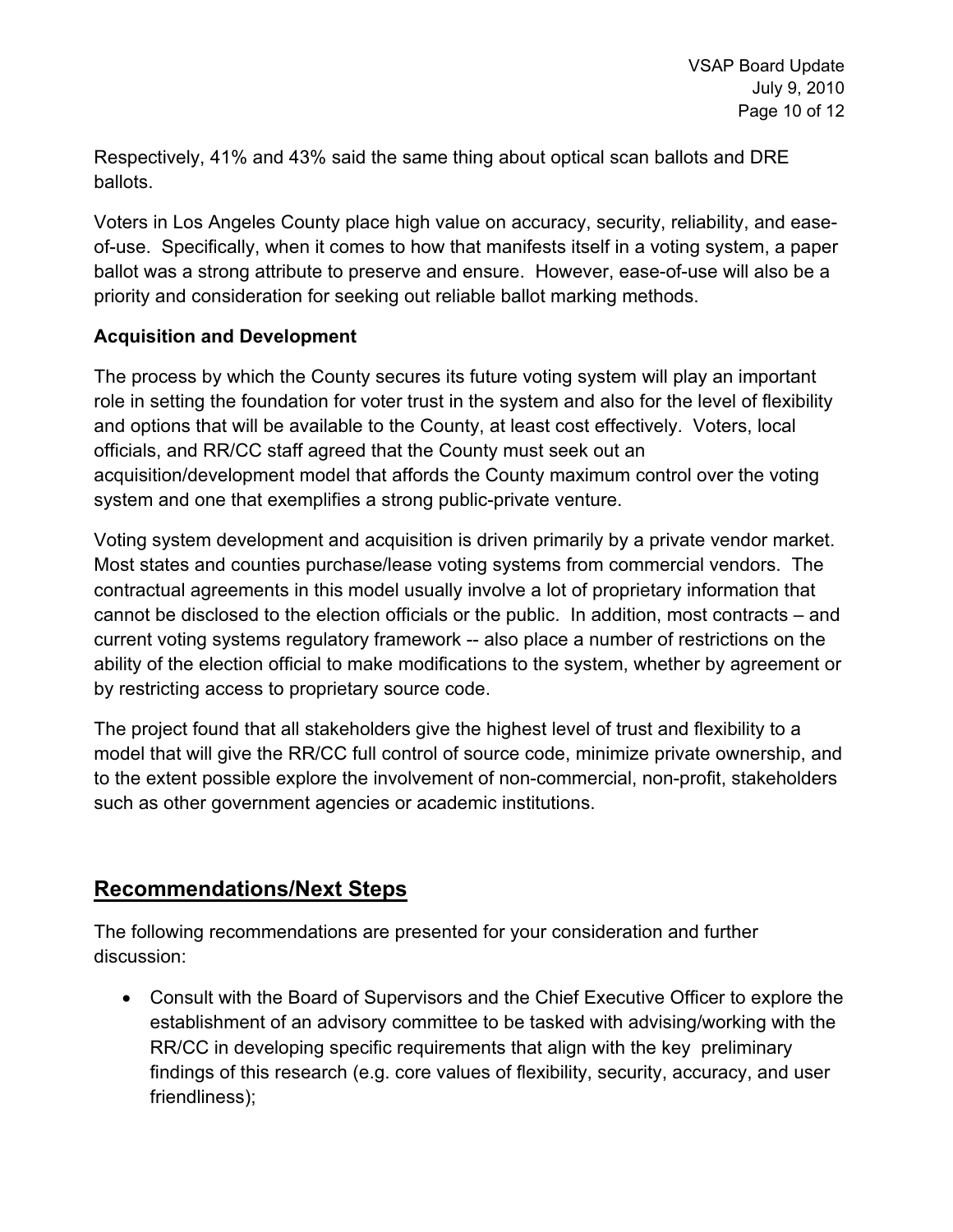Respectively, 41% and 43% said the same thing about optical scan ballots and DRE ballots.

Voters in Los Angeles County place high value on accuracy, security, reliability, and ease-of-use. Specifically, when it comes to how that manifests itself in a voting system, a paper ballot was a strong attribute to preserve and ensure. However, ease-of-use will also be a priority and consideration for seeking out reliable ballot marking methods.

**Acquisition and Development**

The process by which the County secures its future voting system will play an important role in setting the foundation for voter trust in the system and also for the level of flexibility and options that will be available to the County, at least cost effectively. Voters, local officials, and RR/CC staff agreed that the County must seek out an acquisition/development model that affords the County maximum control over the voting system and one that exemplifies a strong public-private venture.

Voting system development and acquisition is driven primarily by a private vendor market. Most states and counties purchase/lease voting systems from commercial vendors. The contractual agreements in this model usually involve a lot of proprietary information that cannot be disclosed to the election officials or the public. In addition, most contracts – and current voting systems regulatory framework -- also place a number of restrictions on the ability of the election official to make modifications to the system, whether by agreement or by restricting access to proprietary source code.

The project found that all stakeholders give the highest level of trust and flexibility to a model that will give the RR/CC full control of source code, minimize private ownership, and to the extent possible explore the involvement of non-commercial, non-profit, stakeholders such as other government agencies or academic institutions.

## Recommendations/Next Steps

The following recommendations are presented for your consideration and further discussion:

- Consult with the Board of Supervisors and the Chief Executive Officer to explore the establishment of an advisory committee to be tasked with advising/working with the RR/CC in developing specific requirements that align with the key preliminary findings of this research (e.g. core values of flexibility, security, accuracy, and user friendliness);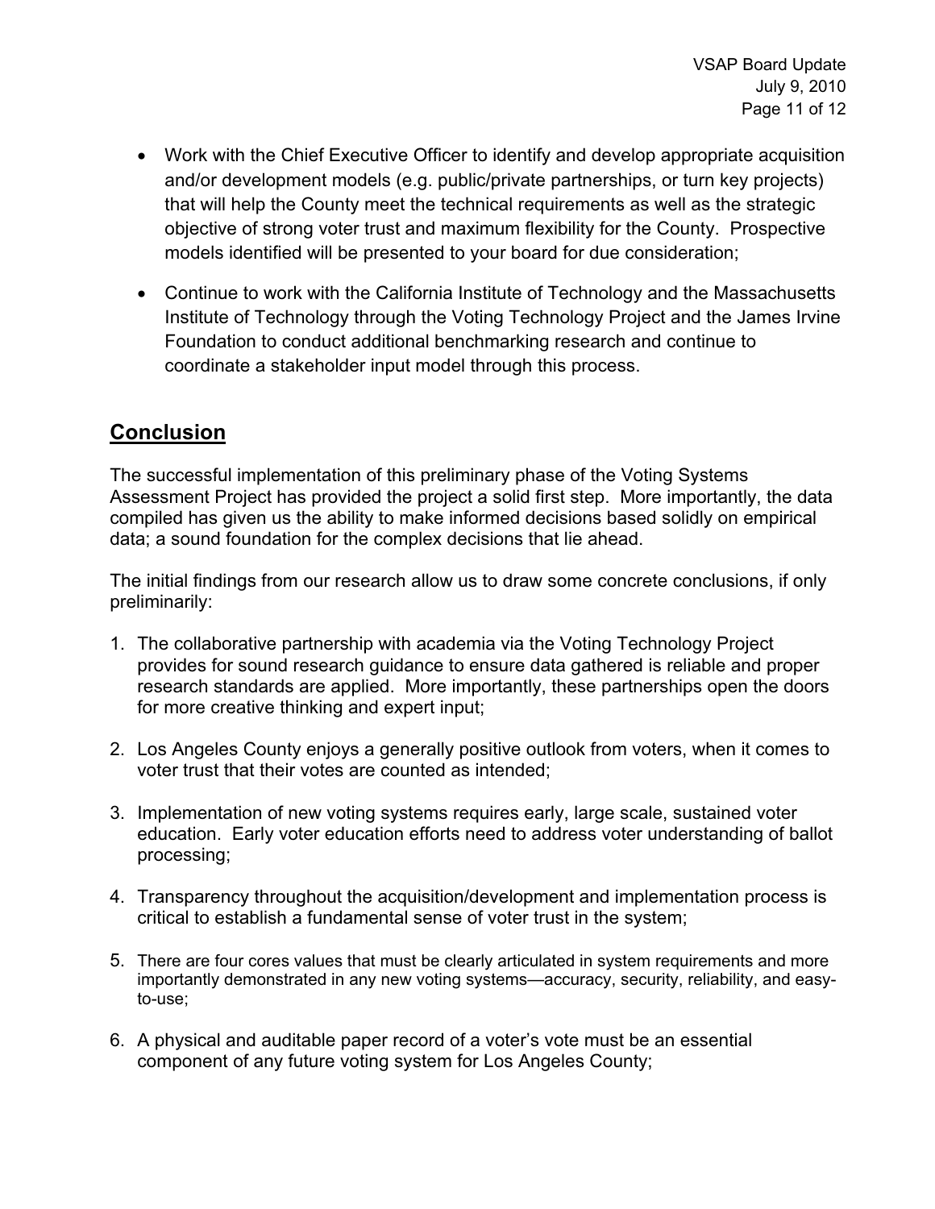- Work with the Chief Executive Officer to identify and develop appropriate acquisition and/or development models (e.g. public/private partnerships, or turn key projects) that will help the County meet the technical requirements as well as the strategic objective of strong voter trust and maximum flexibility for the County. Prospective models identified will be presented to your board for due consideration;

- Continue to work with the California Institute of Technology and the Massachusetts Institute of Technology through the Voting Technology Project and the James Irvine Foundation to conduct additional benchmarking research and continue to coordinate a stakeholder input model through this process.

## Conclusion

The successful implementation of this preliminary phase of the Voting Systems Assessment Project has provided the project a solid first step. More importantly, the data compiled has given us the ability to make informed decisions based solidly on empirical data; a sound foundation for the complex decisions that lie ahead.

The initial findings from our research allow us to draw some concrete conclusions, if only preliminarily:

1. The collaborative partnership with academia via the Voting Technology Project provides for sound research guidance to ensure data gathered is reliable and proper research standards are applied. More importantly, these partnerships open the doors for more creative thinking and expert input;

2. Los Angeles County enjoys a generally positive outlook from voters, when it comes to voter trust that their votes are counted as intended;

3. Implementation of new voting systems requires early, large scale, sustained voter education. Early voter education efforts need to address voter understanding of ballot processing;

4. Transparency throughout the acquisition/development and implementation process is critical to establish a fundamental sense of voter trust in the system;

5. There are four cores values that must be clearly articulated in system requirements and more importantly demonstrated in any new voting systems—accuracy, security, reliability, and easy-to-use;

6. A physical and auditable paper record of a voter's vote must be an essential component of any future voting system for Los Angeles County;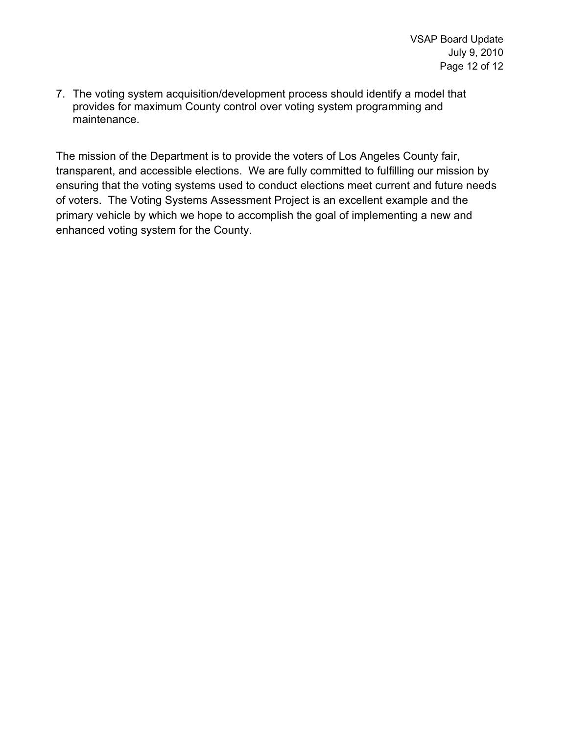7. The voting system acquisition/development process should identify a model that provides for maximum County control over voting system programming and maintenance.

The mission of the Department is to provide the voters of Los Angeles County fair, transparent, and accessible elections. We are fully committed to fulfilling our mission by ensuring that the voting systems used to conduct elections meet current and future needs of voters. The Voting Systems Assessment Project is an excellent example and the primary vehicle by which we hope to accomplish the goal of implementing a new and enhanced voting system for the County.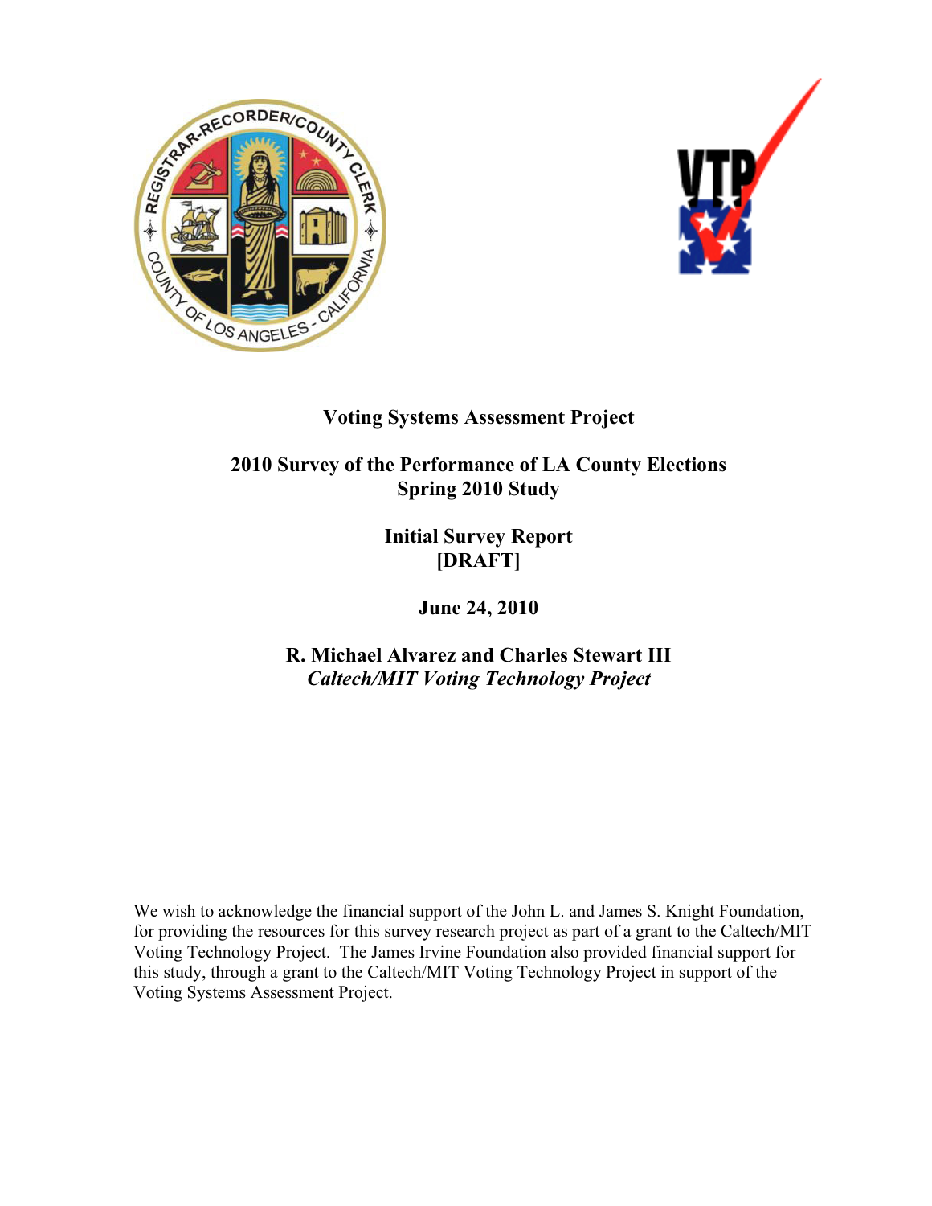**Voting Systems Assessment Project**

**2010 Survey of the Performance of LA County Elections**
**Spring 2010 Study**

**Initial Survey Report**
**[DRAFT]**

**June 24, 2010**

**R. Michael Alvarez and Charles Stewart III**
***Caltech/MIT Voting Technology Project***

We wish to acknowledge the financial support of the John L. and James S. Knight Foundation, for providing the resources for this survey research project as part of a grant to the Caltech/MIT Voting Technology Project. The James Irvine Foundation also provided financial support for this study, through a grant to the Caltech/MIT Voting Technology Project in support of the Voting Systems Assessment Project.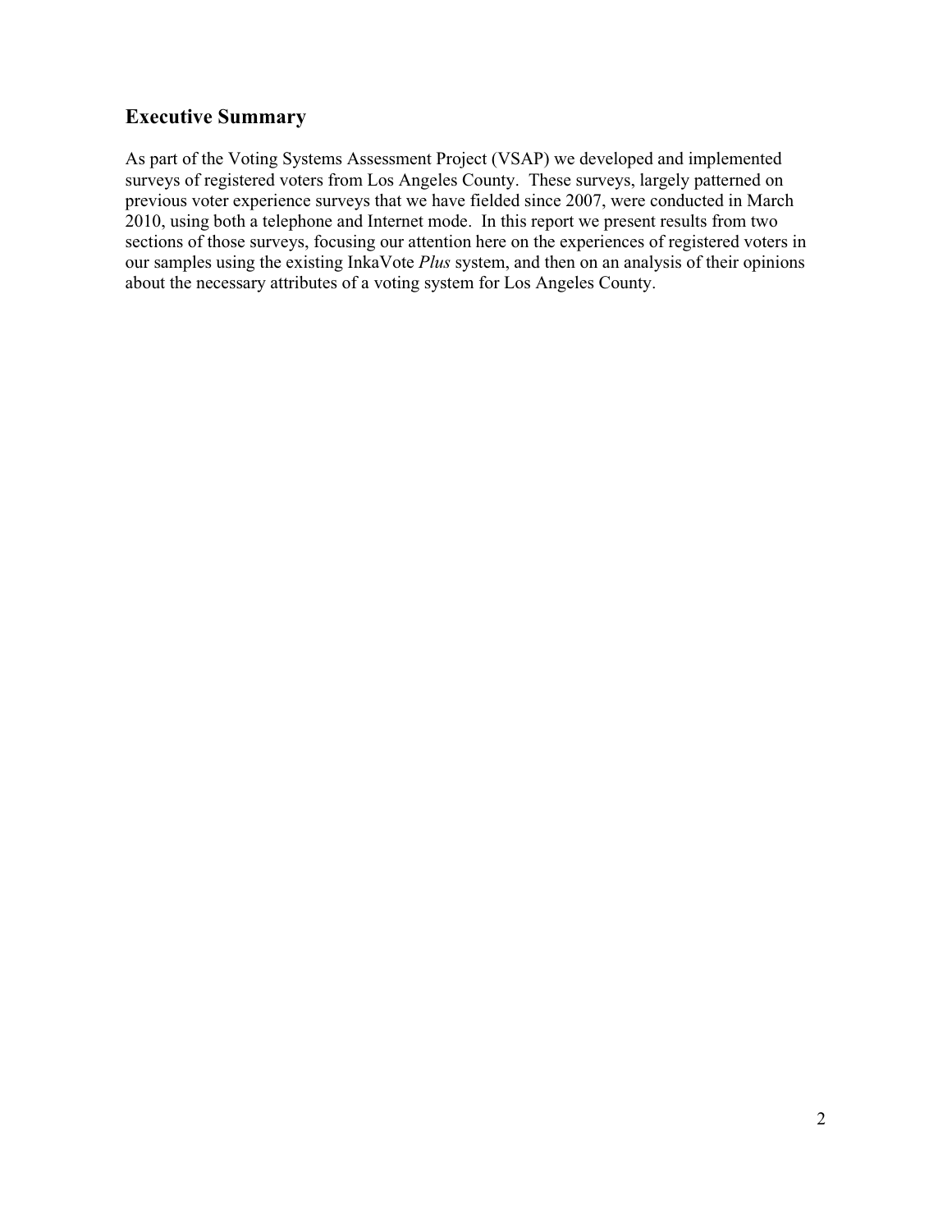## Executive Summary

As part of the Voting Systems Assessment Project (VSAP) we developed and implemented surveys of registered voters from Los Angeles County. These surveys, largely patterned on previous voter experience surveys that we have fielded since 2007, were conducted in March 2010, using both a telephone and Internet mode. In this report we present results from two sections of those surveys, focusing our attention here on the experiences of registered voters in our samples using the existing InkaVote *Plus* system, and then on an analysis of their opinions about the necessary attributes of a voting system for Los Angeles County.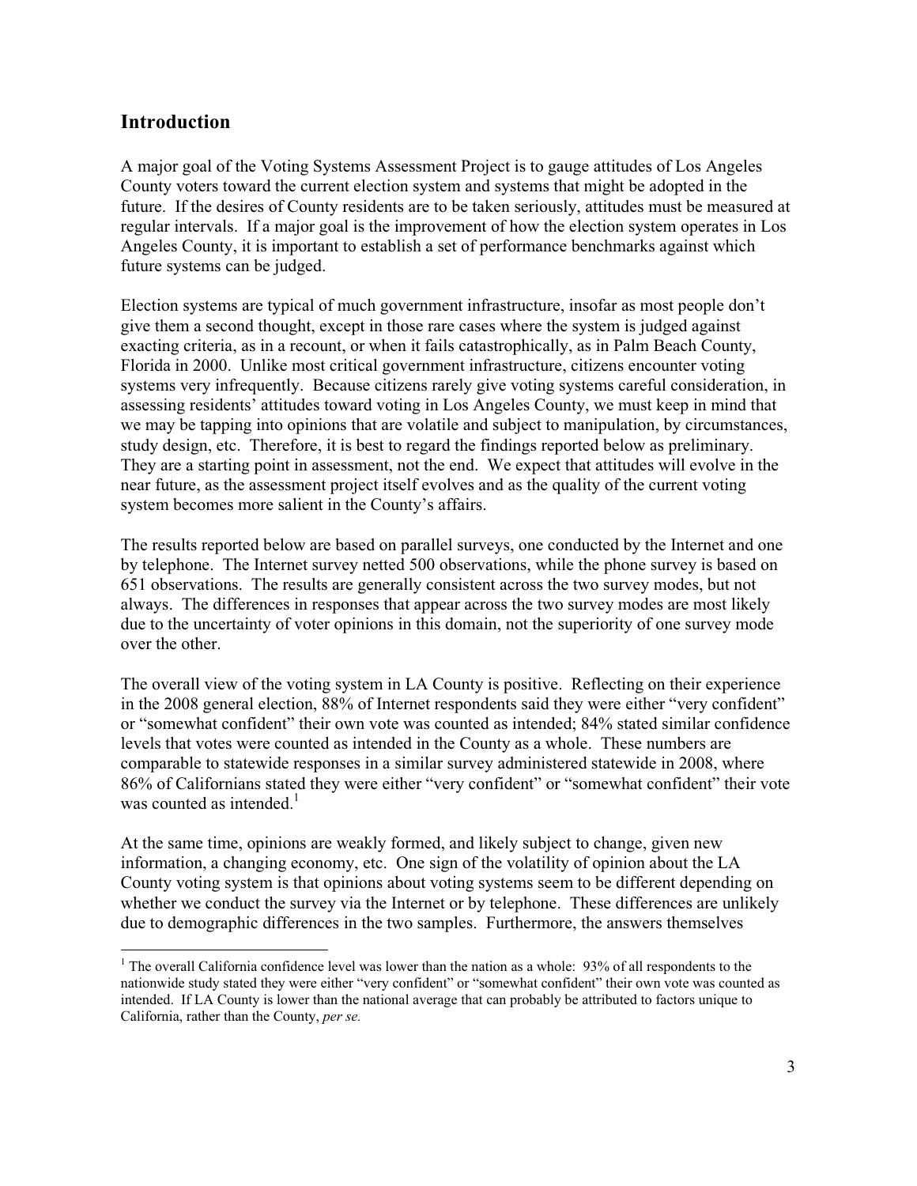## Introduction

A major goal of the Voting Systems Assessment Project is to gauge attitudes of Los Angeles County voters toward the current election system and systems that might be adopted in the future. If the desires of County residents are to be taken seriously, attitudes must be measured at regular intervals. If a major goal is the improvement of how the election system operates in Los Angeles County, it is important to establish a set of performance benchmarks against which future systems can be judged.

Election systems are typical of much government infrastructure, insofar as most people don't give them a second thought, except in those rare cases where the system is judged against exacting criteria, as in a recount, or when it fails catastrophically, as in Palm Beach County, Florida in 2000. Unlike most critical government infrastructure, citizens encounter voting systems very infrequently. Because citizens rarely give voting systems careful consideration, in assessing residents' attitudes toward voting in Los Angeles County, we must keep in mind that we may be tapping into opinions that are volatile and subject to manipulation, by circumstances, study design, etc. Therefore, it is best to regard the findings reported below as preliminary. They are a starting point in assessment, not the end. We expect that attitudes will evolve in the near future, as the assessment project itself evolves and as the quality of the current voting system becomes more salient in the County's affairs.

The results reported below are based on parallel surveys, one conducted by the Internet and one by telephone. The Internet survey netted 500 observations, while the phone survey is based on 651 observations. The results are generally consistent across the two survey modes, but not always. The differences in responses that appear across the two survey modes are most likely due to the uncertainty of voter opinions in this domain, not the superiority of one survey mode over the other.

The overall view of the voting system in LA County is positive. Reflecting on their experience in the 2008 general election, 88% of Internet respondents said they were either "very confident" or "somewhat confident" their own vote was counted as intended; 84% stated similar confidence levels that votes were counted as intended in the County as a whole. These numbers are comparable to statewide responses in a similar survey administered statewide in 2008, where 86% of Californians stated they were either "very confident" or "somewhat confident" their vote was counted as intended.[1]

At the same time, opinions are weakly formed, and likely subject to change, given new information, a changing economy, etc. One sign of the volatility of opinion about the LA County voting system is that opinions about voting systems seem to be different depending on whether we conduct the survey via the Internet or by telephone. These differences are unlikely due to demographic differences in the two samples. Furthermore, the answers themselves

[1] The overall California confidence level was lower than the nation as a whole: 93% of all respondents to the nationwide study stated they were either "very confident" or "somewhat confident" their own vote was counted as intended. If LA County is lower than the national average that can probably be attributed to factors unique to California, rather than the County, *per se.*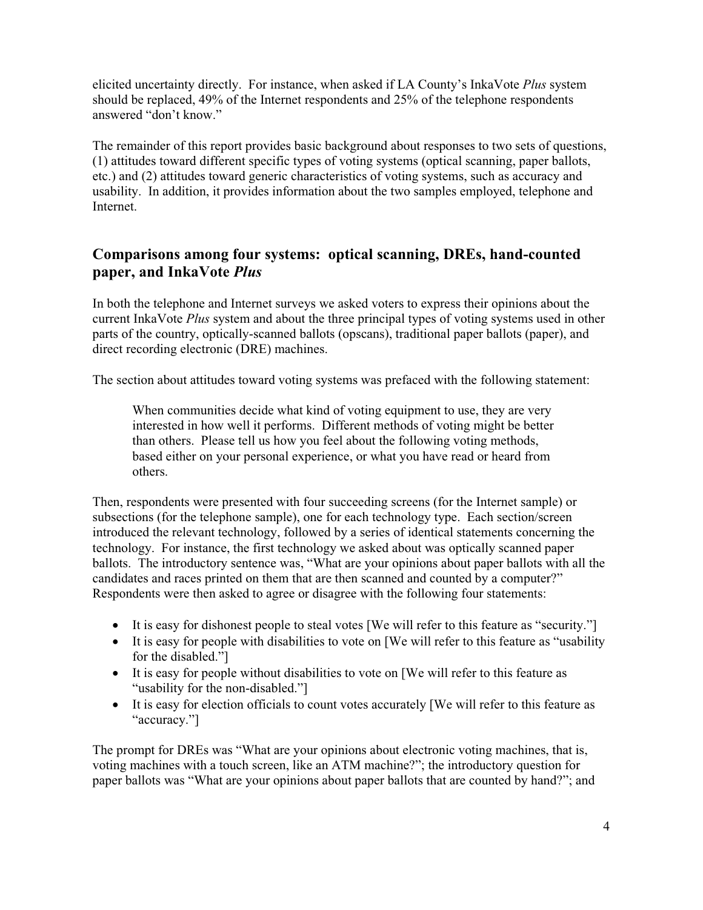elicited uncertainty directly. For instance, when asked if LA County's InkaVote *Plus* system should be replaced, 49% of the Internet respondents and 25% of the telephone respondents answered "don't know."

The remainder of this report provides basic background about responses to two sets of questions, (1) attitudes toward different specific types of voting systems (optical scanning, paper ballots, etc.) and (2) attitudes toward generic characteristics of voting systems, such as accuracy and usability. In addition, it provides information about the two samples employed, telephone and Internet.

## Comparisons among four systems: optical scanning, DREs, hand-counted paper, and InkaVote *Plus*

In both the telephone and Internet surveys we asked voters to express their opinions about the current InkaVote *Plus* system and about the three principal types of voting systems used in other parts of the country, optically-scanned ballots (opscans), traditional paper ballots (paper), and direct recording electronic (DRE) machines.

The section about attitudes toward voting systems was prefaced with the following statement:

> When communities decide what kind of voting equipment to use, they are very interested in how well it performs. Different methods of voting might be better than others. Please tell us how you feel about the following voting methods, based either on your personal experience, or what you have read or heard from others.

Then, respondents were presented with four succeeding screens (for the Internet sample) or subsections (for the telephone sample), one for each technology type. Each section/screen introduced the relevant technology, followed by a series of identical statements concerning the technology. For instance, the first technology we asked about was optically scanned paper ballots. The introductory sentence was, "What are your opinions about paper ballots with all the candidates and races printed on them that are then scanned and counted by a computer?" Respondents were then asked to agree or disagree with the following four statements:

- It is easy for dishonest people to steal votes [We will refer to this feature as "security."]
- It is easy for people with disabilities to vote on [We will refer to this feature as "usability for the disabled."]
- It is easy for people without disabilities to vote on [We will refer to this feature as "usability for the non-disabled."]
- It is easy for election officials to count votes accurately [We will refer to this feature as "accuracy."]

The prompt for DREs was "What are your opinions about electronic voting machines, that is, voting machines with a touch screen, like an ATM machine?"; the introductory question for paper ballots was "What are your opinions about paper ballots that are counted by hand?"; and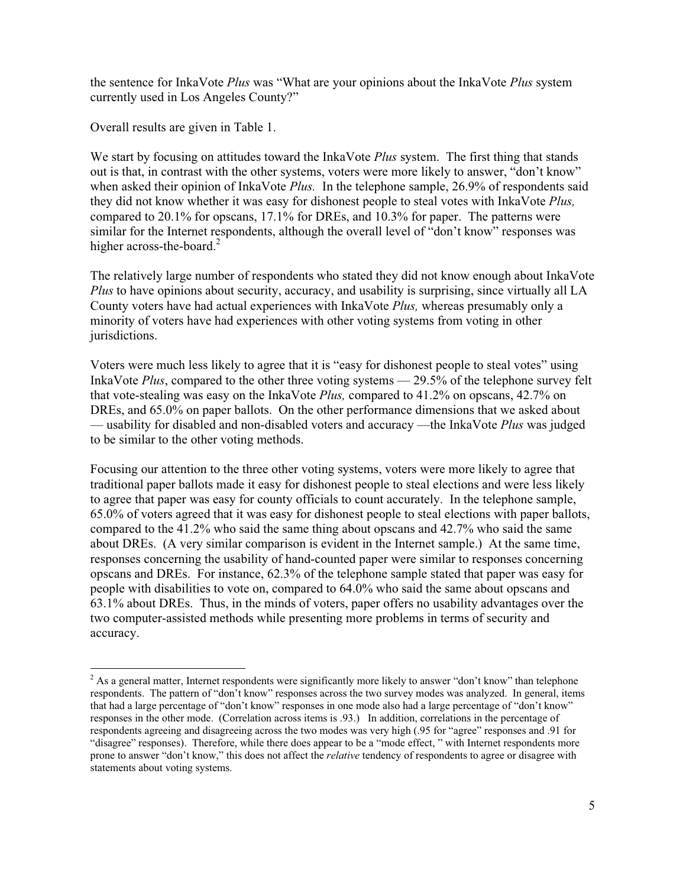the sentence for InkaVote *Plus* was "What are your opinions about the InkaVote *Plus* system currently used in Los Angeles County?"

Overall results are given in Table 1.

We start by focusing on attitudes toward the InkaVote *Plus* system. The first thing that stands out is that, in contrast with the other systems, voters were more likely to answer, "don't know" when asked their opinion of InkaVote *Plus*. In the telephone sample, 26.9% of respondents said they did not know whether it was easy for dishonest people to steal votes with InkaVote *Plus,* compared to 20.1% for opscans, 17.1% for DREs, and 10.3% for paper. The patterns were similar for the Internet respondents, although the overall level of "don't know" responses was higher across-the-board.[2]

The relatively large number of respondents who stated they did not know enough about InkaVote *Plus* to have opinions about security, accuracy, and usability is surprising, since virtually all LA County voters have had actual experiences with InkaVote *Plus,* whereas presumably only a minority of voters have had experiences with other voting systems from voting in other jurisdictions.

Voters were much less likely to agree that it is "easy for dishonest people to steal votes" using InkaVote *Plus*, compared to the other three voting systems — 29.5% of the telephone survey felt that vote-stealing was easy on the InkaVote *Plus,* compared to 41.2% on opscans, 42.7% on DREs, and 65.0% on paper ballots. On the other performance dimensions that we asked about — usability for disabled and non-disabled voters and accuracy —the InkaVote *Plus* was judged to be similar to the other voting methods.

Focusing our attention to the three other voting systems, voters were more likely to agree that traditional paper ballots made it easy for dishonest people to steal elections and were less likely to agree that paper was easy for county officials to count accurately. In the telephone sample, 65.0% of voters agreed that it was easy for dishonest people to steal elections with paper ballots, compared to the 41.2% who said the same thing about opscans and 42.7% who said the same about DREs. (A very similar comparison is evident in the Internet sample.) At the same time, responses concerning the usability of hand-counted paper were similar to responses concerning opscans and DREs. For instance, 62.3% of the telephone sample stated that paper was easy for people with disabilities to vote on, compared to 64.0% who said the same about opscans and 63.1% about DREs. Thus, in the minds of voters, paper offers no usability advantages over the two computer-assisted methods while presenting more problems in terms of security and accuracy.

---

[2] As a general matter, Internet respondents were significantly more likely to answer "don't know" than telephone respondents. The pattern of "don't know" responses across the two survey modes was analyzed. In general, items that had a large percentage of "don't know" responses in one mode also had a large percentage of "don't know" responses in the other mode. (Correlation across items is .93.) In addition, correlations in the percentage of respondents agreeing and disagreeing across the two modes was very high (.95 for "agree" responses and .91 for "disagree" responses). Therefore, while there does appear to be a "mode effect, " with Internet respondents more prone to answer "don't know," this does not affect the *relative* tendency of respondents to agree or disagree with statements about voting systems.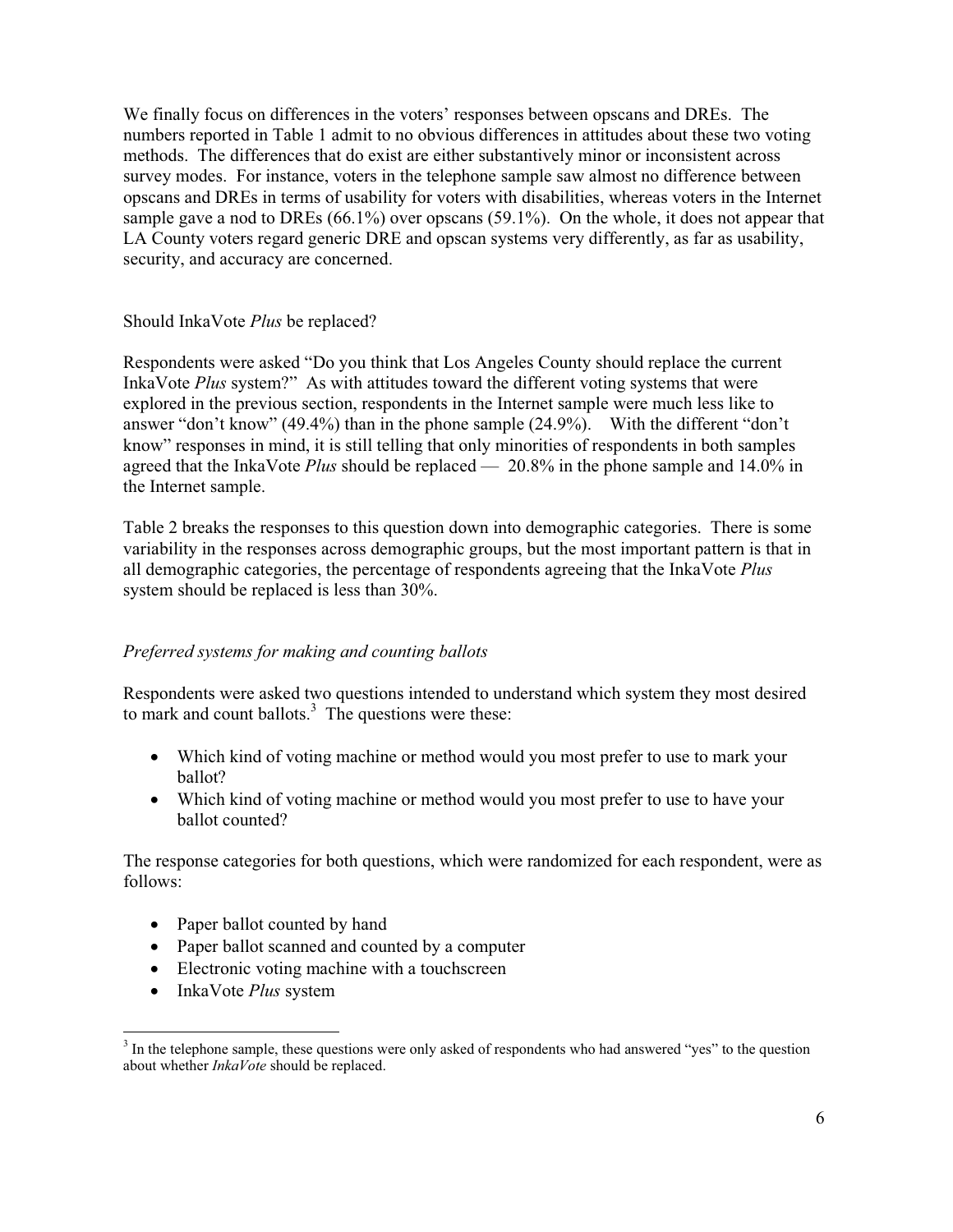We finally focus on differences in the voters' responses between opscans and DREs. The numbers reported in Table 1 admit to no obvious differences in attitudes about these two voting methods. The differences that do exist are either substantively minor or inconsistent across survey modes. For instance, voters in the telephone sample saw almost no difference between opscans and DREs in terms of usability for voters with disabilities, whereas voters in the Internet sample gave a nod to DREs (66.1%) over opscans (59.1%). On the whole, it does not appear that LA County voters regard generic DRE and opscan systems very differently, as far as usability, security, and accuracy are concerned.

## Should InkaVote *Plus* be replaced?

Respondents were asked "Do you think that Los Angeles County should replace the current InkaVote *Plus* system?" As with attitudes toward the different voting systems that were explored in the previous section, respondents in the Internet sample were much less like to answer "don't know" (49.4%) than in the phone sample (24.9%). With the different "don't know" responses in mind, it is still telling that only minorities of respondents in both samples agreed that the InkaVote *Plus* should be replaced — 20.8% in the phone sample and 14.0% in the Internet sample.

Table 2 breaks the responses to this question down into demographic categories. There is some variability in the responses across demographic groups, but the most important pattern is that in all demographic categories, the percentage of respondents agreeing that the InkaVote *Plus* system should be replaced is less than 30%.

### *Preferred systems for making and counting ballots*

Respondents were asked two questions intended to understand which system they most desired to mark and count ballots.[3] The questions were these:

- Which kind of voting machine or method would you most prefer to use to mark your ballot?
- Which kind of voting machine or method would you most prefer to use to have your ballot counted?

The response categories for both questions, which were randomized for each respondent, were as follows:

- Paper ballot counted by hand
- Paper ballot scanned and counted by a computer
- Electronic voting machine with a touchscreen
- InkaVote *Plus* system

[3] In the telephone sample, these questions were only asked of respondents who had answered "yes" to the question about whether *InkaVote* should be replaced.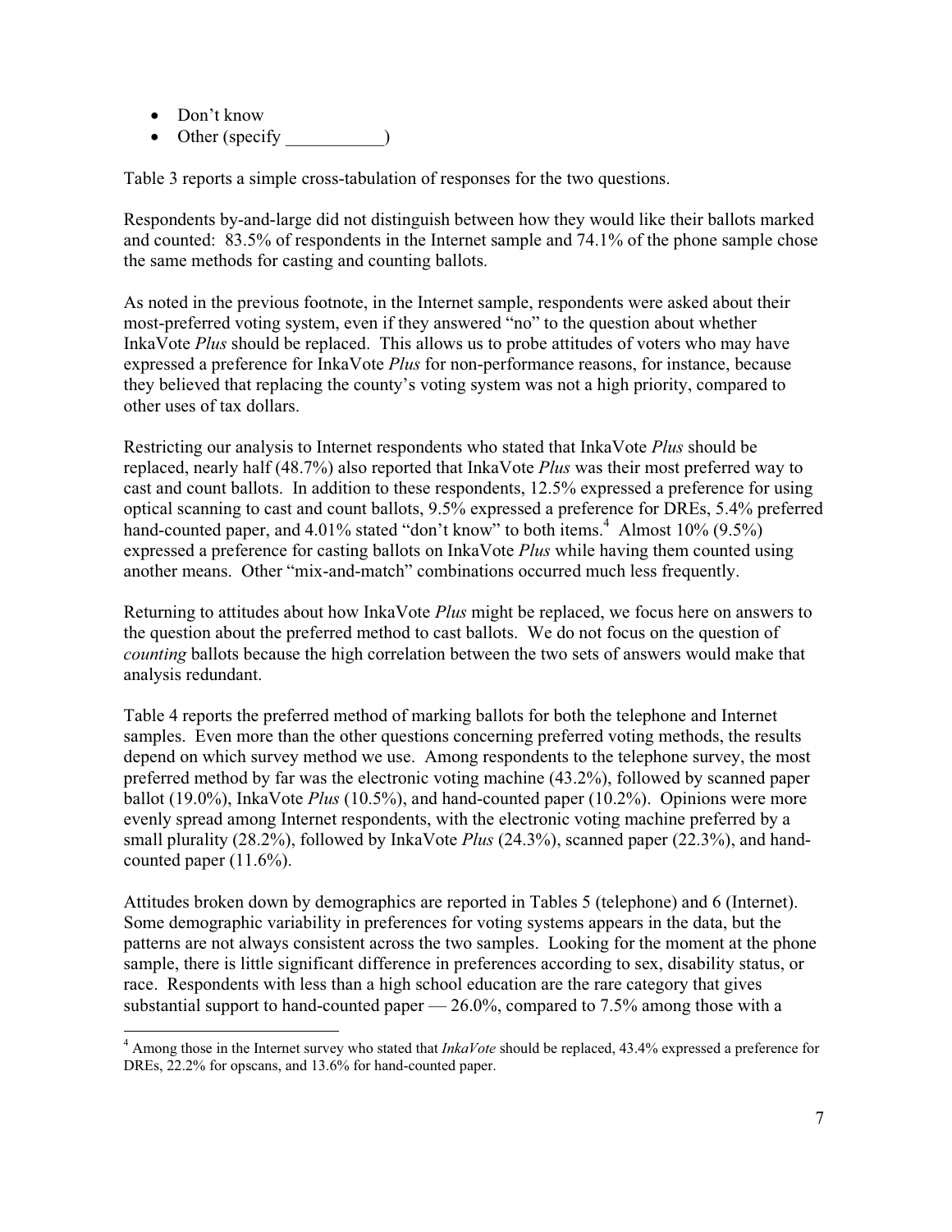- Don't know
- Other (specify ___________)

Table 3 reports a simple cross-tabulation of responses for the two questions.

Respondents by-and-large did not distinguish between how they would like their ballots marked and counted: 83.5% of respondents in the Internet sample and 74.1% of the phone sample chose the same methods for casting and counting ballots.

As noted in the previous footnote, in the Internet sample, respondents were asked about their most-preferred voting system, even if they answered "no" to the question about whether InkaVote *Plus* should be replaced. This allows us to probe attitudes of voters who may have expressed a preference for InkaVote *Plus* for non-performance reasons, for instance, because they believed that replacing the county's voting system was not a high priority, compared to other uses of tax dollars.

Restricting our analysis to Internet respondents who stated that InkaVote *Plus* should be replaced, nearly half (48.7%) also reported that InkaVote *Plus* was their most preferred way to cast and count ballots. In addition to these respondents, 12.5% expressed a preference for using optical scanning to cast and count ballots, 9.5% expressed a preference for DREs, 5.4% preferred hand-counted paper, and 4.01% stated "don't know" to both items.[4] Almost 10% (9.5%) expressed a preference for casting ballots on InkaVote *Plus* while having them counted using another means. Other "mix-and-match" combinations occurred much less frequently.

Returning to attitudes about how InkaVote *Plus* might be replaced, we focus here on answers to the question about the preferred method to cast ballots. We do not focus on the question of *counting* ballots because the high correlation between the two sets of answers would make that analysis redundant.

Table 4 reports the preferred method of marking ballots for both the telephone and Internet samples. Even more than the other questions concerning preferred voting methods, the results depend on which survey method we use. Among respondents to the telephone survey, the most preferred method by far was the electronic voting machine (43.2%), followed by scanned paper ballot (19.0%), InkaVote *Plus* (10.5%), and hand-counted paper (10.2%). Opinions were more evenly spread among Internet respondents, with the electronic voting machine preferred by a small plurality (28.2%), followed by InkaVote *Plus* (24.3%), scanned paper (22.3%), and hand-counted paper (11.6%).

Attitudes broken down by demographics are reported in Tables 5 (telephone) and 6 (Internet). Some demographic variability in preferences for voting systems appears in the data, but the patterns are not always consistent across the two samples. Looking for the moment at the phone sample, there is little significant difference in preferences according to sex, disability status, or race. Respondents with less than a high school education are the rare category that gives substantial support to hand-counted paper — 26.0%, compared to 7.5% among those with a

[4] Among those in the Internet survey who stated that *InkaVote* should be replaced, 43.4% expressed a preference for DREs, 22.2% for opscans, and 13.6% for hand-counted paper.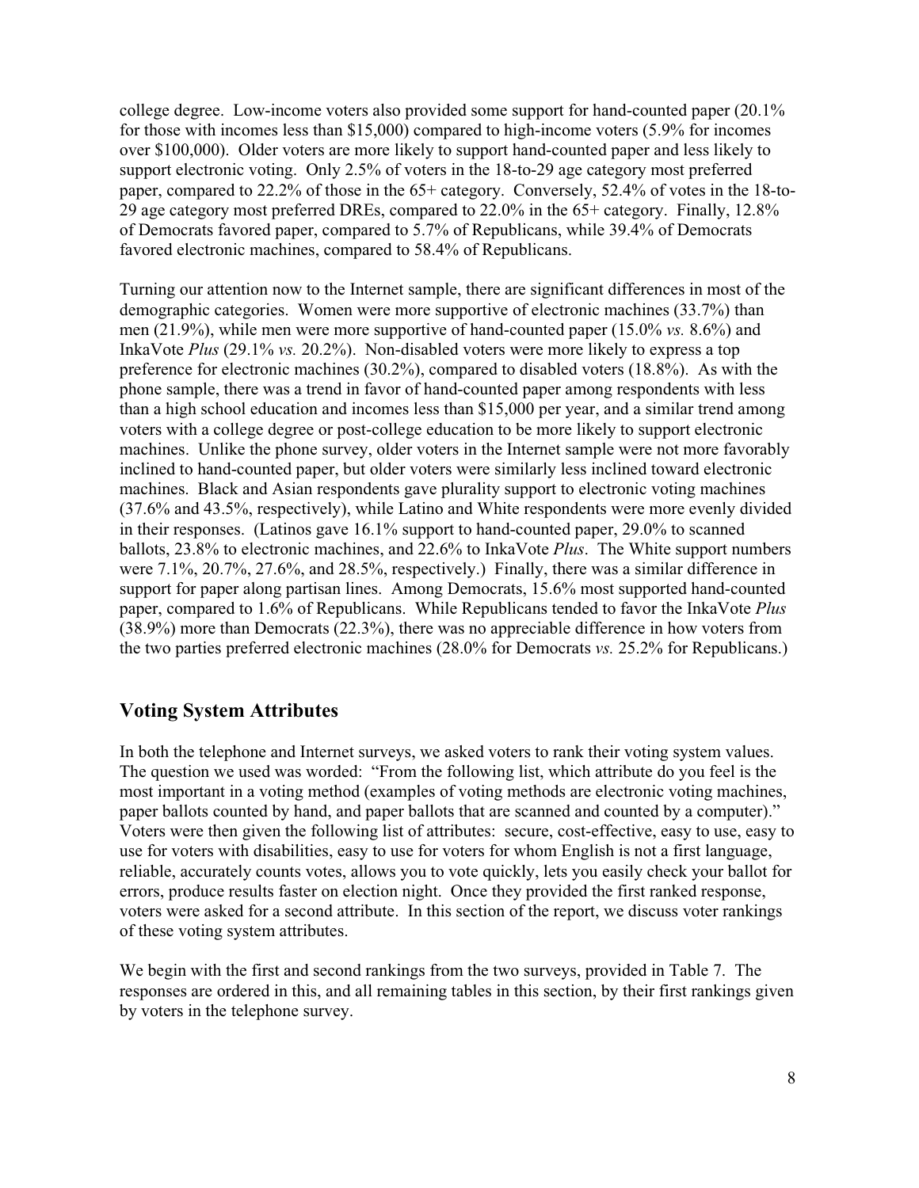college degree. Low-income voters also provided some support for hand-counted paper (20.1% for those with incomes less than $15,000) compared to high-income voters (5.9% for incomes over $100,000). Older voters are more likely to support hand-counted paper and less likely to support electronic voting. Only 2.5% of voters in the 18-to-29 age category most preferred paper, compared to 22.2% of those in the 65+ category. Conversely, 52.4% of votes in the 18-to-29 age category most preferred DREs, compared to 22.0% in the 65+ category. Finally, 12.8% of Democrats favored paper, compared to 5.7% of Republicans, while 39.4% of Democrats favored electronic machines, compared to 58.4% of Republicans.

Turning our attention now to the Internet sample, there are significant differences in most of the demographic categories. Women were more supportive of electronic machines (33.7%) than men (21.9%), while men were more supportive of hand-counted paper (15.0% *vs.* 8.6%) and InkaVote *Plus* (29.1% *vs.* 20.2%). Non-disabled voters were more likely to express a top preference for electronic machines (30.2%), compared to disabled voters (18.8%). As with the phone sample, there was a trend in favor of hand-counted paper among respondents with less than a high school education and incomes less than $15,000 per year, and a similar trend among voters with a college degree or post-college education to be more likely to support electronic machines. Unlike the phone survey, older voters in the Internet sample were not more favorably inclined to hand-counted paper, but older voters were similarly less inclined toward electronic machines. Black and Asian respondents gave plurality support to electronic voting machines (37.6% and 43.5%, respectively), while Latino and White respondents were more evenly divided in their responses. (Latinos gave 16.1% support to hand-counted paper, 29.0% to scanned ballots, 23.8% to electronic machines, and 22.6% to InkaVote *Plus*. The White support numbers were 7.1%, 20.7%, 27.6%, and 28.5%, respectively.) Finally, there was a similar difference in support for paper along partisan lines. Among Democrats, 15.6% most supported hand-counted paper, compared to 1.6% of Republicans. While Republicans tended to favor the InkaVote *Plus* (38.9%) more than Democrats (22.3%), there was no appreciable difference in how voters from the two parties preferred electronic machines (28.0% for Democrats *vs.* 25.2% for Republicans.)

## Voting System Attributes

In both the telephone and Internet surveys, we asked voters to rank their voting system values. The question we used was worded: "From the following list, which attribute do you feel is the most important in a voting method (examples of voting methods are electronic voting machines, paper ballots counted by hand, and paper ballots that are scanned and counted by a computer)." Voters were then given the following list of attributes: secure, cost-effective, easy to use, easy to use for voters with disabilities, easy to use for voters for whom English is not a first language, reliable, accurately counts votes, allows you to vote quickly, lets you easily check your ballot for errors, produce results faster on election night. Once they provided the first ranked response, voters were asked for a second attribute. In this section of the report, we discuss voter rankings of these voting system attributes.

We begin with the first and second rankings from the two surveys, provided in Table 7. The responses are ordered in this, and all remaining tables in this section, by their first rankings given by voters in the telephone survey.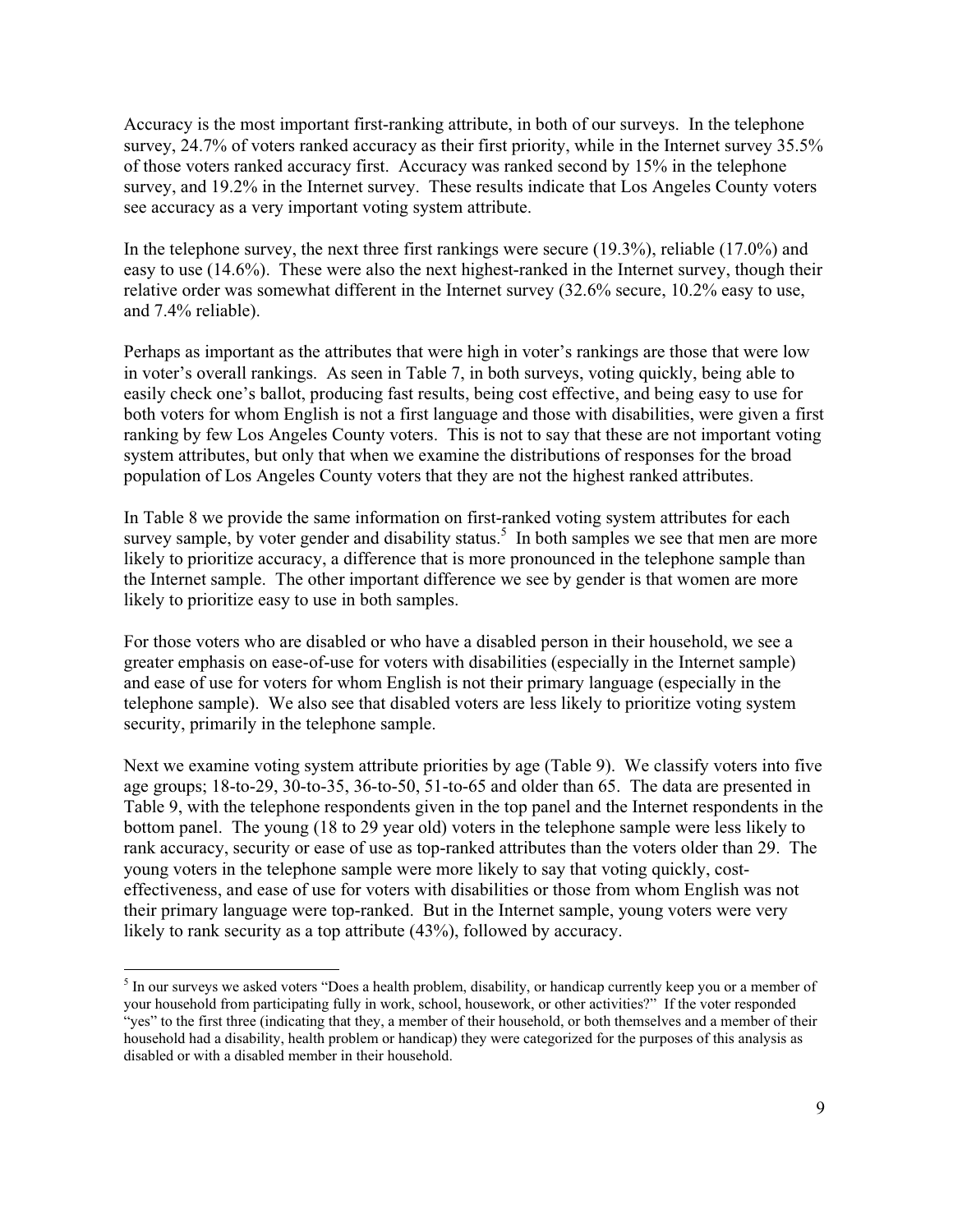Accuracy is the most important first-ranking attribute, in both of our surveys. In the telephone survey, 24.7% of voters ranked accuracy as their first priority, while in the Internet survey 35.5% of those voters ranked accuracy first. Accuracy was ranked second by 15% in the telephone survey, and 19.2% in the Internet survey. These results indicate that Los Angeles County voters see accuracy as a very important voting system attribute.

In the telephone survey, the next three first rankings were secure (19.3%), reliable (17.0%) and easy to use (14.6%). These were also the next highest-ranked in the Internet survey, though their relative order was somewhat different in the Internet survey (32.6% secure, 10.2% easy to use, and 7.4% reliable).

Perhaps as important as the attributes that were high in voter's rankings are those that were low in voter's overall rankings. As seen in Table 7, in both surveys, voting quickly, being able to easily check one's ballot, producing fast results, being cost effective, and being easy to use for both voters for whom English is not a first language and those with disabilities, were given a first ranking by few Los Angeles County voters. This is not to say that these are not important voting system attributes, but only that when we examine the distributions of responses for the broad population of Los Angeles County voters that they are not the highest ranked attributes.

In Table 8 we provide the same information on first-ranked voting system attributes for each survey sample, by voter gender and disability status.[5] In both samples we see that men are more likely to prioritize accuracy, a difference that is more pronounced in the telephone sample than the Internet sample. The other important difference we see by gender is that women are more likely to prioritize easy to use in both samples.

For those voters who are disabled or who have a disabled person in their household, we see a greater emphasis on ease-of-use for voters with disabilities (especially in the Internet sample) and ease of use for voters for whom English is not their primary language (especially in the telephone sample). We also see that disabled voters are less likely to prioritize voting system security, primarily in the telephone sample.

Next we examine voting system attribute priorities by age (Table 9). We classify voters into five age groups; 18-to-29, 30-to-35, 36-to-50, 51-to-65 and older than 65. The data are presented in Table 9, with the telephone respondents given in the top panel and the Internet respondents in the bottom panel. The young (18 to 29 year old) voters in the telephone sample were less likely to rank accuracy, security or ease of use as top-ranked attributes than the voters older than 29. The young voters in the telephone sample were more likely to say that voting quickly, cost-effectiveness, and ease of use for voters with disabilities or those from whom English was not their primary language were top-ranked. But in the Internet sample, young voters were very likely to rank security as a top attribute (43%), followed by accuracy.

[5] In our surveys we asked voters "Does a health problem, disability, or handicap currently keep you or a member of your household from participating fully in work, school, housework, or other activities?" If the voter responded "yes" to the first three (indicating that they, a member of their household, or both themselves and a member of their household had a disability, health problem or handicap) they were categorized for the purposes of this analysis as disabled or with a disabled member in their household.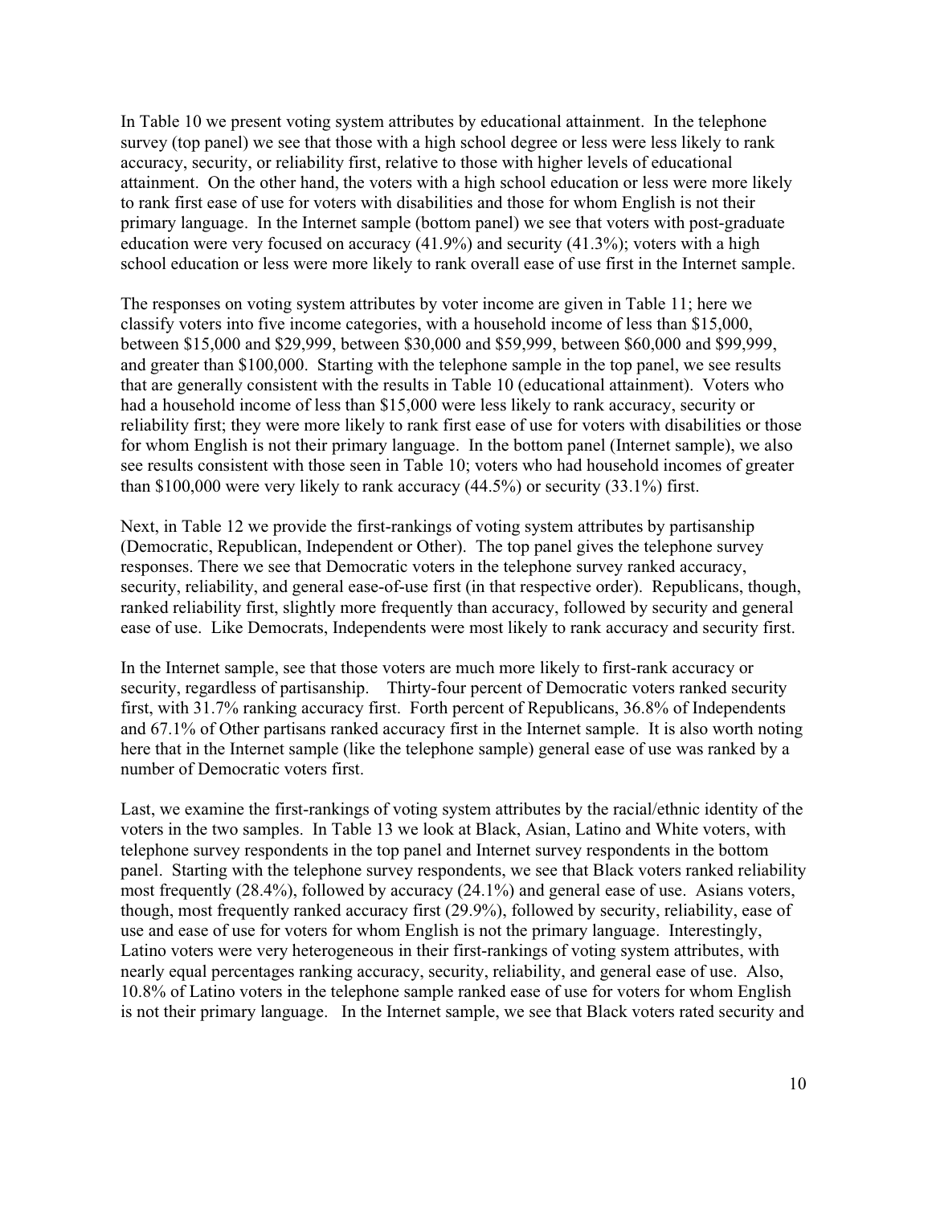In Table 10 we present voting system attributes by educational attainment. In the telephone survey (top panel) we see that those with a high school degree or less were less likely to rank accuracy, security, or reliability first, relative to those with higher levels of educational attainment. On the other hand, the voters with a high school education or less were more likely to rank first ease of use for voters with disabilities and those for whom English is not their primary language. In the Internet sample (bottom panel) we see that voters with post-graduate education were very focused on accuracy (41.9%) and security (41.3%); voters with a high school education or less were more likely to rank overall ease of use first in the Internet sample.

The responses on voting system attributes by voter income are given in Table 11; here we classify voters into five income categories, with a household income of less than $15,000, between $15,000 and $29,999, between $30,000 and $59,999, between $60,000 and $99,999, and greater than $100,000. Starting with the telephone sample in the top panel, we see results that are generally consistent with the results in Table 10 (educational attainment). Voters who had a household income of less than $15,000 were less likely to rank accuracy, security or reliability first; they were more likely to rank first ease of use for voters with disabilities or those for whom English is not their primary language. In the bottom panel (Internet sample), we also see results consistent with those seen in Table 10; voters who had household incomes of greater than $100,000 were very likely to rank accuracy (44.5%) or security (33.1%) first.

Next, in Table 12 we provide the first-rankings of voting system attributes by partisanship (Democratic, Republican, Independent or Other). The top panel gives the telephone survey responses. There we see that Democratic voters in the telephone survey ranked accuracy, security, reliability, and general ease-of-use first (in that respective order). Republicans, though, ranked reliability first, slightly more frequently than accuracy, followed by security and general ease of use. Like Democrats, Independents were most likely to rank accuracy and security first.

In the Internet sample, see that those voters are much more likely to first-rank accuracy or security, regardless of partisanship. Thirty-four percent of Democratic voters ranked security first, with 31.7% ranking accuracy first. Forth percent of Republicans, 36.8% of Independents and 67.1% of Other partisans ranked accuracy first in the Internet sample. It is also worth noting here that in the Internet sample (like the telephone sample) general ease of use was ranked by a number of Democratic voters first.

Last, we examine the first-rankings of voting system attributes by the racial/ethnic identity of the voters in the two samples. In Table 13 we look at Black, Asian, Latino and White voters, with telephone survey respondents in the top panel and Internet survey respondents in the bottom panel. Starting with the telephone survey respondents, we see that Black voters ranked reliability most frequently (28.4%), followed by accuracy (24.1%) and general ease of use. Asians voters, though, most frequently ranked accuracy first (29.9%), followed by security, reliability, ease of use and ease of use for voters for whom English is not the primary language. Interestingly, Latino voters were very heterogeneous in their first-rankings of voting system attributes, with nearly equal percentages ranking accuracy, security, reliability, and general ease of use. Also, 10.8% of Latino voters in the telephone sample ranked ease of use for voters for whom English is not their primary language. In the Internet sample, we see that Black voters rated security and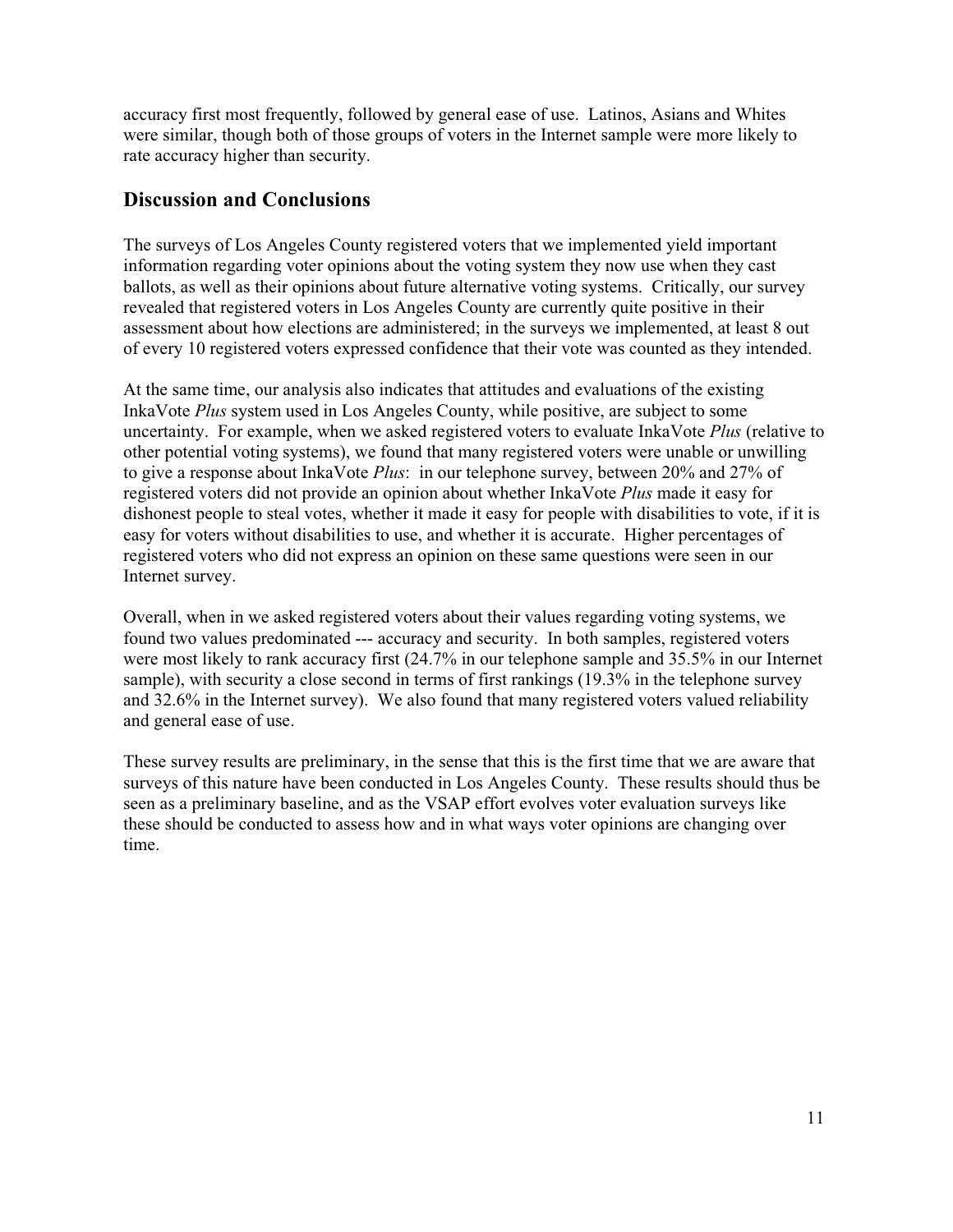accuracy first most frequently, followed by general ease of use. Latinos, Asians and Whites were similar, though both of those groups of voters in the Internet sample were more likely to rate accuracy higher than security.

## Discussion and Conclusions

The surveys of Los Angeles County registered voters that we implemented yield important information regarding voter opinions about the voting system they now use when they cast ballots, as well as their opinions about future alternative voting systems. Critically, our survey revealed that registered voters in Los Angeles County are currently quite positive in their assessment about how elections are administered; in the surveys we implemented, at least 8 out of every 10 registered voters expressed confidence that their vote was counted as they intended.

At the same time, our analysis also indicates that attitudes and evaluations of the existing InkaVote *Plus* system used in Los Angeles County, while positive, are subject to some uncertainty. For example, when we asked registered voters to evaluate InkaVote *Plus* (relative to other potential voting systems), we found that many registered voters were unable or unwilling to give a response about InkaVote *Plus*: in our telephone survey, between 20% and 27% of registered voters did not provide an opinion about whether InkaVote *Plus* made it easy for dishonest people to steal votes, whether it made it easy for people with disabilities to vote, if it is easy for voters without disabilities to use, and whether it is accurate. Higher percentages of registered voters who did not express an opinion on these same questions were seen in our Internet survey.

Overall, when in we asked registered voters about their values regarding voting systems, we found two values predominated --- accuracy and security. In both samples, registered voters were most likely to rank accuracy first (24.7% in our telephone sample and 35.5% in our Internet sample), with security a close second in terms of first rankings (19.3% in the telephone survey and 32.6% in the Internet survey). We also found that many registered voters valued reliability and general ease of use.

These survey results are preliminary, in the sense that this is the first time that we are aware that surveys of this nature have been conducted in Los Angeles County. These results should thus be seen as a preliminary baseline, and as the VSAP effort evolves voter evaluation surveys like these should be conducted to assess how and in what ways voter opinions are changing over time.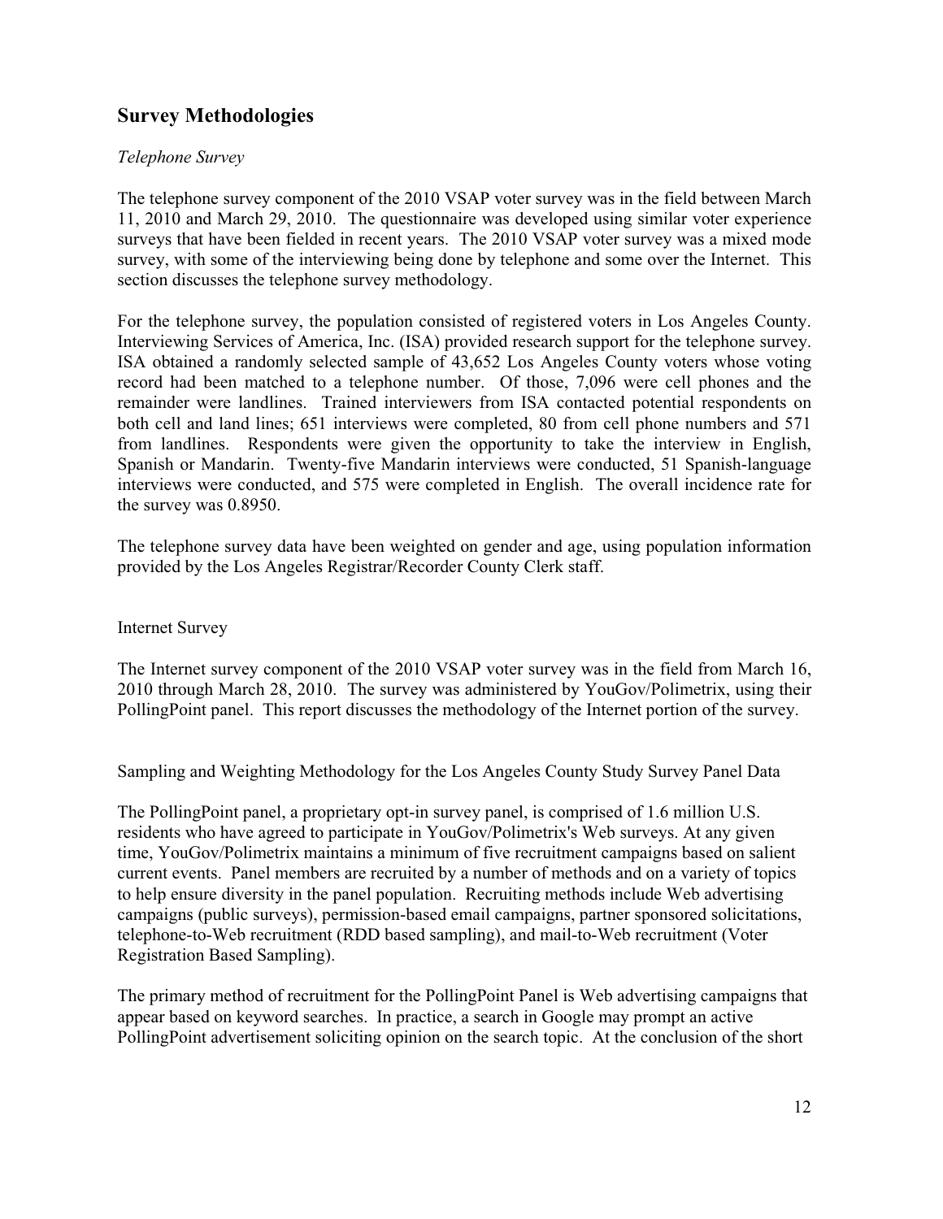## Survey Methodologies

*Telephone Survey*

The telephone survey component of the 2010 VSAP voter survey was in the field between March 11, 2010 and March 29, 2010. The questionnaire was developed using similar voter experience surveys that have been fielded in recent years. The 2010 VSAP voter survey was a mixed mode survey, with some of the interviewing being done by telephone and some over the Internet. This section discusses the telephone survey methodology.

For the telephone survey, the population consisted of registered voters in Los Angeles County. Interviewing Services of America, Inc. (ISA) provided research support for the telephone survey. ISA obtained a randomly selected sample of 43,652 Los Angeles County voters whose voting record had been matched to a telephone number. Of those, 7,096 were cell phones and the remainder were landlines. Trained interviewers from ISA contacted potential respondents on both cell and land lines; 651 interviews were completed, 80 from cell phone numbers and 571 from landlines. Respondents were given the opportunity to take the interview in English, Spanish or Mandarin. Twenty-five Mandarin interviews were conducted, 51 Spanish-language interviews were conducted, and 575 were completed in English. The overall incidence rate for the survey was 0.8950.

The telephone survey data have been weighted on gender and age, using population information provided by the Los Angeles Registrar/Recorder County Clerk staff.

Internet Survey

The Internet survey component of the 2010 VSAP voter survey was in the field from March 16, 2010 through March 28, 2010. The survey was administered by YouGov/Polimetrix, using their PollingPoint panel. This report discusses the methodology of the Internet portion of the survey.

Sampling and Weighting Methodology for the Los Angeles County Study Survey Panel Data

The PollingPoint panel, a proprietary opt-in survey panel, is comprised of 1.6 million U.S. residents who have agreed to participate in YouGov/Polimetrix's Web surveys. At any given time, YouGov/Polimetrix maintains a minimum of five recruitment campaigns based on salient current events. Panel members are recruited by a number of methods and on a variety of topics to help ensure diversity in the panel population. Recruiting methods include Web advertising campaigns (public surveys), permission-based email campaigns, partner sponsored solicitations, telephone-to-Web recruitment (RDD based sampling), and mail-to-Web recruitment (Voter Registration Based Sampling).

The primary method of recruitment for the PollingPoint Panel is Web advertising campaigns that appear based on keyword searches. In practice, a search in Google may prompt an active PollingPoint advertisement soliciting opinion on the search topic. At the conclusion of the short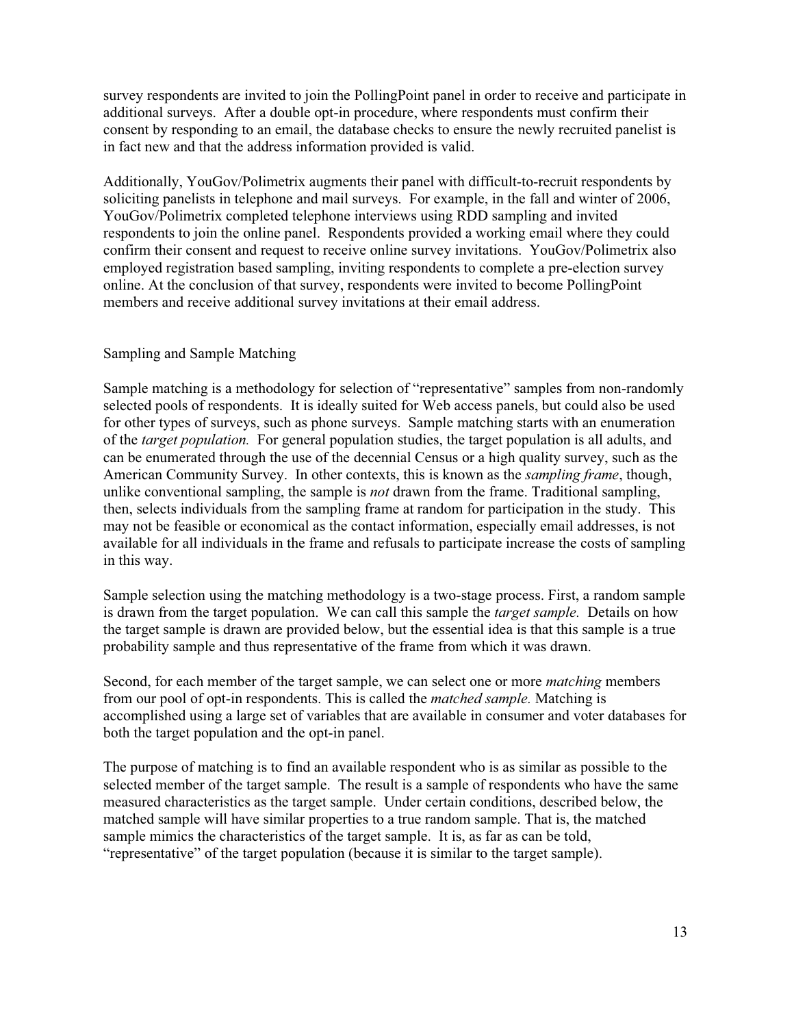survey respondents are invited to join the PollingPoint panel in order to receive and participate in additional surveys. After a double opt-in procedure, where respondents must confirm their consent by responding to an email, the database checks to ensure the newly recruited panelist is in fact new and that the address information provided is valid.

Additionally, YouGov/Polimetrix augments their panel with difficult-to-recruit respondents by soliciting panelists in telephone and mail surveys. For example, in the fall and winter of 2006, YouGov/Polimetrix completed telephone interviews using RDD sampling and invited respondents to join the online panel. Respondents provided a working email where they could confirm their consent and request to receive online survey invitations. YouGov/Polimetrix also employed registration based sampling, inviting respondents to complete a pre-election survey online. At the conclusion of that survey, respondents were invited to become PollingPoint members and receive additional survey invitations at their email address.

## Sampling and Sample Matching

Sample matching is a methodology for selection of "representative" samples from non-randomly selected pools of respondents. It is ideally suited for Web access panels, but could also be used for other types of surveys, such as phone surveys. Sample matching starts with an enumeration of the *target population.* For general population studies, the target population is all adults, and can be enumerated through the use of the decennial Census or a high quality survey, such as the American Community Survey. In other contexts, this is known as the *sampling frame*, though, unlike conventional sampling, the sample is *not* drawn from the frame. Traditional sampling, then, selects individuals from the sampling frame at random for participation in the study. This may not be feasible or economical as the contact information, especially email addresses, is not available for all individuals in the frame and refusals to participate increase the costs of sampling in this way.

Sample selection using the matching methodology is a two-stage process. First, a random sample is drawn from the target population. We can call this sample the *target sample.* Details on how the target sample is drawn are provided below, but the essential idea is that this sample is a true probability sample and thus representative of the frame from which it was drawn.

Second, for each member of the target sample, we can select one or more *matching* members from our pool of opt-in respondents. This is called the *matched sample.* Matching is accomplished using a large set of variables that are available in consumer and voter databases for both the target population and the opt-in panel.

The purpose of matching is to find an available respondent who is as similar as possible to the selected member of the target sample. The result is a sample of respondents who have the same measured characteristics as the target sample. Under certain conditions, described below, the matched sample will have similar properties to a true random sample. That is, the matched sample mimics the characteristics of the target sample. It is, as far as can be told, "representative" of the target population (because it is similar to the target sample).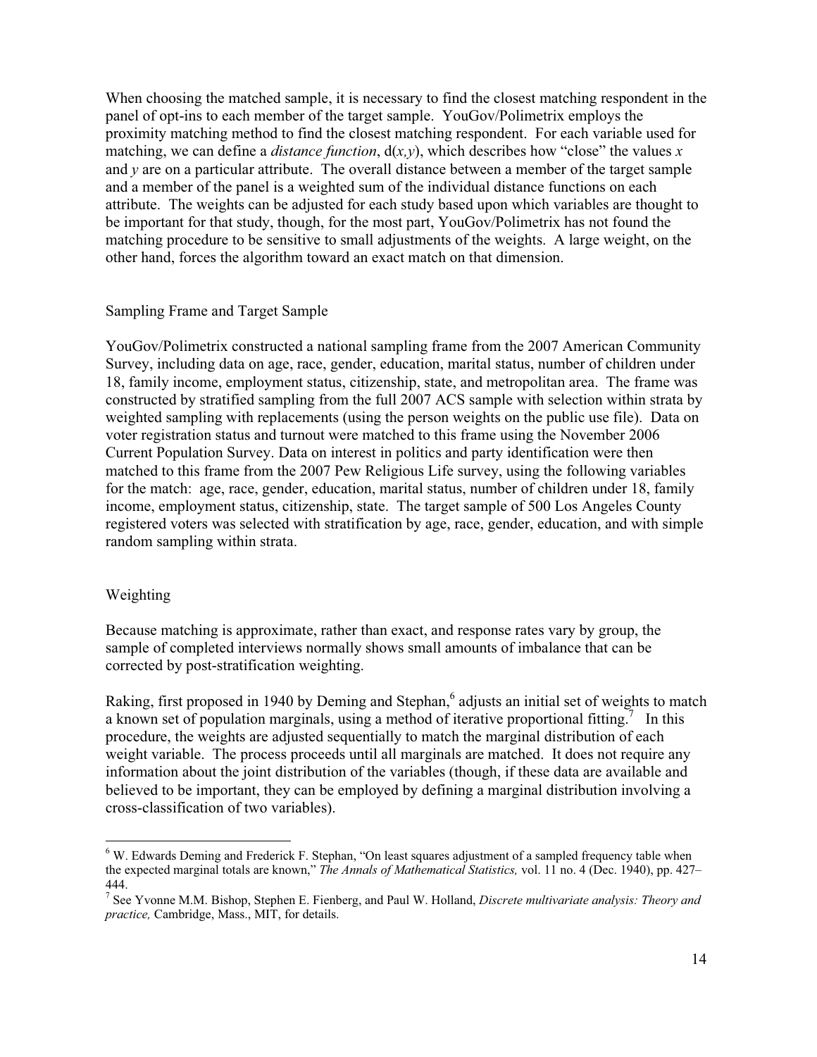When choosing the matched sample, it is necessary to find the closest matching respondent in the panel of opt-ins to each member of the target sample. YouGov/Polimetrix employs the proximity matching method to find the closest matching respondent. For each variable used for matching, we can define a *distance function*, d($x,y$), which describes how "close" the values $x$ and $y$ are on a particular attribute. The overall distance between a member of the target sample and a member of the panel is a weighted sum of the individual distance functions on each attribute. The weights can be adjusted for each study based upon which variables are thought to be important for that study, though, for the most part, YouGov/Polimetrix has not found the matching procedure to be sensitive to small adjustments of the weights. A large weight, on the other hand, forces the algorithm toward an exact match on that dimension.

## Sampling Frame and Target Sample

YouGov/Polimetrix constructed a national sampling frame from the 2007 American Community Survey, including data on age, race, gender, education, marital status, number of children under 18, family income, employment status, citizenship, state, and metropolitan area. The frame was constructed by stratified sampling from the full 2007 ACS sample with selection within strata by weighted sampling with replacements (using the person weights on the public use file). Data on voter registration status and turnout were matched to this frame using the November 2006 Current Population Survey. Data on interest in politics and party identification were then matched to this frame from the 2007 Pew Religious Life survey, using the following variables for the match: age, race, gender, education, marital status, number of children under 18, family income, employment status, citizenship, state. The target sample of 500 Los Angeles County registered voters was selected with stratification by age, race, gender, education, and with simple random sampling within strata.

## Weighting

Because matching is approximate, rather than exact, and response rates vary by group, the sample of completed interviews normally shows small amounts of imbalance that can be corrected by post-stratification weighting.

Raking, first proposed in 1940 by Deming and Stephan,[6] adjusts an initial set of weights to match a known set of population marginals, using a method of iterative proportional fitting.[7] In this procedure, the weights are adjusted sequentially to match the marginal distribution of each weight variable. The process proceeds until all marginals are matched. It does not require any information about the joint distribution of the variables (though, if these data are available and believed to be important, they can be employed by defining a marginal distribution involving a cross-classification of two variables).

[6] W. Edwards Deming and Frederick F. Stephan, "On least squares adjustment of a sampled frequency table when the expected marginal totals are known," *The Annals of Mathematical Statistics,* vol. 11 no. 4 (Dec. 1940), pp. 427–444.

[7] See Yvonne M.M. Bishop, Stephen E. Fienberg, and Paul W. Holland, *Discrete multivariate analysis: Theory and practice,* Cambridge, Mass., MIT, for details.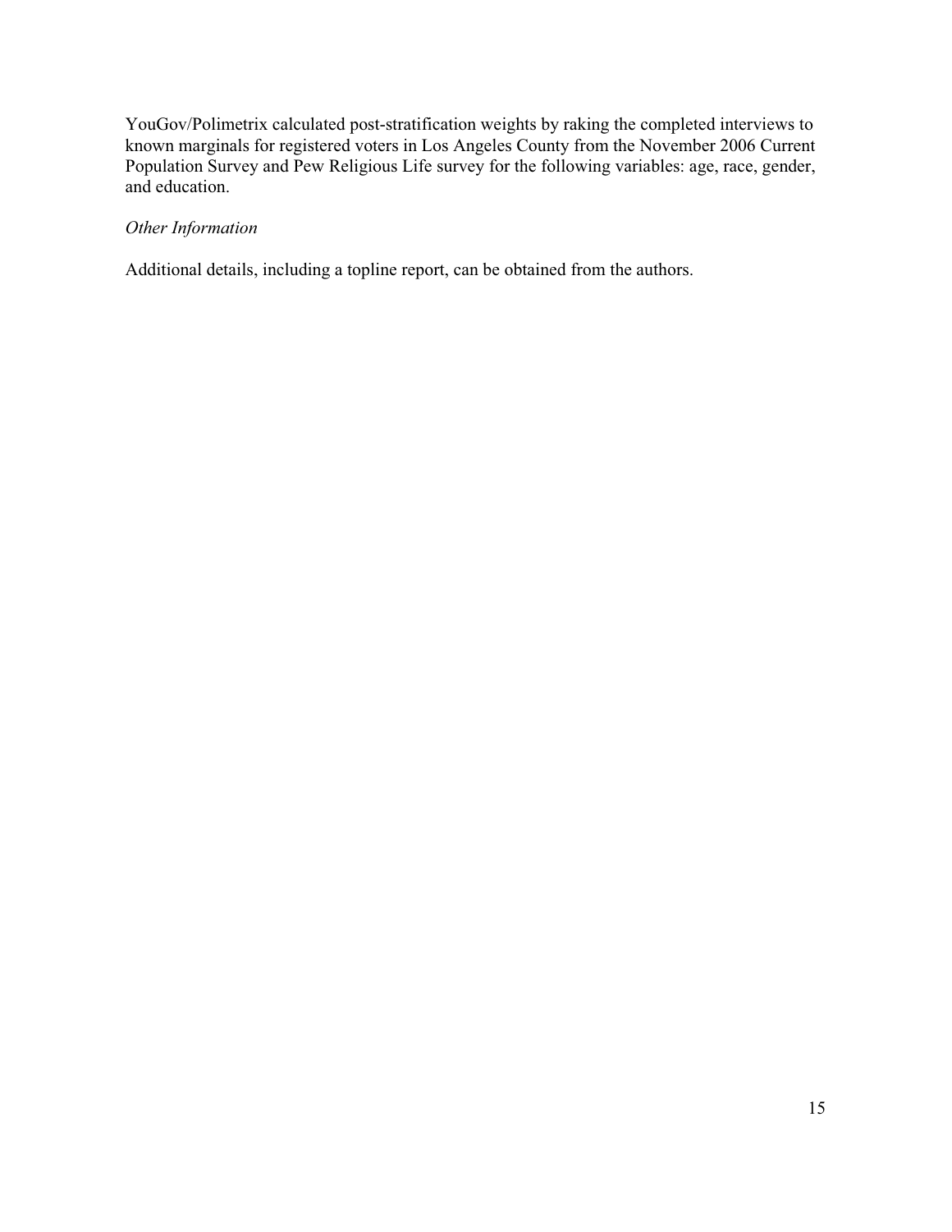YouGov/Polimetrix calculated post-stratification weights by raking the completed interviews to known marginals for registered voters in Los Angeles County from the November 2006 Current Population Survey and Pew Religious Life survey for the following variables: age, race, gender, and education.

*Other Information*

Additional details, including a topline report, can be obtained from the authors.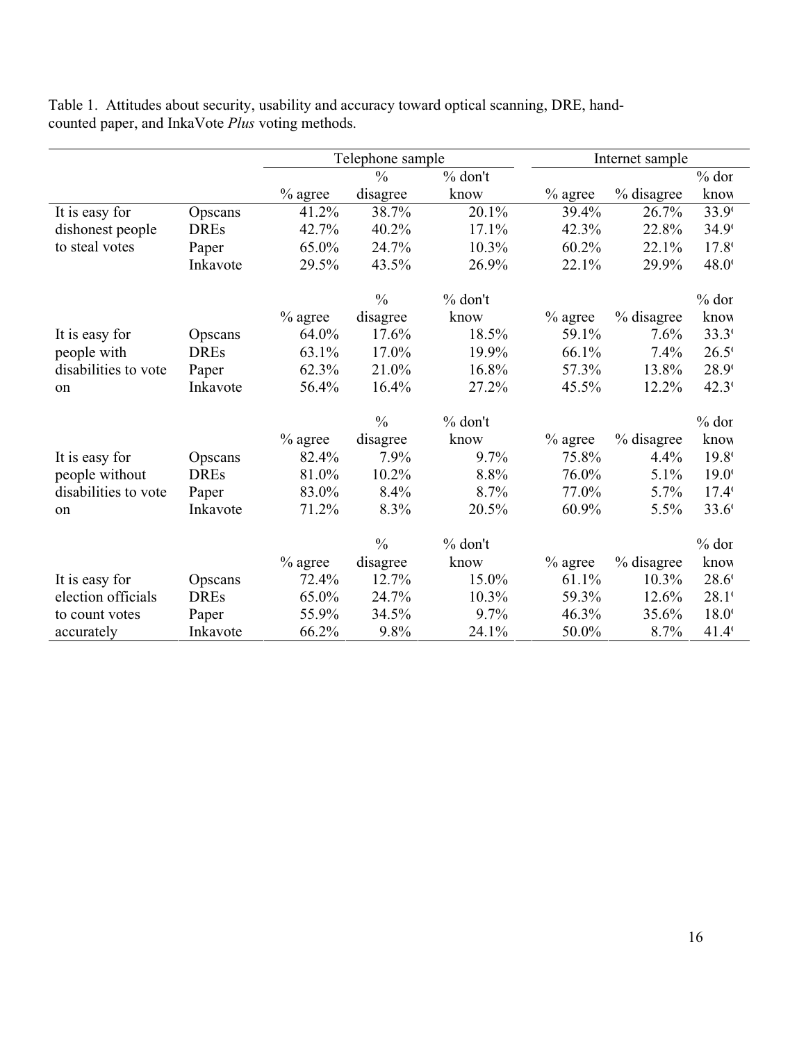Table 1. Attitudes about security, usability and accuracy toward optical scanning, DRE, hand-counted paper, and InkaVote *Plus* voting methods.

| | | Telephone sample | | | Internet sample | | |
|---|---|---|---|---|---|---|---|
| | | % agree | % disagree | % don't know | % agree | % disagree | % don't know |
| It is easy for dishonest people to steal votes | Opscans | 41.2% | 38.7% | 20.1% | 39.4% | 26.7% | 33.9 |
| | DREs | 42.7% | 40.2% | 17.1% | 42.3% | 22.8% | 34.9 |
| | Paper | 65.0% | 24.7% | 10.3% | 60.2% | 22.1% | 17.8 |
| | Inkavote | 29.5% | 43.5% | 26.9% | 22.1% | 29.9% | 48.0 |
| | | % agree | % disagree | % don't know | % agree | % disagree | % don't know |
| It is easy for people with disabilities to vote on | Opscans | 64.0% | 17.6% | 18.5% | 59.1% | 7.6% | 33.3 |
| | DREs | 63.1% | 17.0% | 19.9% | 66.1% | 7.4% | 26.5 |
| | Paper | 62.3% | 21.0% | 16.8% | 57.3% | 13.8% | 28.9 |
| | Inkavote | 56.4% | 16.4% | 27.2% | 45.5% | 12.2% | 42.3 |
| | | % agree | % disagree | % don't know | % agree | % disagree | % don't know |
| It is easy for people without disabilities to vote on | Opscans | 82.4% | 7.9% | 9.7% | 75.8% | 4.4% | 19.8 |
| | DREs | 81.0% | 10.2% | 8.8% | 76.0% | 5.1% | 19.0 |
| | Paper | 83.0% | 8.4% | 8.7% | 77.0% | 5.7% | 17.4 |
| | Inkavote | 71.2% | 8.3% | 20.5% | 60.9% | 5.5% | 33.6 |
| | | % agree | % disagree | % don't know | % agree | % disagree | % don't know |
| It is easy for election officials to count votes accurately | Opscans | 72.4% | 12.7% | 15.0% | 61.1% | 10.3% | 28.6 |
| | DREs | 65.0% | 24.7% | 10.3% | 59.3% | 12.6% | 28.1 |
| | Paper | 55.9% | 34.5% | 9.7% | 46.3% | 35.6% | 18.0 |
| | Inkavote | 66.2% | 9.8% | 24.1% | 50.0% | 8.7% | 41.4 |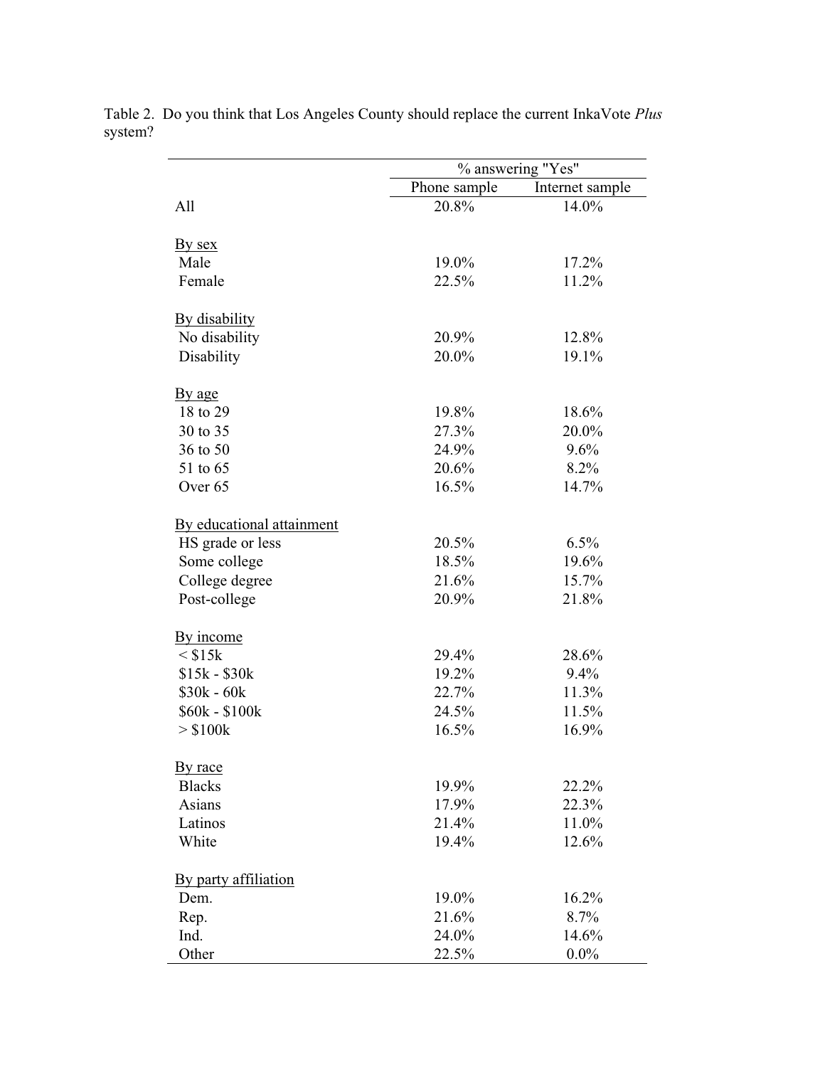Table 2. Do you think that Los Angeles County should replace the current InkaVote *Plus* system?

| | % answering "Yes" | |
|---|---|---|
| | Phone sample | Internet sample |
| All | 20.8% | 14.0% |
| By sex | | |
| Male | 19.0% | 17.2% |
| Female | 22.5% | 11.2% |
| By disability | | |
| No disability | 20.9% | 12.8% |
| Disability | 20.0% | 19.1% |
| By age | | |
| 18 to 29 | 19.8% | 18.6% |
| 30 to 35 | 27.3% | 20.0% |
| 36 to 50 | 24.9% | 9.6% |
| 51 to 65 | 20.6% | 8.2% |
| Over 65 | 16.5% | 14.7% |
| By educational attainment | | |
| HS grade or less | 20.5% | 6.5% |
| Some college | 18.5% | 19.6% |
| College degree | 21.6% | 15.7% |
| Post-college | 20.9% | 21.8% |
| By income | | |
| < $15k | 29.4% | 28.6% |
| $15k - $30k | 19.2% | 9.4% |
| $30k - 60k | 22.7% | 11.3% |
| $60k - $100k | 24.5% | 11.5% |
| > $100k | 16.5% | 16.9% |
| By race | | |
| Blacks | 19.9% | 22.2% |
| Asians | 17.9% | 22.3% |
| Latinos | 21.4% | 11.0% |
| White | 19.4% | 12.6% |
| By party affiliation | | |
| Dem. | 19.0% | 16.2% |
| Rep. | 21.6% | 8.7% |
| Ind. | 24.0% | 14.6% |
| Other | 22.5% | 0.0% |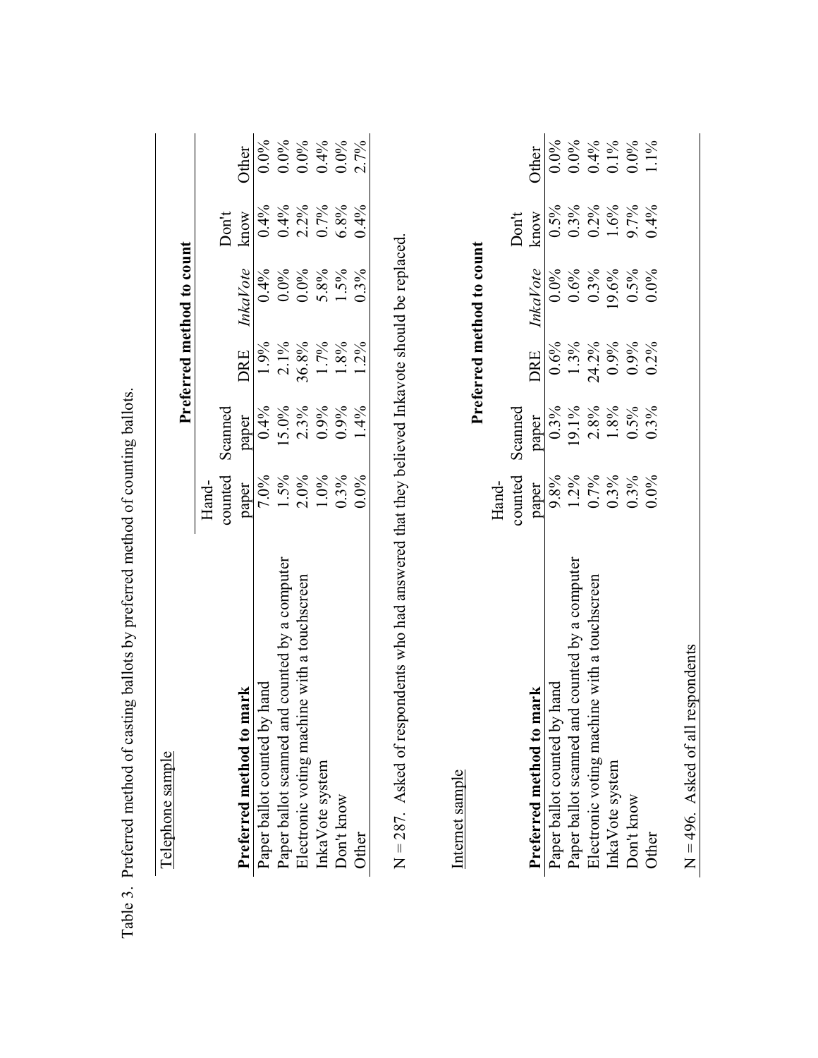Table 3. Preferred method of casting ballots by preferred method of counting ballots.

Telephone sample

| | Preferred method to count | | | | | |
|---|---|---|---|---|---|---|
| **Preferred method to mark** | Hand-counted paper | Scanned paper | DRE | *InkaVote* | Don't know | Other |
| Paper ballot counted by hand | 7.0% | 0.4% | 1.9% | 0.4% | 0.4% | 0.0% |
| Paper ballot scanned and counted by a computer | 1.5% | 15.0% | 2.1% | 0.0% | 0.4% | 0.0% |
| Electronic voting machine with a touchscreen | 2.0% | 2.3% | 36.8% | 0.0% | 2.2% | 0.0% |
| InkaVote system | 1.0% | 0.9% | 1.7% | 5.8% | 0.7% | 0.4% |
| Don't know | 0.3% | 0.9% | 1.8% | 1.5% | 6.8% | 0.0% |
| Other | 0.0% | 1.4% | 1.2% | 0.3% | 0.4% | 2.7% |

N = 287. Asked of respondents who had answered that they believed Inkavote should be replaced.

Internet sample

| | Preferred method to count | | | | | |
|---|---|---|---|---|---|---|
| **Preferred method to mark** | Hand-counted paper | Scanned paper | DRE | *InkaVote* | Don't know | Other |
| Paper ballot counted by hand | 9.8% | 0.3% | 0.6% | 0.0% | 0.5% | 0.0% |
| Paper ballot scanned and counted by a computer | 1.2% | 19.1% | 1.3% | 0.6% | 0.3% | 0.0% |
| Electronic voting machine with a touchscreen | 0.7% | 2.8% | 24.2% | 0.3% | 0.2% | 0.4% |
| InkaVote system | 0.3% | 1.8% | 0.9% | 19.6% | 1.6% | 0.1% |
| Don't know | 0.3% | 0.5% | 0.9% | 0.5% | 9.7% | 0.0% |
| Other | 0.0% | 0.3% | 0.2% | 0.0% | 0.4% | 1.1% |

N = 496. Asked of all respondents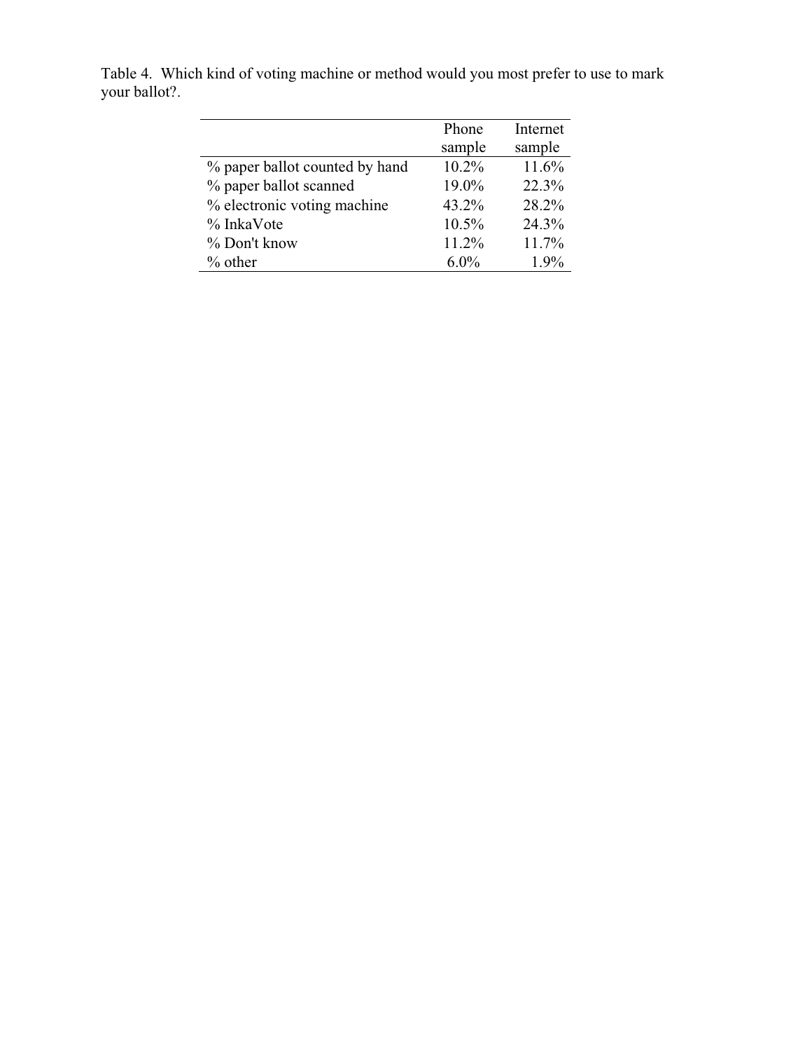Table 4. Which kind of voting machine or method would you most prefer to use to mark your ballot?.

| | Phone sample | Internet sample |
|---|---|---|
| % paper ballot counted by hand | 10.2% | 11.6% |
| % paper ballot scanned | 19.0% | 22.3% |
| % electronic voting machine | 43.2% | 28.2% |
| % InkaVote | 10.5% | 24.3% |
| % Don't know | 11.2% | 11.7% |
| % other | 6.0% | 1.9% |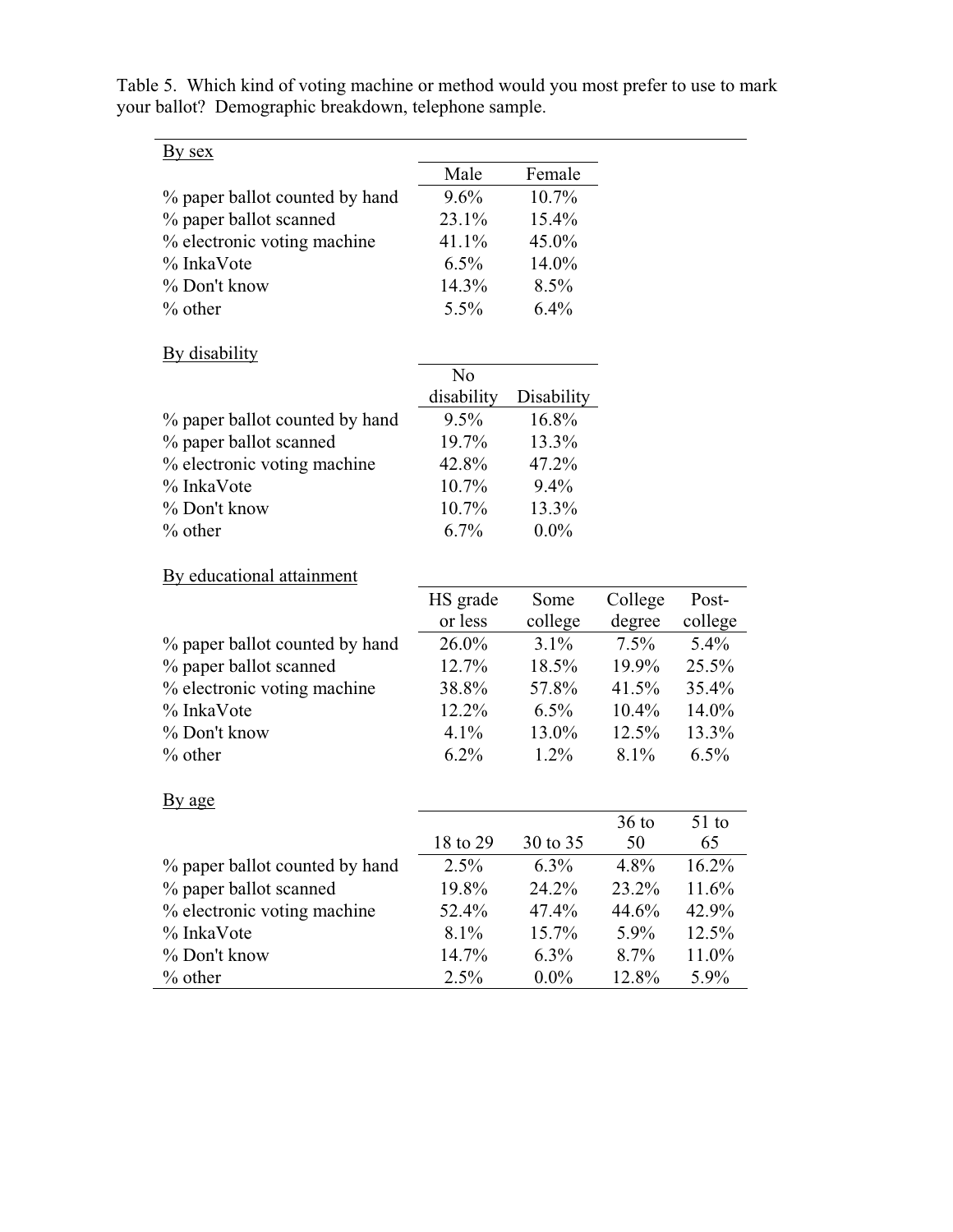Table 5. Which kind of voting machine or method would you most prefer to use to mark your ballot? Demographic breakdown, telephone sample.

By sex

| | Male | Female |
|---|---|---|
| % paper ballot counted by hand | 9.6% | 10.7% |
| % paper ballot scanned | 23.1% | 15.4% |
| % electronic voting machine | 41.1% | 45.0% |
| % InkaVote | 6.5% | 14.0% |
| % Don't know | 14.3% | 8.5% |
| % other | 5.5% | 6.4% |

By disability

| | No disability | Disability |
|---|---|---|
| % paper ballot counted by hand | 9.5% | 16.8% |
| % paper ballot scanned | 19.7% | 13.3% |
| % electronic voting machine | 42.8% | 47.2% |
| % InkaVote | 10.7% | 9.4% |
| % Don't know | 10.7% | 13.3% |
| % other | 6.7% | 0.0% |

By educational attainment

| | HS grade or less | Some college | College degree | Post-college |
|---|---|---|---|---|
| % paper ballot counted by hand | 26.0% | 3.1% | 7.5% | 5.4% |
| % paper ballot scanned | 12.7% | 18.5% | 19.9% | 25.5% |
| % electronic voting machine | 38.8% | 57.8% | 41.5% | 35.4% |
| % InkaVote | 12.2% | 6.5% | 10.4% | 14.0% |
| % Don't know | 4.1% | 13.0% | 12.5% | 13.3% |
| % other | 6.2% | 1.2% | 8.1% | 6.5% |

By age

| | 18 to 29 | 30 to 35 | 36 to 50 | 51 to 65 |
|---|---|---|---|---|
| % paper ballot counted by hand | 2.5% | 6.3% | 4.8% | 16.2% |
| % paper ballot scanned | 19.8% | 24.2% | 23.2% | 11.6% |
| % electronic voting machine | 52.4% | 47.4% | 44.6% | 42.9% |
| % InkaVote | 8.1% | 15.7% | 5.9% | 12.5% |
| % Don't know | 14.7% | 6.3% | 8.7% | 11.0% |
| % other | 2.5% | 0.0% | 12.8% | 5.9% |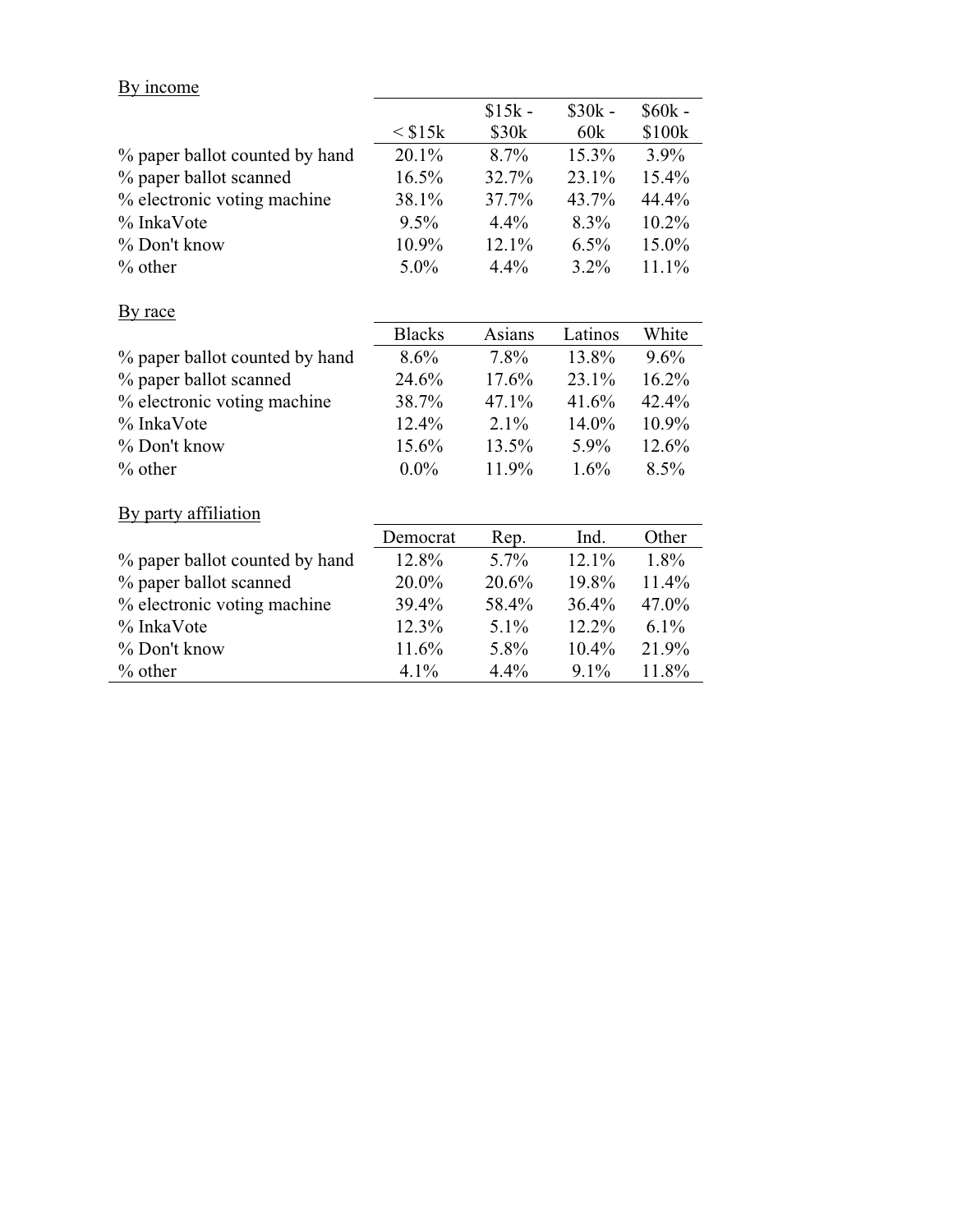By income

| | < $15k | $15k - $30k | $30k - 60k | $60k - $100k |
|---|---|---|---|---|
| % paper ballot counted by hand | 20.1% | 8.7% | 15.3% | 3.9% |
| % paper ballot scanned | 16.5% | 32.7% | 23.1% | 15.4% |
| % electronic voting machine | 38.1% | 37.7% | 43.7% | 44.4% |
| % InkaVote | 9.5% | 4.4% | 8.3% | 10.2% |
| % Don't know | 10.9% | 12.1% | 6.5% | 15.0% |
| % other | 5.0% | 4.4% | 3.2% | 11.1% |

By race

| | Blacks | Asians | Latinos | White |
|---|---|---|---|---|
| % paper ballot counted by hand | 8.6% | 7.8% | 13.8% | 9.6% |
| % paper ballot scanned | 24.6% | 17.6% | 23.1% | 16.2% |
| % electronic voting machine | 38.7% | 47.1% | 41.6% | 42.4% |
| % InkaVote | 12.4% | 2.1% | 14.0% | 10.9% |
| % Don't know | 15.6% | 13.5% | 5.9% | 12.6% |
| % other | 0.0% | 11.9% | 1.6% | 8.5% |

By party affiliation

| | Democrat | Rep. | Ind. | Other |
|---|---|---|---|---|
| % paper ballot counted by hand | 12.8% | 5.7% | 12.1% | 1.8% |
| % paper ballot scanned | 20.0% | 20.6% | 19.8% | 11.4% |
| % electronic voting machine | 39.4% | 58.4% | 36.4% | 47.0% |
| % InkaVote | 12.3% | 5.1% | 12.2% | 6.1% |
| % Don't know | 11.6% | 5.8% | 10.4% | 21.9% |
| % other | 4.1% | 4.4% | 9.1% | 11.8% |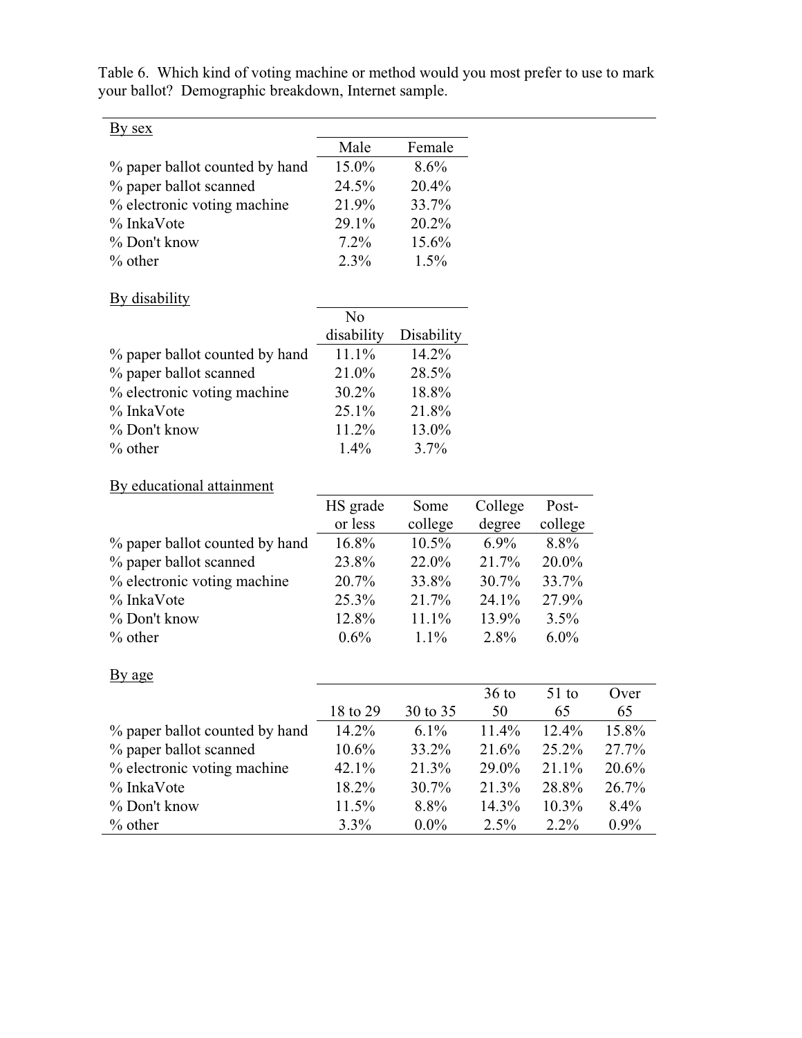Table 6. Which kind of voting machine or method would you most prefer to use to mark your ballot? Demographic breakdown, Internet sample.

By sex

| | Male | Female |
|---|---|---|
| % paper ballot counted by hand | 15.0% | 8.6% |
| % paper ballot scanned | 24.5% | 20.4% |
| % electronic voting machine | 21.9% | 33.7% |
| % InkaVote | 29.1% | 20.2% |
| % Don't know | 7.2% | 15.6% |
| % other | 2.3% | 1.5% |

By disability

| | No disability | Disability |
|---|---|---|
| % paper ballot counted by hand | 11.1% | 14.2% |
| % paper ballot scanned | 21.0% | 28.5% |
| % electronic voting machine | 30.2% | 18.8% |
| % InkaVote | 25.1% | 21.8% |
| % Don't know | 11.2% | 13.0% |
| % other | 1.4% | 3.7% |

By educational attainment

| | HS grade or less | Some college | College degree | Post-college |
|---|---|---|---|---|
| % paper ballot counted by hand | 16.8% | 10.5% | 6.9% | 8.8% |
| % paper ballot scanned | 23.8% | 22.0% | 21.7% | 20.0% |
| % electronic voting machine | 20.7% | 33.8% | 30.7% | 33.7% |
| % InkaVote | 25.3% | 21.7% | 24.1% | 27.9% |
| % Don't know | 12.8% | 11.1% | 13.9% | 3.5% |
| % other | 0.6% | 1.1% | 2.8% | 6.0% |

By age

| | 18 to 29 | 30 to 35 | 36 to 50 | 51 to 65 | Over 65 |
|---|---|---|---|---|---|
| % paper ballot counted by hand | 14.2% | 6.1% | 11.4% | 12.4% | 15.8% |
| % paper ballot scanned | 10.6% | 33.2% | 21.6% | 25.2% | 27.7% |
| % electronic voting machine | 42.1% | 21.3% | 29.0% | 21.1% | 20.6% |
| % InkaVote | 18.2% | 30.7% | 21.3% | 28.8% | 26.7% |
| % Don't know | 11.5% | 8.8% | 14.3% | 10.3% | 8.4% |
| % other | 3.3% | 0.0% | 2.5% | 2.2% | 0.9% |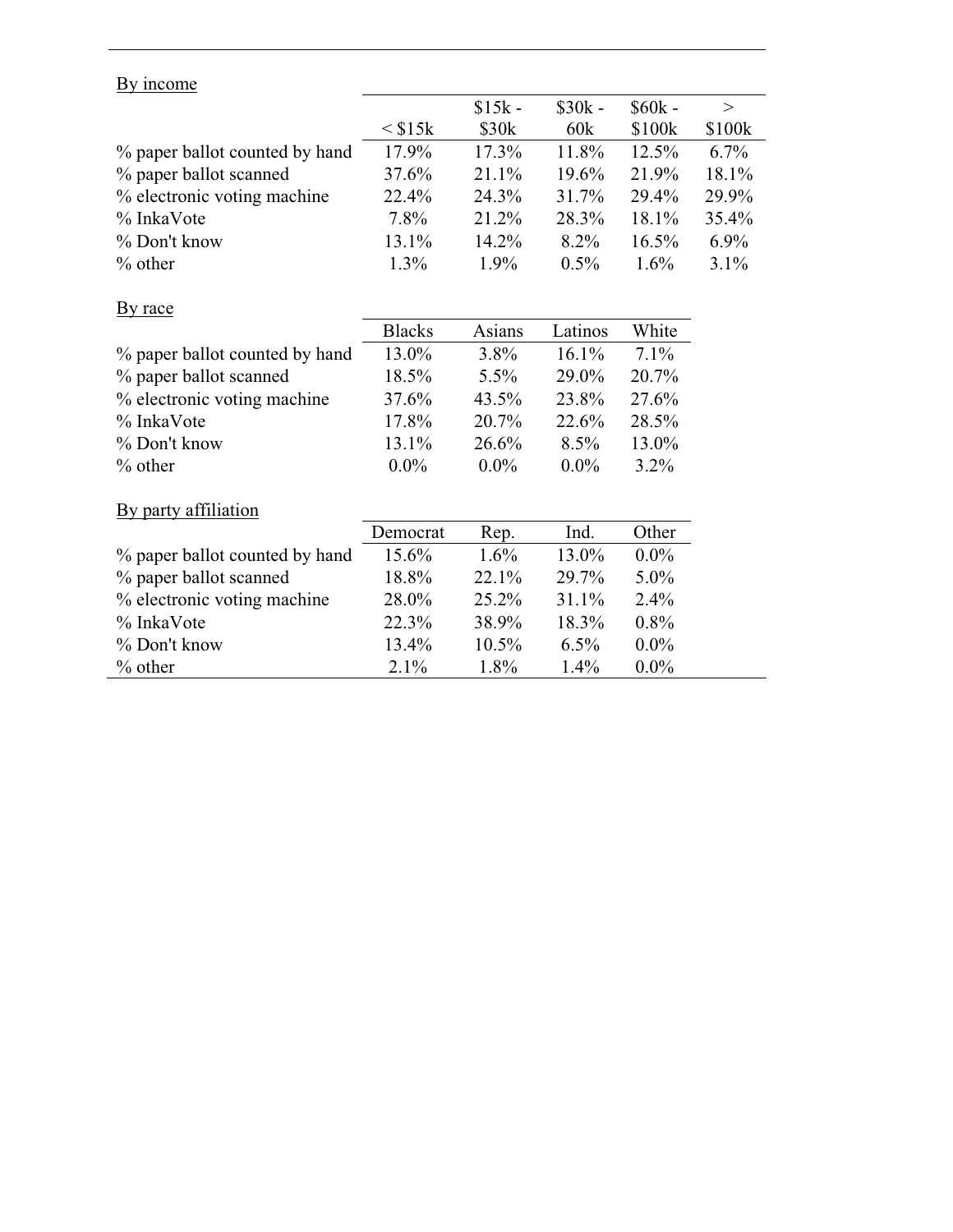By income

| | < $15k | $15k - $30k | $30k - 60k | $60k - $100k | > $100k |
|---|---|---|---|---|---|
| % paper ballot counted by hand | 17.9% | 17.3% | 11.8% | 12.5% | 6.7% |
| % paper ballot scanned | 37.6% | 21.1% | 19.6% | 21.9% | 18.1% |
| % electronic voting machine | 22.4% | 24.3% | 31.7% | 29.4% | 29.9% |
| % InkaVote | 7.8% | 21.2% | 28.3% | 18.1% | 35.4% |
| % Don't know | 13.1% | 14.2% | 8.2% | 16.5% | 6.9% |
| % other | 1.3% | 1.9% | 0.5% | 1.6% | 3.1% |

By race

| | Blacks | Asians | Latinos | White |
|---|---|---|---|---|
| % paper ballot counted by hand | 13.0% | 3.8% | 16.1% | 7.1% |
| % paper ballot scanned | 18.5% | 5.5% | 29.0% | 20.7% |
| % electronic voting machine | 37.6% | 43.5% | 23.8% | 27.6% |
| % InkaVote | 17.8% | 20.7% | 22.6% | 28.5% |
| % Don't know | 13.1% | 26.6% | 8.5% | 13.0% |
| % other | 0.0% | 0.0% | 0.0% | 3.2% |

By party affiliation

| | Democrat | Rep. | Ind. | Other |
|---|---|---|---|---|
| % paper ballot counted by hand | 15.6% | 1.6% | 13.0% | 0.0% |
| % paper ballot scanned | 18.8% | 22.1% | 29.7% | 5.0% |
| % electronic voting machine | 28.0% | 25.2% | 31.1% | 2.4% |
| % InkaVote | 22.3% | 38.9% | 18.3% | 0.8% |
| % Don't know | 13.4% | 10.5% | 6.5% | 0.0% |
| % other | 2.1% | 1.8% | 1.4% | 0.0% |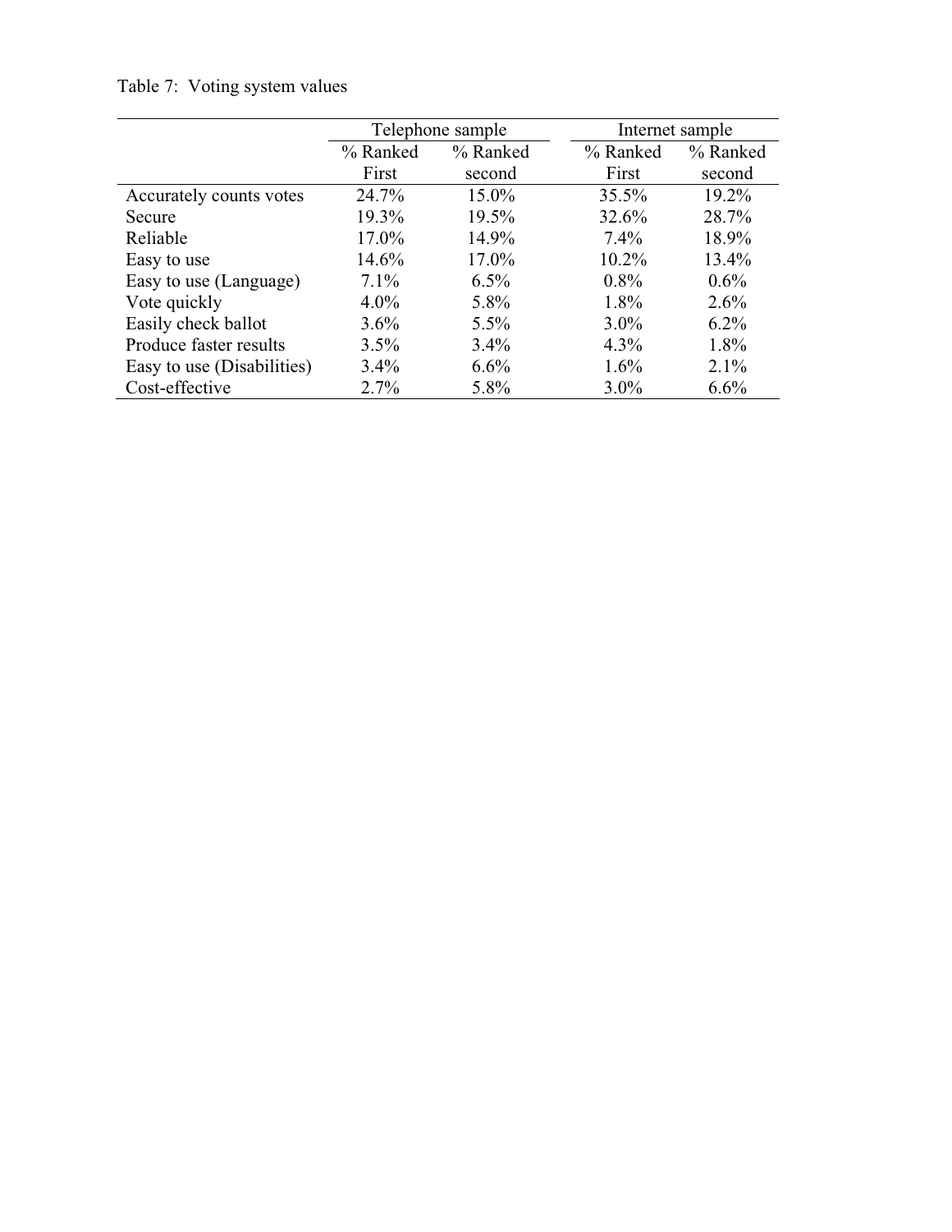Table 7: Voting system values

| | Telephone sample | | Internet sample | |
|---|---|---|---|---|
| | % Ranked First | % Ranked second | % Ranked First | % Ranked second |
| Accurately counts votes | 24.7% | 15.0% | 35.5% | 19.2% |
| Secure | 19.3% | 19.5% | 32.6% | 28.7% |
| Reliable | 17.0% | 14.9% | 7.4% | 18.9% |
| Easy to use | 14.6% | 17.0% | 10.2% | 13.4% |
| Easy to use (Language) | 7.1% | 6.5% | 0.8% | 0.6% |
| Vote quickly | 4.0% | 5.8% | 1.8% | 2.6% |
| Easily check ballot | 3.6% | 5.5% | 3.0% | 6.2% |
| Produce faster results | 3.5% | 3.4% | 4.3% | 1.8% |
| Easy to use (Disabilities) | 3.4% | 6.6% | 1.6% | 2.1% |
| Cost-effective | 2.7% | 5.8% | 3.0% | 6.6% |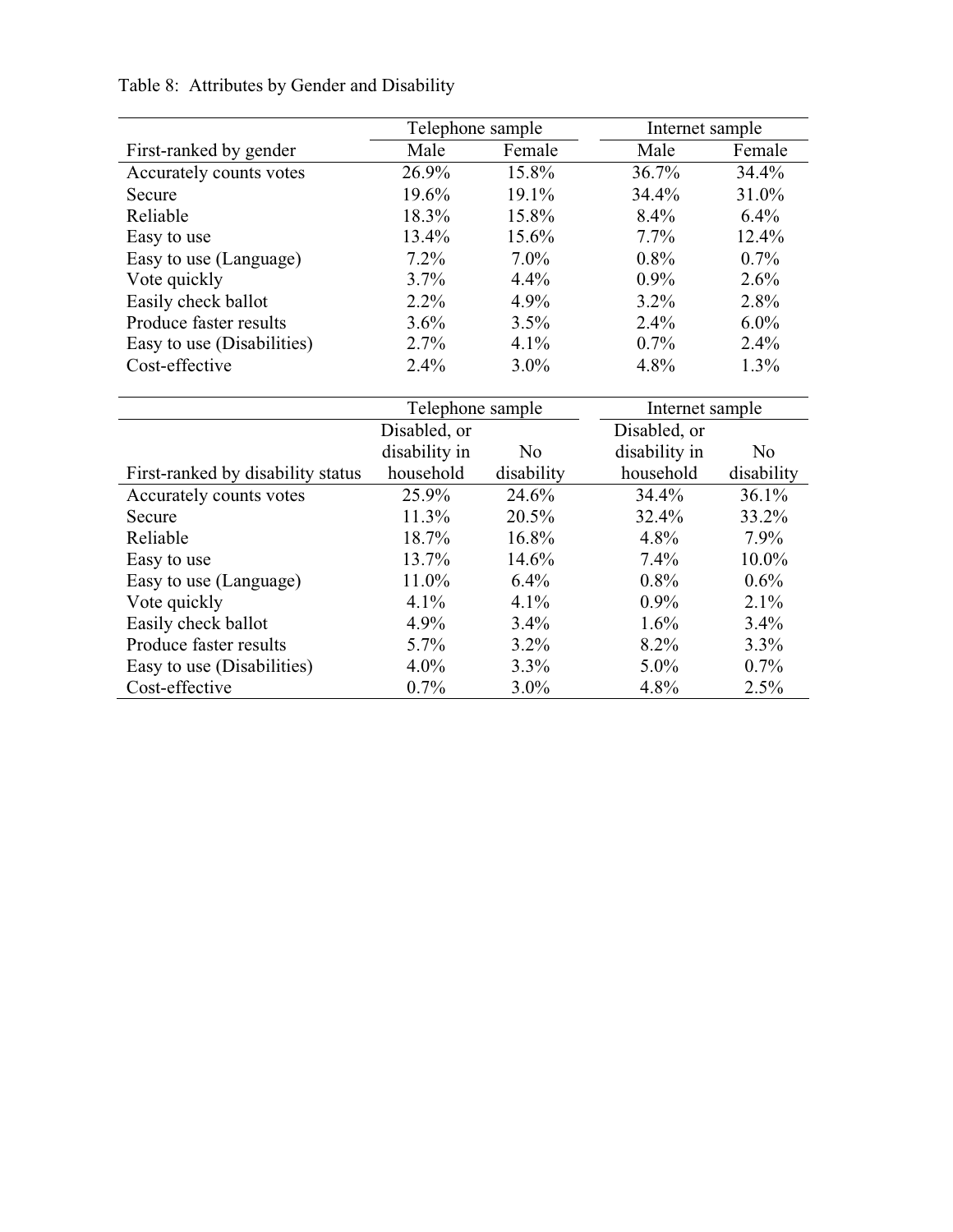Table 8: Attributes by Gender and Disability

| | Telephone sample | | Internet sample | |
|---|---|---|---|---|
| First-ranked by gender | Male | Female | Male | Female |
| Accurately counts votes | 26.9% | 15.8% | 36.7% | 34.4% |
| Secure | 19.6% | 19.1% | 34.4% | 31.0% |
| Reliable | 18.3% | 15.8% | 8.4% | 6.4% |
| Easy to use | 13.4% | 15.6% | 7.7% | 12.4% |
| Easy to use (Language) | 7.2% | 7.0% | 0.8% | 0.7% |
| Vote quickly | 3.7% | 4.4% | 0.9% | 2.6% |
| Easily check ballot | 2.2% | 4.9% | 3.2% | 2.8% |
| Produce faster results | 3.6% | 3.5% | 2.4% | 6.0% |
| Easy to use (Disabilities) | 2.7% | 4.1% | 0.7% | 2.4% |
| Cost-effective | 2.4% | 3.0% | 4.8% | 1.3% |

| | Telephone sample | | Internet sample | |
|---|---|---|---|---|
| First-ranked by disability status | Disabled, or disability in household | No disability | Disabled, or disability in household | No disability |
| Accurately counts votes | 25.9% | 24.6% | 34.4% | 36.1% |
| Secure | 11.3% | 20.5% | 32.4% | 33.2% |
| Reliable | 18.7% | 16.8% | 4.8% | 7.9% |
| Easy to use | 13.7% | 14.6% | 7.4% | 10.0% |
| Easy to use (Language) | 11.0% | 6.4% | 0.8% | 0.6% |
| Vote quickly | 4.1% | 4.1% | 0.9% | 2.1% |
| Easily check ballot | 4.9% | 3.4% | 1.6% | 3.4% |
| Produce faster results | 5.7% | 3.2% | 8.2% | 3.3% |
| Easy to use (Disabilities) | 4.0% | 3.3% | 5.0% | 0.7% |
| Cost-effective | 0.7% | 3.0% | 4.8% | 2.5% |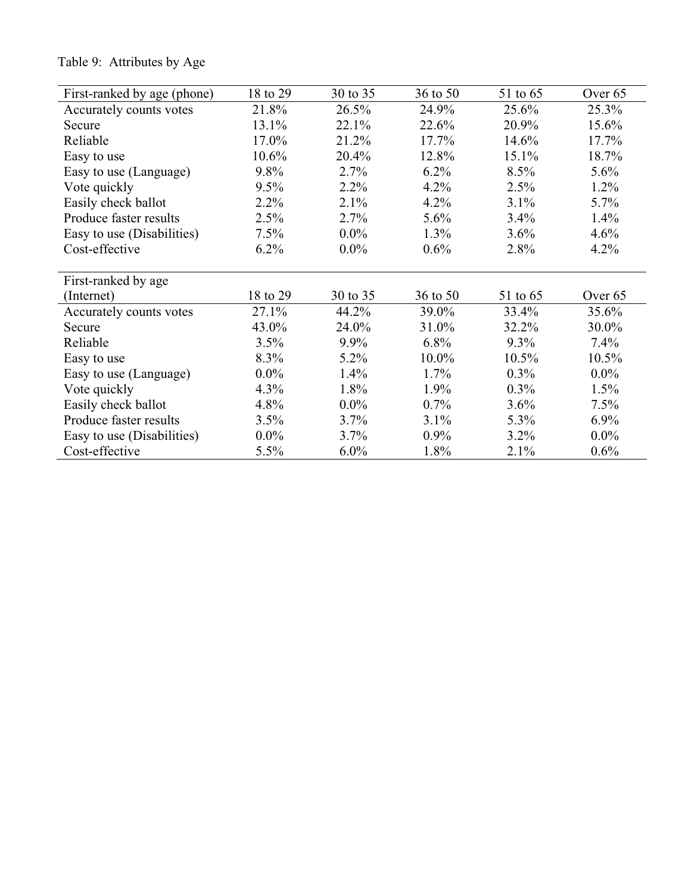Table 9: Attributes by Age

| First-ranked by age (phone) | 18 to 29 | 30 to 35 | 36 to 50 | 51 to 65 | Over 65 |
|---|---|---|---|---|---|
| Accurately counts votes | 21.8% | 26.5% | 24.9% | 25.6% | 25.3% |
| Secure | 13.1% | 22.1% | 22.6% | 20.9% | 15.6% |
| Reliable | 17.0% | 21.2% | 17.7% | 14.6% | 17.7% |
| Easy to use | 10.6% | 20.4% | 12.8% | 15.1% | 18.7% |
| Easy to use (Language) | 9.8% | 2.7% | 6.2% | 8.5% | 5.6% |
| Vote quickly | 9.5% | 2.2% | 4.2% | 2.5% | 1.2% |
| Easily check ballot | 2.2% | 2.1% | 4.2% | 3.1% | 5.7% |
| Produce faster results | 2.5% | 2.7% | 5.6% | 3.4% | 1.4% |
| Easy to use (Disabilities) | 7.5% | 0.0% | 1.3% | 3.6% | 4.6% |
| Cost-effective | 6.2% | 0.0% | 0.6% | 2.8% | 4.2% |

| First-ranked by age (Internet) | 18 to 29 | 30 to 35 | 36 to 50 | 51 to 65 | Over 65 |
|---|---|---|---|---|---|
| Accurately counts votes | 27.1% | 44.2% | 39.0% | 33.4% | 35.6% |
| Secure | 43.0% | 24.0% | 31.0% | 32.2% | 30.0% |
| Reliable | 3.5% | 9.9% | 6.8% | 9.3% | 7.4% |
| Easy to use | 8.3% | 5.2% | 10.0% | 10.5% | 10.5% |
| Easy to use (Language) | 0.0% | 1.4% | 1.7% | 0.3% | 0.0% |
| Vote quickly | 4.3% | 1.8% | 1.9% | 0.3% | 1.5% |
| Easily check ballot | 4.8% | 0.0% | 0.7% | 3.6% | 7.5% |
| Produce faster results | 3.5% | 3.7% | 3.1% | 5.3% | 6.9% |
| Easy to use (Disabilities) | 0.0% | 3.7% | 0.9% | 3.2% | 0.0% |
| Cost-effective | 5.5% | 6.0% | 1.8% | 2.1% | 0.6% |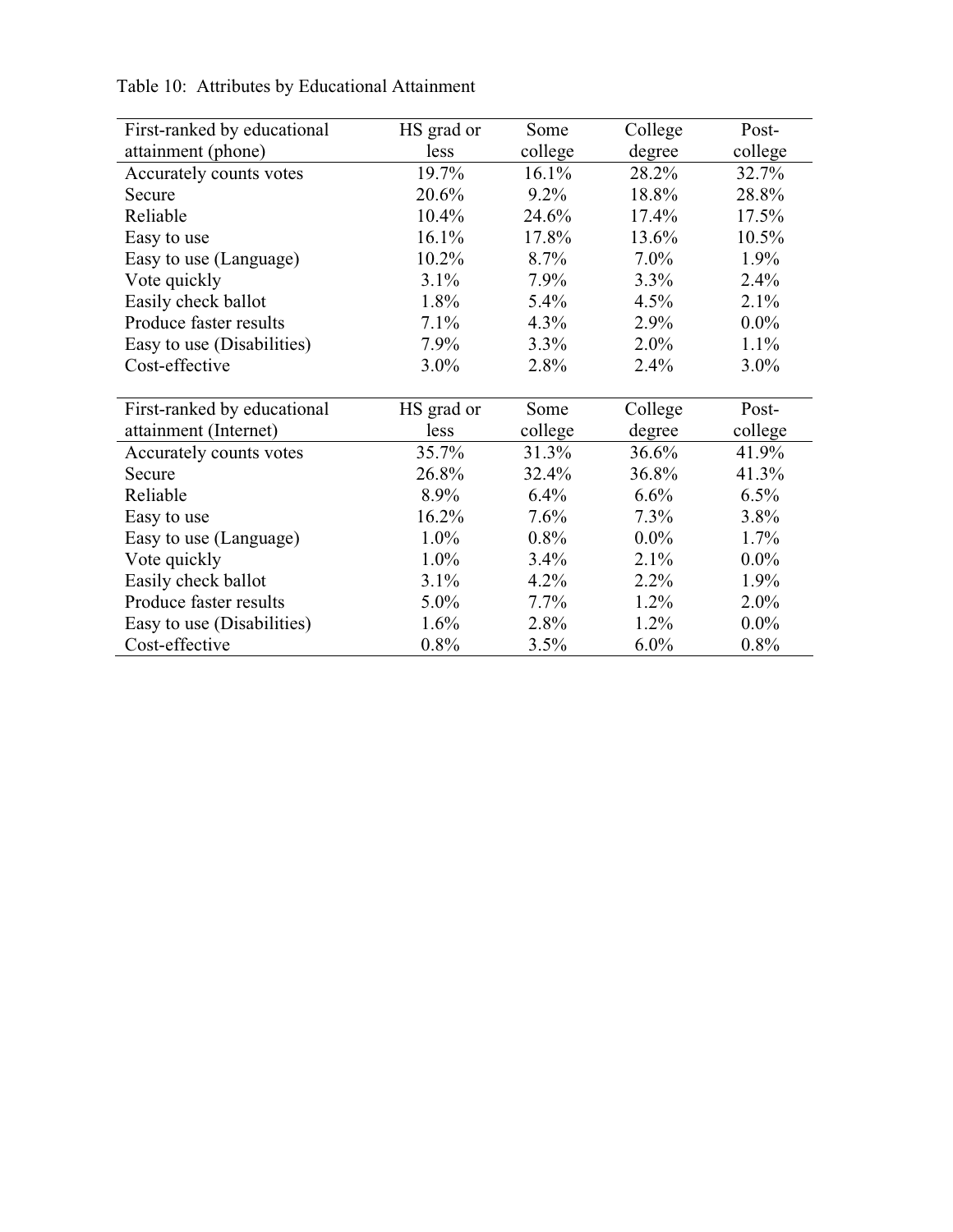Table 10: Attributes by Educational Attainment

| First-ranked by educational attainment (phone) | HS grad or less | Some college | College degree | Post-college |
|---|---|---|---|---|
| Accurately counts votes | 19.7% | 16.1% | 28.2% | 32.7% |
| Secure | 20.6% | 9.2% | 18.8% | 28.8% |
| Reliable | 10.4% | 24.6% | 17.4% | 17.5% |
| Easy to use | 16.1% | 17.8% | 13.6% | 10.5% |
| Easy to use (Language) | 10.2% | 8.7% | 7.0% | 1.9% |
| Vote quickly | 3.1% | 7.9% | 3.3% | 2.4% |
| Easily check ballot | 1.8% | 5.4% | 4.5% | 2.1% |
| Produce faster results | 7.1% | 4.3% | 2.9% | 0.0% |
| Easy to use (Disabilities) | 7.9% | 3.3% | 2.0% | 1.1% |
| Cost-effective | 3.0% | 2.8% | 2.4% | 3.0% |

| First-ranked by educational attainment (Internet) | HS grad or less | Some college | College degree | Post-college |
|---|---|---|---|---|
| Accurately counts votes | 35.7% | 31.3% | 36.6% | 41.9% |
| Secure | 26.8% | 32.4% | 36.8% | 41.3% |
| Reliable | 8.9% | 6.4% | 6.6% | 6.5% |
| Easy to use | 16.2% | 7.6% | 7.3% | 3.8% |
| Easy to use (Language) | 1.0% | 0.8% | 0.0% | 1.7% |
| Vote quickly | 1.0% | 3.4% | 2.1% | 0.0% |
| Easily check ballot | 3.1% | 4.2% | 2.2% | 1.9% |
| Produce faster results | 5.0% | 7.7% | 1.2% | 2.0% |
| Easy to use (Disabilities) | 1.6% | 2.8% | 1.2% | 0.0% |
| Cost-effective | 0.8% | 3.5% | 6.0% | 0.8% |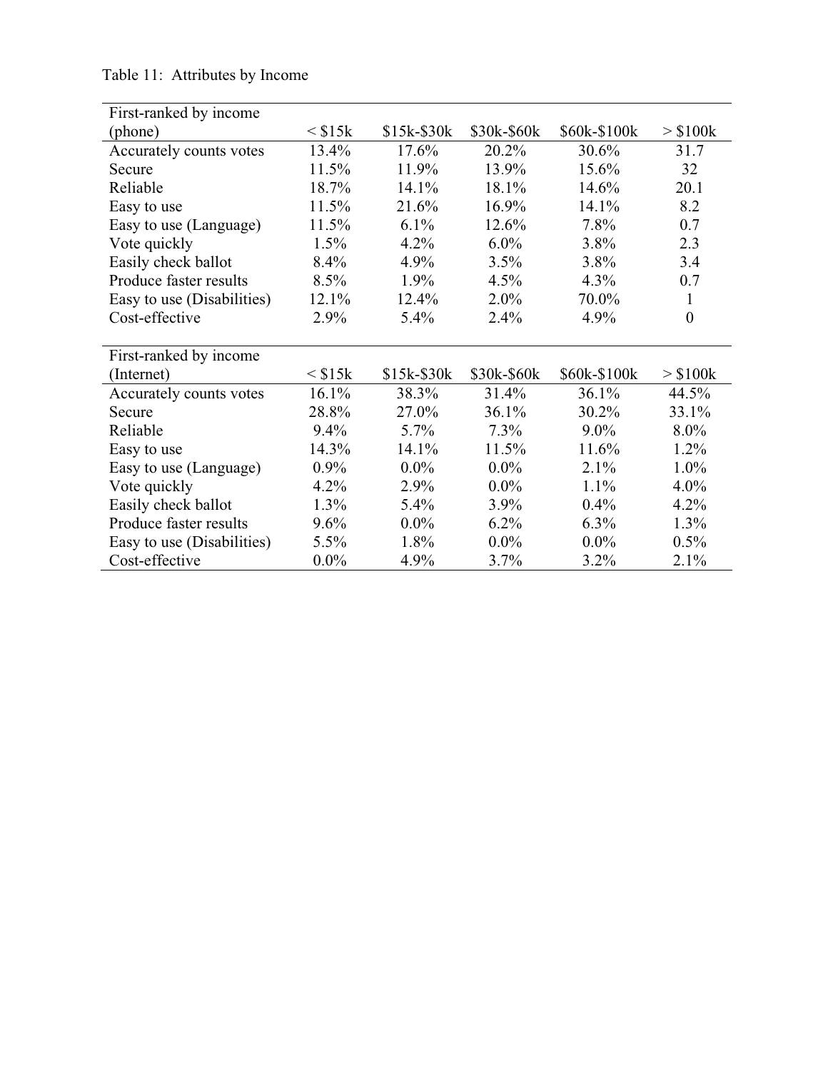Table 11: Attributes by Income

| First-ranked by income (phone) | < $15k | $15k-$30k | $30k-$60k | $60k-$100k | > $100k |
|---|---|---|---|---|---|
| Accurately counts votes | 13.4% | 17.6% | 20.2% | 30.6% | 31.7 |
| Secure | 11.5% | 11.9% | 13.9% | 15.6% | 32 |
| Reliable | 18.7% | 14.1% | 18.1% | 14.6% | 20.1 |
| Easy to use | 11.5% | 21.6% | 16.9% | 14.1% | 8.2 |
| Easy to use (Language) | 11.5% | 6.1% | 12.6% | 7.8% | 0.7 |
| Vote quickly | 1.5% | 4.2% | 6.0% | 3.8% | 2.3 |
| Easily check ballot | 8.4% | 4.9% | 3.5% | 3.8% | 3.4 |
| Produce faster results | 8.5% | 1.9% | 4.5% | 4.3% | 0.7 |
| Easy to use (Disabilities) | 12.1% | 12.4% | 2.0% | 70.0% | 1 |
| Cost-effective | 2.9% | 5.4% | 2.4% | 4.9% | 0 |

| First-ranked by income (Internet) | < $15k | $15k-$30k | $30k-$60k | $60k-$100k | > $100k |
|---|---|---|---|---|---|
| Accurately counts votes | 16.1% | 38.3% | 31.4% | 36.1% | 44.5% |
| Secure | 28.8% | 27.0% | 36.1% | 30.2% | 33.1% |
| Reliable | 9.4% | 5.7% | 7.3% | 9.0% | 8.0% |
| Easy to use | 14.3% | 14.1% | 11.5% | 11.6% | 1.2% |
| Easy to use (Language) | 0.9% | 0.0% | 0.0% | 2.1% | 1.0% |
| Vote quickly | 4.2% | 2.9% | 0.0% | 1.1% | 4.0% |
| Easily check ballot | 1.3% | 5.4% | 3.9% | 0.4% | 4.2% |
| Produce faster results | 9.6% | 0.0% | 6.2% | 6.3% | 1.3% |
| Easy to use (Disabilities) | 5.5% | 1.8% | 0.0% | 0.0% | 0.5% |
| Cost-effective | 0.0% | 4.9% | 3.7% | 3.2% | 2.1% |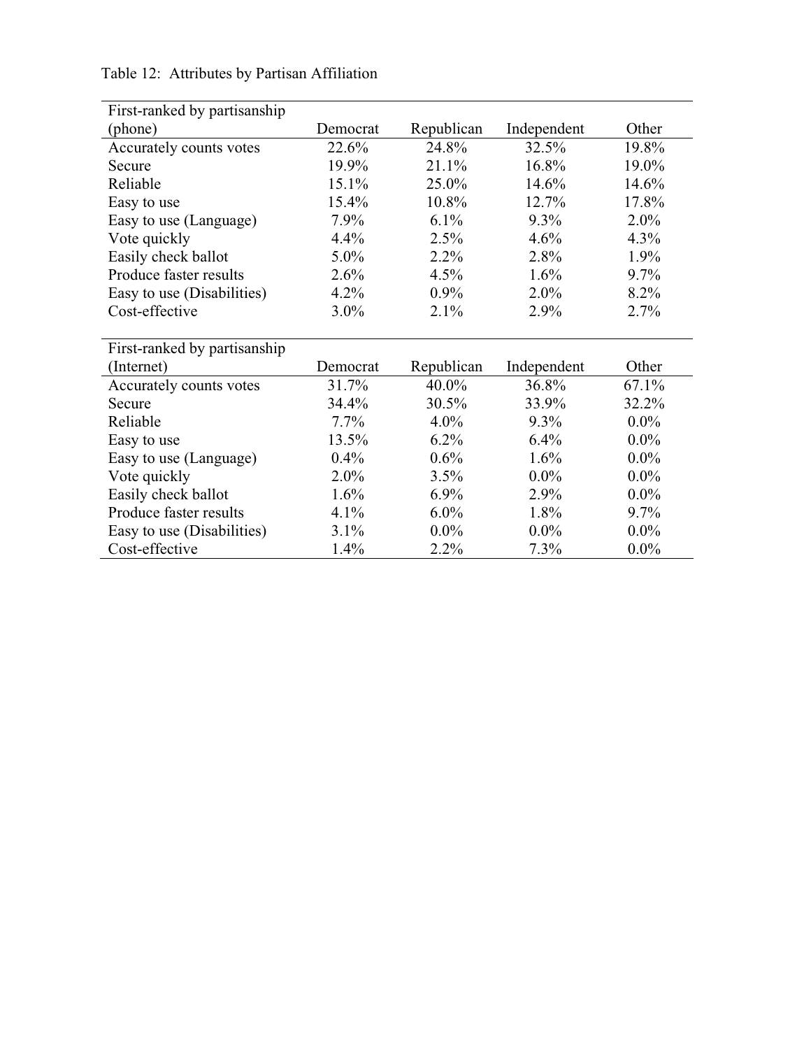Table 12: Attributes by Partisan Affiliation

| First-ranked by partisanship (phone) | Democrat | Republican | Independent | Other |
|---|---|---|---|---|
| Accurately counts votes | 22.6% | 24.8% | 32.5% | 19.8% |
| Secure | 19.9% | 21.1% | 16.8% | 19.0% |
| Reliable | 15.1% | 25.0% | 14.6% | 14.6% |
| Easy to use | 15.4% | 10.8% | 12.7% | 17.8% |
| Easy to use (Language) | 7.9% | 6.1% | 9.3% | 2.0% |
| Vote quickly | 4.4% | 2.5% | 4.6% | 4.3% |
| Easily check ballot | 5.0% | 2.2% | 2.8% | 1.9% |
| Produce faster results | 2.6% | 4.5% | 1.6% | 9.7% |
| Easy to use (Disabilities) | 4.2% | 0.9% | 2.0% | 8.2% |
| Cost-effective | 3.0% | 2.1% | 2.9% | 2.7% |

| First-ranked by partisanship (Internet) | Democrat | Republican | Independent | Other |
|---|---|---|---|---|
| Accurately counts votes | 31.7% | 40.0% | 36.8% | 67.1% |
| Secure | 34.4% | 30.5% | 33.9% | 32.2% |
| Reliable | 7.7% | 4.0% | 9.3% | 0.0% |
| Easy to use | 13.5% | 6.2% | 6.4% | 0.0% |
| Easy to use (Language) | 0.4% | 0.6% | 1.6% | 0.0% |
| Vote quickly | 2.0% | 3.5% | 0.0% | 0.0% |
| Easily check ballot | 1.6% | 6.9% | 2.9% | 0.0% |
| Produce faster results | 4.1% | 6.0% | 1.8% | 9.7% |
| Easy to use (Disabilities) | 3.1% | 0.0% | 0.0% | 0.0% |
| Cost-effective | 1.4% | 2.2% | 7.3% | 0.0% |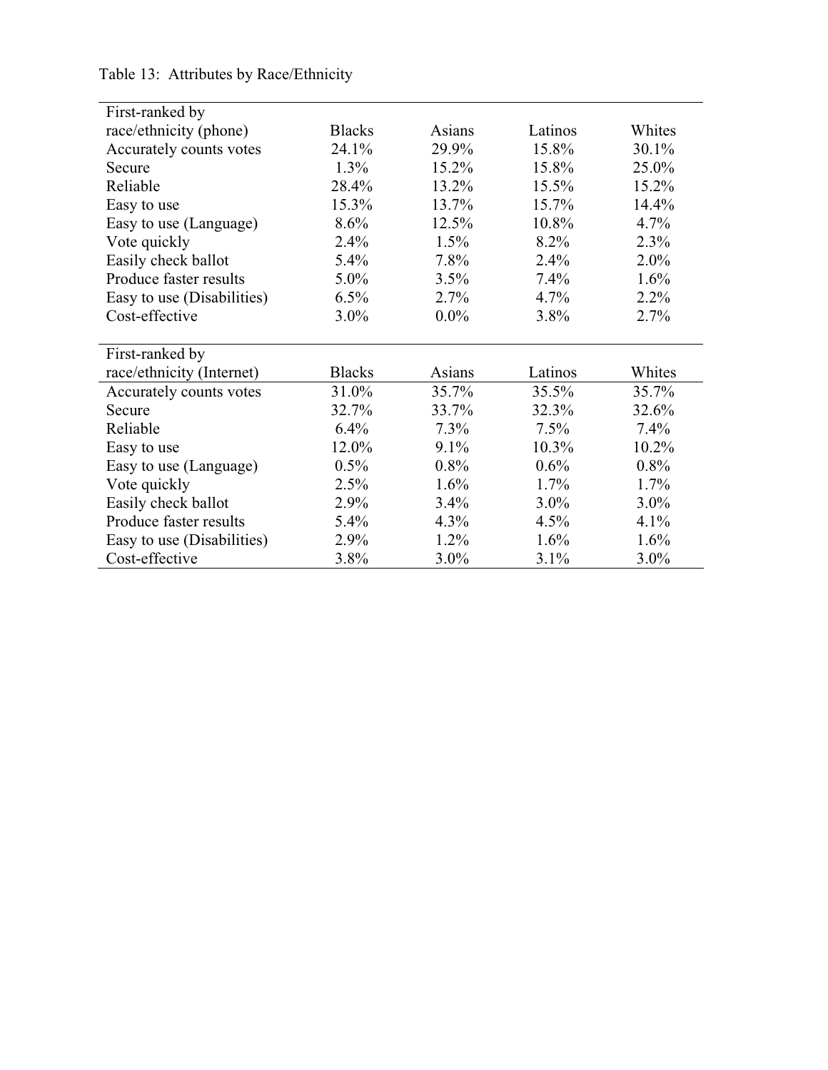Table 13: Attributes by Race/Ethnicity

| First-ranked by race/ethnicity (phone) | Blacks | Asians | Latinos | Whites |
|---|---|---|---|---|
| Accurately counts votes | 24.1% | 29.9% | 15.8% | 30.1% |
| Secure | 1.3% | 15.2% | 15.8% | 25.0% |
| Reliable | 28.4% | 13.2% | 15.5% | 15.2% |
| Easy to use | 15.3% | 13.7% | 15.7% | 14.4% |
| Easy to use (Language) | 8.6% | 12.5% | 10.8% | 4.7% |
| Vote quickly | 2.4% | 1.5% | 8.2% | 2.3% |
| Easily check ballot | 5.4% | 7.8% | 2.4% | 2.0% |
| Produce faster results | 5.0% | 3.5% | 7.4% | 1.6% |
| Easy to use (Disabilities) | 6.5% | 2.7% | 4.7% | 2.2% |
| Cost-effective | 3.0% | 0.0% | 3.8% | 2.7% |

| First-ranked by race/ethnicity (Internet) | Blacks | Asians | Latinos | Whites |
|---|---|---|---|---|
| Accurately counts votes | 31.0% | 35.7% | 35.5% | 35.7% |
| Secure | 32.7% | 33.7% | 32.3% | 32.6% |
| Reliable | 6.4% | 7.3% | 7.5% | 7.4% |
| Easy to use | 12.0% | 9.1% | 10.3% | 10.2% |
| Easy to use (Language) | 0.5% | 0.8% | 0.6% | 0.8% |
| Vote quickly | 2.5% | 1.6% | 1.7% | 1.7% |
| Easily check ballot | 2.9% | 3.4% | 3.0% | 3.0% |
| Produce faster results | 5.4% | 4.3% | 4.5% | 4.1% |
| Easy to use (Disabilities) | 2.9% | 1.2% | 1.6% | 1.6% |
| Cost-effective | 3.8% | 3.0% | 3.1% | 3.0% |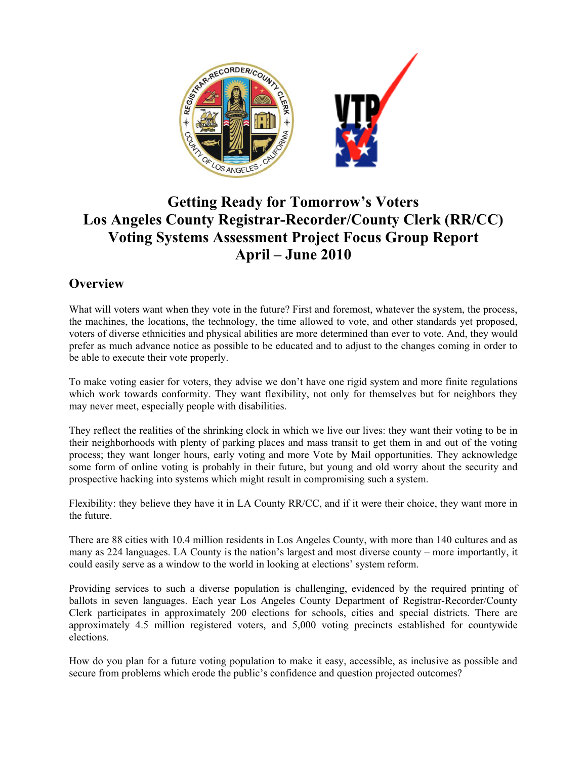# Getting Ready for Tomorrow's Voters
# Los Angeles County Registrar-Recorder/County Clerk (RR/CC) Voting Systems Assessment Project Focus Group Report
# April – June 2010

## Overview

What will voters want when they vote in the future? First and foremost, whatever the system, the process, the machines, the locations, the technology, the time allowed to vote, and other standards yet proposed, voters of diverse ethnicities and physical abilities are more determined than ever to vote. And, they would prefer as much advance notice as possible to be educated and to adjust to the changes coming in order to be able to execute their vote properly.

To make voting easier for voters, they advise we don't have one rigid system and more finite regulations which work towards conformity. They want flexibility, not only for themselves but for neighbors they may never meet, especially people with disabilities.

They reflect the realities of the shrinking clock in which we live our lives: they want their voting to be in their neighborhoods with plenty of parking places and mass transit to get them in and out of the voting process; they want longer hours, early voting and more Vote by Mail opportunities. They acknowledge some form of online voting is probably in their future, but young and old worry about the security and prospective hacking into systems which might result in compromising such a system.

Flexibility: they believe they have it in LA County RR/CC, and if it were their choice, they want more in the future.

There are 88 cities with 10.4 million residents in Los Angeles County, with more than 140 cultures and as many as 224 languages. LA County is the nation's largest and most diverse county – more importantly, it could easily serve as a window to the world in looking at elections' system reform.

Providing services to such a diverse population is challenging, evidenced by the required printing of ballots in seven languages. Each year Los Angeles County Department of Registrar-Recorder/County Clerk participates in approximately 200 elections for schools, cities and special districts. There are approximately 4.5 million registered voters, and 5,000 voting precincts established for countywide elections.

How do you plan for a future voting population to make it easy, accessible, as inclusive as possible and secure from problems which erode the public's confidence and question projected outcomes?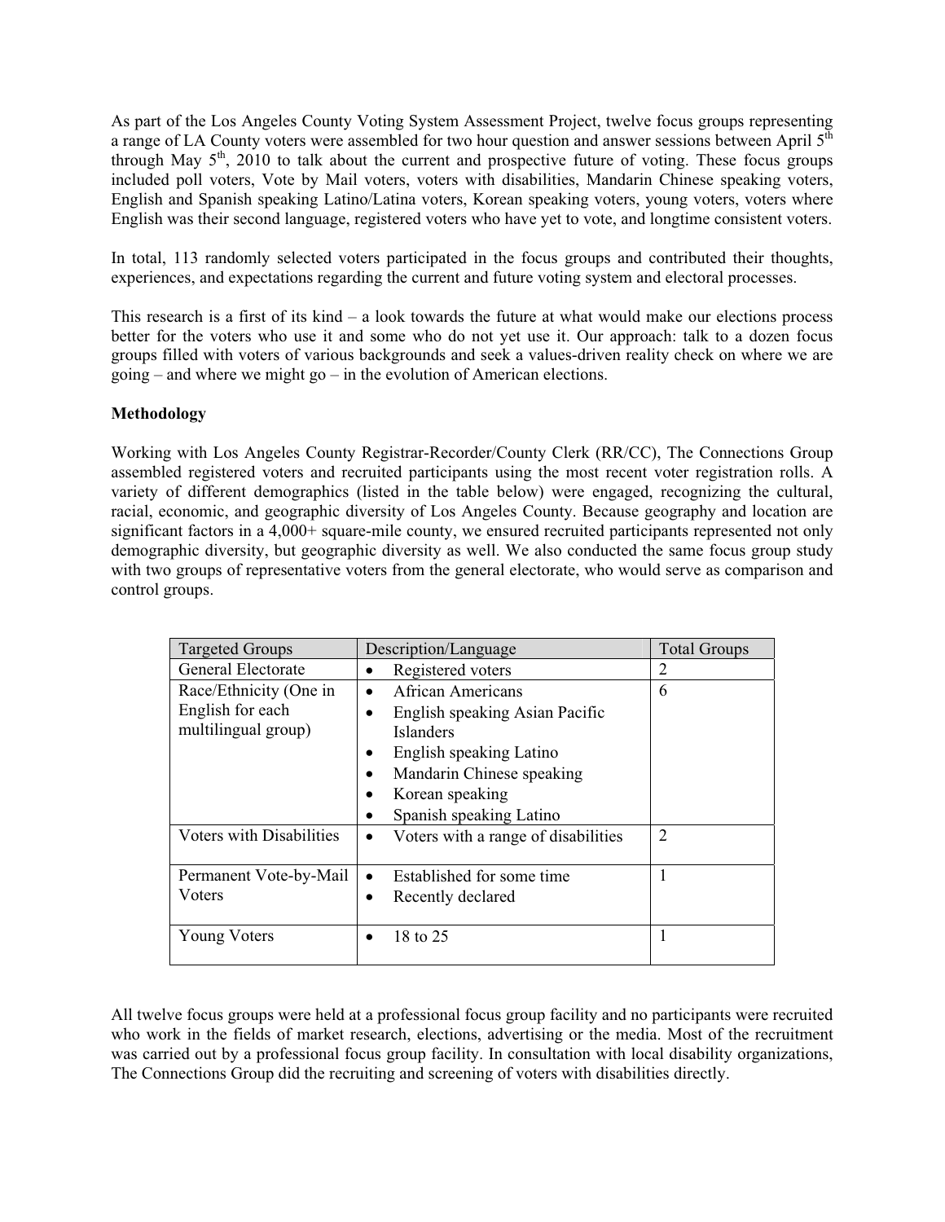As part of the Los Angeles County Voting System Assessment Project, twelve focus groups representing a range of LA County voters were assembled for two hour question and answer sessions between April 5th through May 5th, 2010 to talk about the current and prospective future of voting. These focus groups included poll voters, Vote by Mail voters, voters with disabilities, Mandarin Chinese speaking voters, English and Spanish speaking Latino/Latina voters, Korean speaking voters, young voters, voters where English was their second language, registered voters who have yet to vote, and longtime consistent voters.

In total, 113 randomly selected voters participated in the focus groups and contributed their thoughts, experiences, and expectations regarding the current and future voting system and electoral processes.

This research is a first of its kind – a look towards the future at what would make our elections process better for the voters who use it and some who do not yet use it. Our approach: talk to a dozen focus groups filled with voters of various backgrounds and seek a values-driven reality check on where we are going – and where we might go – in the evolution of American elections.

**Methodology**

Working with Los Angeles County Registrar-Recorder/County Clerk (RR/CC), The Connections Group assembled registered voters and recruited participants using the most recent voter registration rolls. A variety of different demographics (listed in the table below) were engaged, recognizing the cultural, racial, economic, and geographic diversity of Los Angeles County. Because geography and location are significant factors in a 4,000+ square-mile county, we ensured recruited participants represented not only demographic diversity, but geographic diversity as well. We also conducted the same focus group study with two groups of representative voters from the general electorate, who would serve as comparison and control groups.

| Targeted Groups | Description/Language | Total Groups |
|---|---|---|
| General Electorate | • Registered voters | 2 |
| Race/Ethnicity (One in English for each multilingual group) | • African Americans<br>• English speaking Asian Pacific Islanders<br>• English speaking Latino<br>• Mandarin Chinese speaking<br>• Korean speaking<br>• Spanish speaking Latino | 6 |
| Voters with Disabilities | • Voters with a range of disabilities | 2 |
| Permanent Vote-by-Mail Voters | • Established for some time<br>• Recently declared | 1 |
| Young Voters | • 18 to 25 | 1 |

All twelve focus groups were held at a professional focus group facility and no participants were recruited who work in the fields of market research, elections, advertising or the media. Most of the recruitment was carried out by a professional focus group facility. In consultation with local disability organizations, The Connections Group did the recruiting and screening of voters with disabilities directly.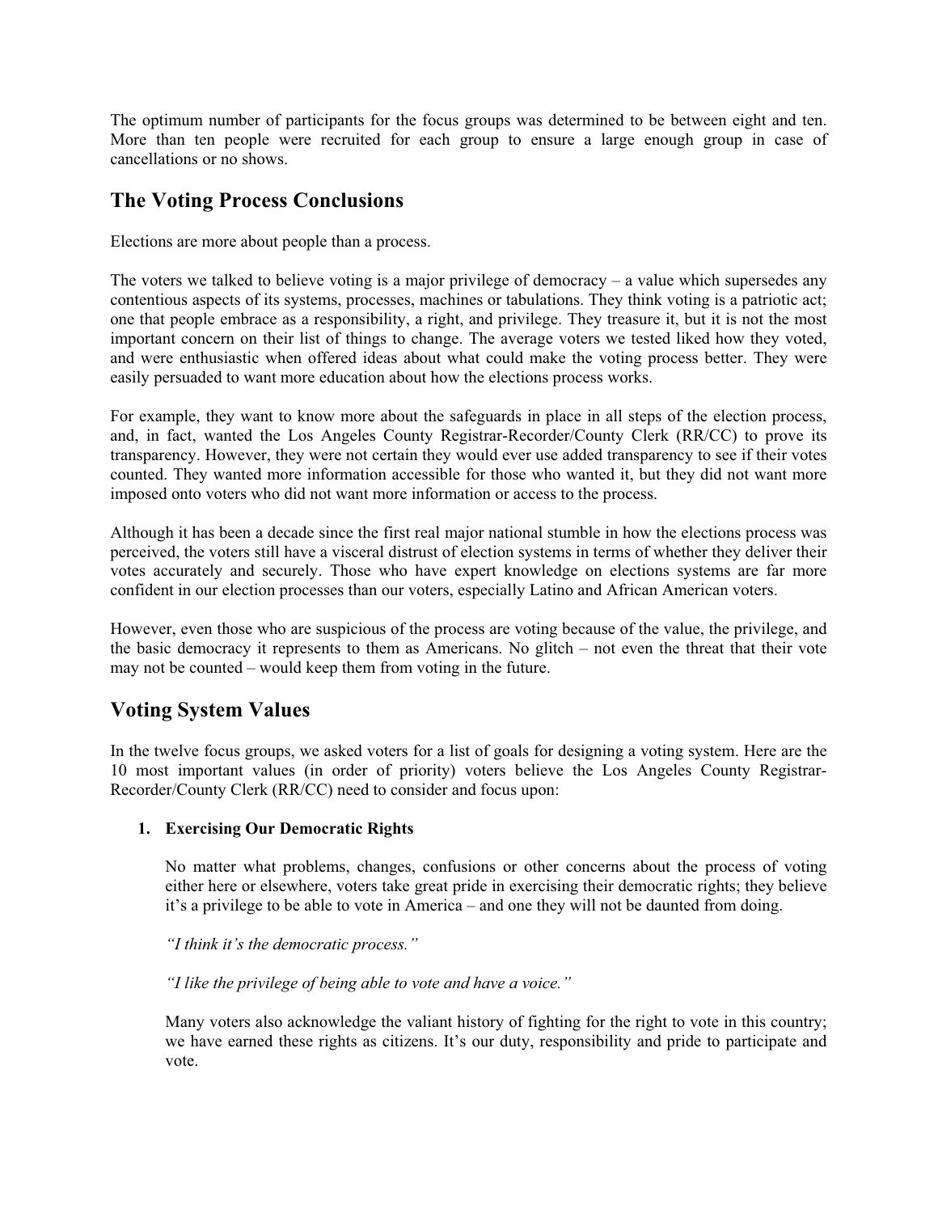The optimum number of participants for the focus groups was determined to be between eight and ten. More than ten people were recruited for each group to ensure a large enough group in case of cancellations or no shows.

## The Voting Process Conclusions

Elections are more about people than a process.

The voters we talked to believe voting is a major privilege of democracy – a value which supersedes any contentious aspects of its systems, processes, machines or tabulations. They think voting is a patriotic act; one that people embrace as a responsibility, a right, and privilege. They treasure it, but it is not the most important concern on their list of things to change. The average voters we tested liked how they voted, and were enthusiastic when offered ideas about what could make the voting process better. They were easily persuaded to want more education about how the elections process works.

For example, they want to know more about the safeguards in place in all steps of the election process, and, in fact, wanted the Los Angeles County Registrar-Recorder/County Clerk (RR/CC) to prove its transparency. However, they were not certain they would ever use added transparency to see if their votes counted. They wanted more information accessible for those who wanted it, but they did not want more imposed onto voters who did not want more information or access to the process.

Although it has been a decade since the first real major national stumble in how the elections process was perceived, the voters still have a visceral distrust of election systems in terms of whether they deliver their votes accurately and securely. Those who have expert knowledge on elections systems are far more confident in our election processes than our voters, especially Latino and African American voters.

However, even those who are suspicious of the process are voting because of the value, the privilege, and the basic democracy it represents to them as Americans. No glitch – not even the threat that their vote may not be counted – would keep them from voting in the future.

## Voting System Values

In the twelve focus groups, we asked voters for a list of goals for designing a voting system. Here are the 10 most important values (in order of priority) voters believe the Los Angeles County Registrar-Recorder/County Clerk (RR/CC) need to consider and focus upon:

1. **Exercising Our Democratic Rights**

   No matter what problems, changes, confusions or other concerns about the process of voting either here or elsewhere, voters take great pride in exercising their democratic rights; they believe it's a privilege to be able to vote in America – and one they will not be daunted from doing.

   *"I think it's the democratic process."*

   *"I like the privilege of being able to vote and have a voice."*

   Many voters also acknowledge the valiant history of fighting for the right to vote in this country; we have earned these rights as citizens. It's our duty, responsibility and pride to participate and vote.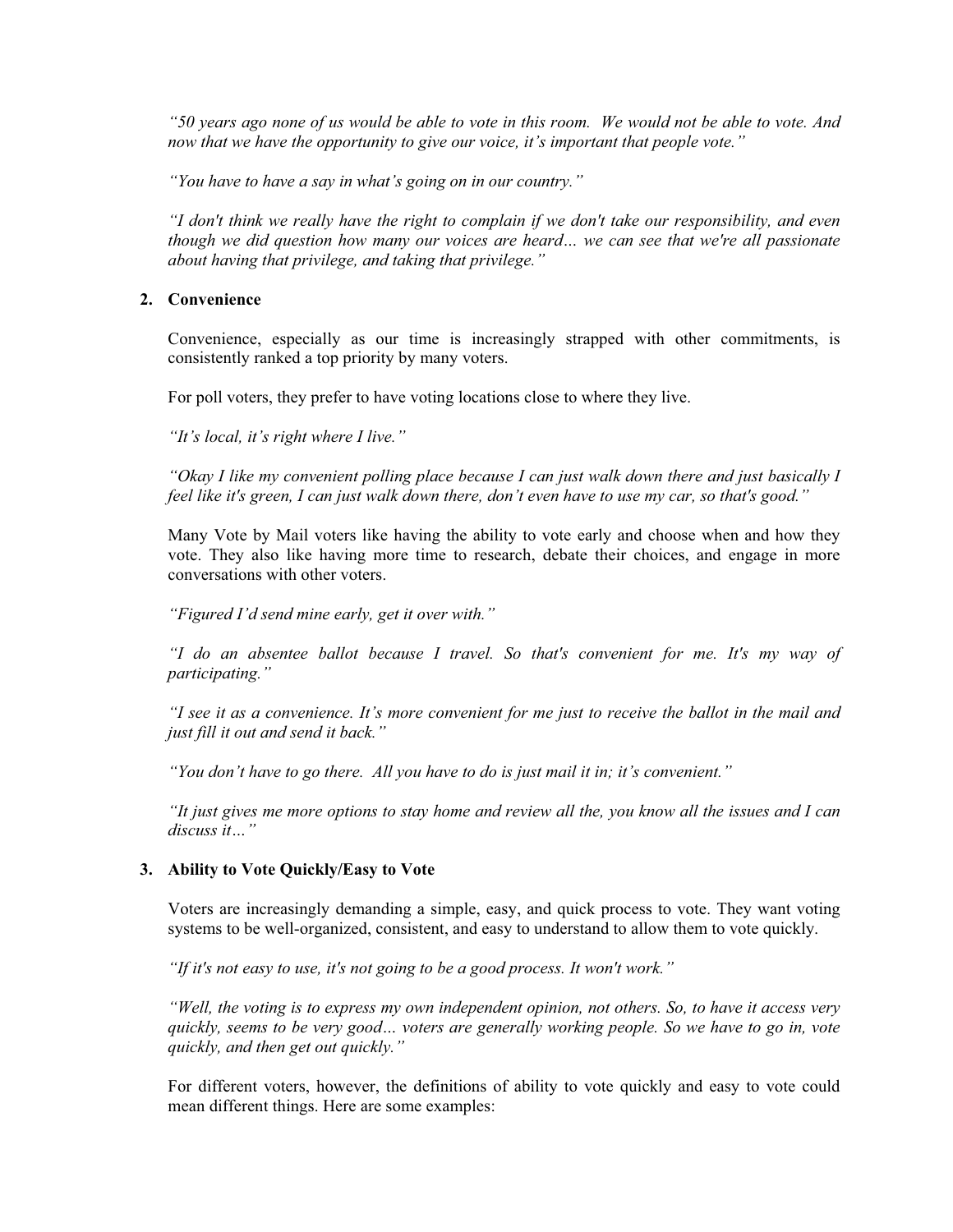*"50 years ago none of us would be able to vote in this room. We would not be able to vote. And now that we have the opportunity to give our voice, it's important that people vote."*

*"You have to have a say in what's going on in our country."*

*"I don't think we really have the right to complain if we don't take our responsibility, and even though we did question how many our voices are heard… we can see that we're all passionate about having that privilege, and taking that privilege."*

**2. Convenience**

Convenience, especially as our time is increasingly strapped with other commitments, is consistently ranked a top priority by many voters.

For poll voters, they prefer to have voting locations close to where they live.

*"It's local, it's right where I live."*

*"Okay I like my convenient polling place because I can just walk down there and just basically I feel like it's green, I can just walk down there, don't even have to use my car, so that's good."*

Many Vote by Mail voters like having the ability to vote early and choose when and how they vote. They also like having more time to research, debate their choices, and engage in more conversations with other voters.

*"Figured I'd send mine early, get it over with."*

*"I do an absentee ballot because I travel. So that's convenient for me. It's my way of participating."*

*"I see it as a convenience. It's more convenient for me just to receive the ballot in the mail and just fill it out and send it back."*

*"You don't have to go there. All you have to do is just mail it in; it's convenient."*

*"It just gives me more options to stay home and review all the, you know all the issues and I can discuss it…"*

**3. Ability to Vote Quickly/Easy to Vote**

Voters are increasingly demanding a simple, easy, and quick process to vote. They want voting systems to be well-organized, consistent, and easy to understand to allow them to vote quickly.

*"If it's not easy to use, it's not going to be a good process. It won't work."*

*"Well, the voting is to express my own independent opinion, not others. So, to have it access very quickly, seems to be very good… voters are generally working people. So we have to go in, vote quickly, and then get out quickly."*

For different voters, however, the definitions of ability to vote quickly and easy to vote could mean different things. Here are some examples: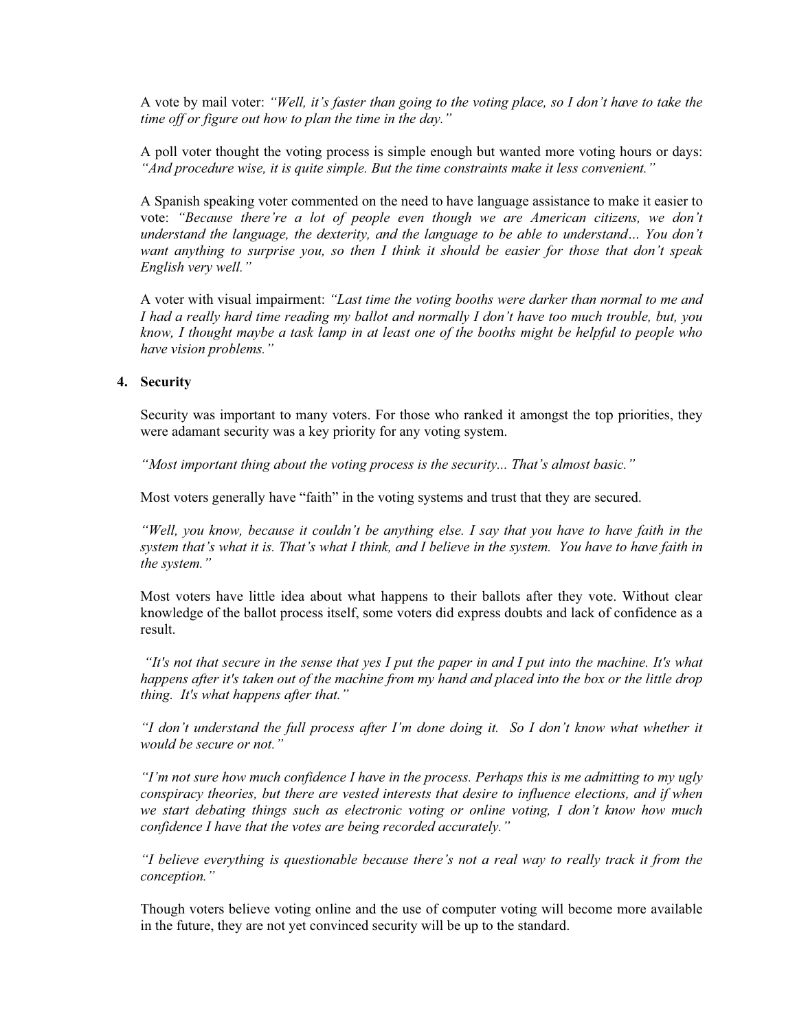A vote by mail voter: *"Well, it's faster than going to the voting place, so I don't have to take the time off or figure out how to plan the time in the day."*

A poll voter thought the voting process is simple enough but wanted more voting hours or days: *"And procedure wise, it is quite simple. But the time constraints make it less convenient."*

A Spanish speaking voter commented on the need to have language assistance to make it easier to vote: *"Because there're a lot of people even though we are American citizens, we don't understand the language, the dexterity, and the language to be able to understand… You don't want anything to surprise you, so then I think it should be easier for those that don't speak English very well."*

A voter with visual impairment: *"Last time the voting booths were darker than normal to me and I had a really hard time reading my ballot and normally I don't have too much trouble, but, you know, I thought maybe a task lamp in at least one of the booths might be helpful to people who have vision problems."*

4. **Security**

Security was important to many voters. For those who ranked it amongst the top priorities, they were adamant security was a key priority for any voting system.

*"Most important thing about the voting process is the security... That's almost basic."*

Most voters generally have "faith" in the voting systems and trust that they are secured.

*"Well, you know, because it couldn't be anything else. I say that you have to have faith in the system that's what it is. That's what I think, and I believe in the system. You have to have faith in the system."*

Most voters have little idea about what happens to their ballots after they vote. Without clear knowledge of the ballot process itself, some voters did express doubts and lack of confidence as a result.

*"It's not that secure in the sense that yes I put the paper in and I put into the machine. It's what happens after it's taken out of the machine from my hand and placed into the box or the little drop thing. It's what happens after that."*

*"I don't understand the full process after I'm done doing it. So I don't know what whether it would be secure or not."*

*"I'm not sure how much confidence I have in the process. Perhaps this is me admitting to my ugly conspiracy theories, but there are vested interests that desire to influence elections, and if when we start debating things such as electronic voting or online voting, I don't know how much confidence I have that the votes are being recorded accurately."*

*"I believe everything is questionable because there's not a real way to really track it from the conception."*

Though voters believe voting online and the use of computer voting will become more available in the future, they are not yet convinced security will be up to the standard.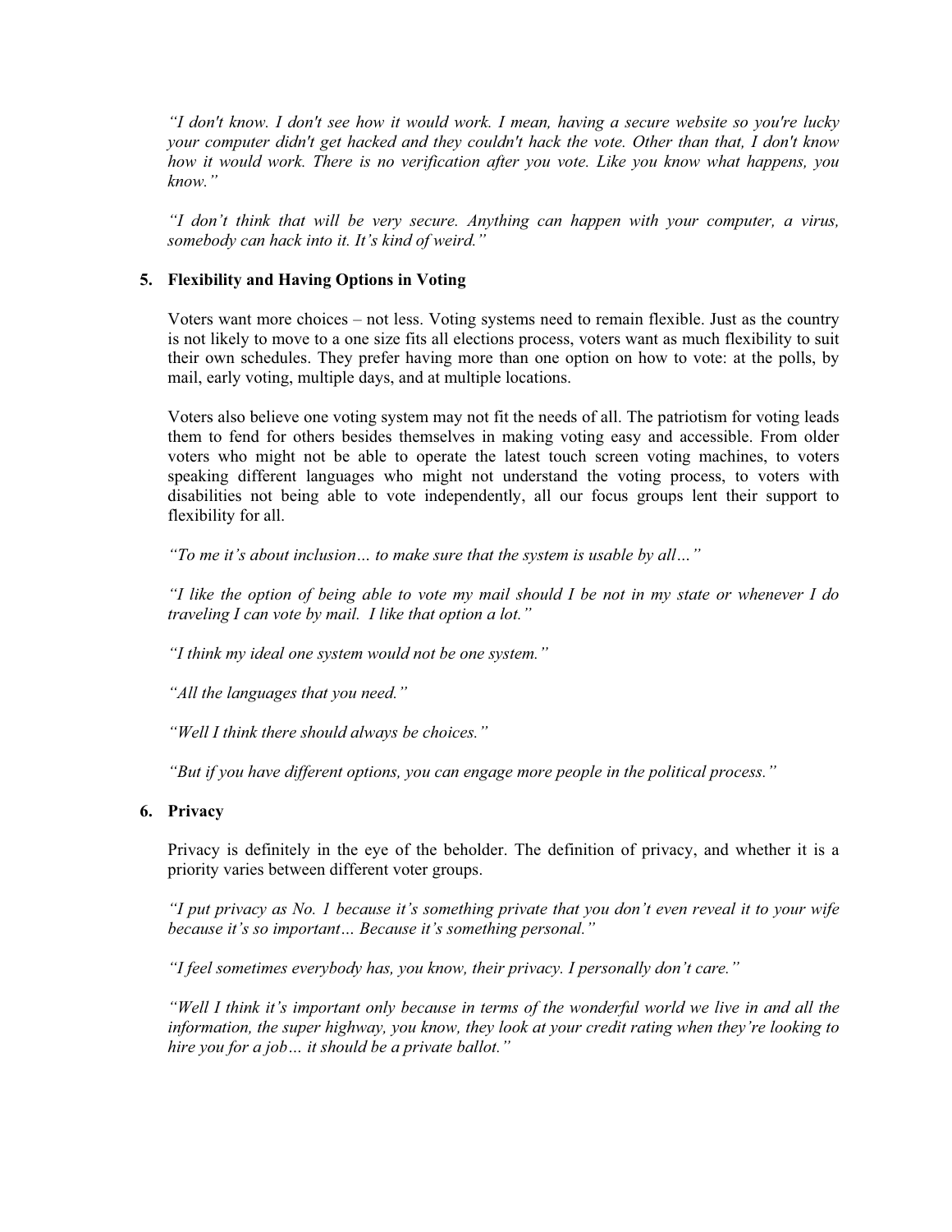*"I don't know. I don't see how it would work. I mean, having a secure website so you're lucky your computer didn't get hacked and they couldn't hack the vote. Other than that, I don't know how it would work. There is no verification after you vote. Like you know what happens, you know."*

*"I don't think that will be very secure. Anything can happen with your computer, a virus, somebody can hack into it. It's kind of weird."*

**5. Flexibility and Having Options in Voting**

Voters want more choices – not less. Voting systems need to remain flexible. Just as the country is not likely to move to a one size fits all elections process, voters want as much flexibility to suit their own schedules. They prefer having more than one option on how to vote: at the polls, by mail, early voting, multiple days, and at multiple locations.

Voters also believe one voting system may not fit the needs of all. The patriotism for voting leads them to fend for others besides themselves in making voting easy and accessible. From older voters who might not be able to operate the latest touch screen voting machines, to voters speaking different languages who might not understand the voting process, to voters with disabilities not being able to vote independently, all our focus groups lent their support to flexibility for all.

*"To me it's about inclusion… to make sure that the system is usable by all…"*

*"I like the option of being able to vote my mail should I be not in my state or whenever I do traveling I can vote by mail. I like that option a lot."*

*"I think my ideal one system would not be one system."*

*"All the languages that you need."*

*"Well I think there should always be choices."*

*"But if you have different options, you can engage more people in the political process."*

**6. Privacy**

Privacy is definitely in the eye of the beholder. The definition of privacy, and whether it is a priority varies between different voter groups.

*"I put privacy as No. 1 because it's something private that you don't even reveal it to your wife because it's so important… Because it's something personal."*

*"I feel sometimes everybody has, you know, their privacy. I personally don't care."*

*"Well I think it's important only because in terms of the wonderful world we live in and all the information, the super highway, you know, they look at your credit rating when they're looking to hire you for a job… it should be a private ballot."*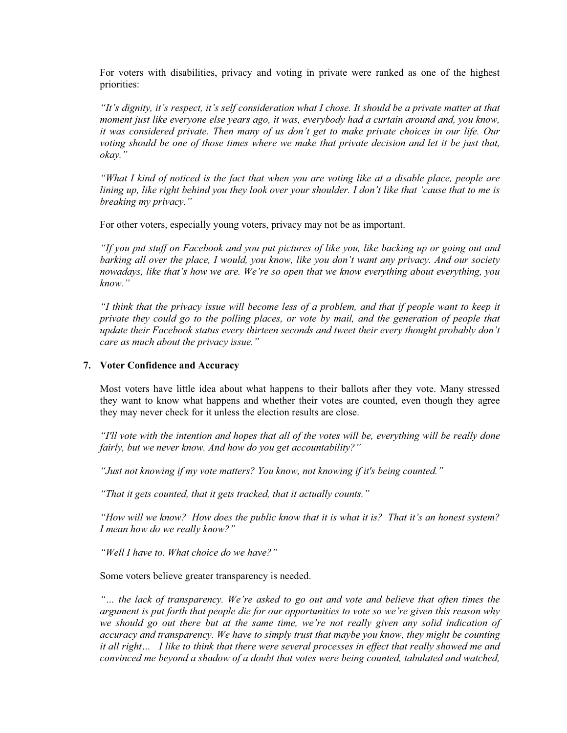For voters with disabilities, privacy and voting in private were ranked as one of the highest priorities:

*"It's dignity, it's respect, it's self consideration what I chose. It should be a private matter at that moment just like everyone else years ago, it was, everybody had a curtain around and, you know, it was considered private. Then many of us don't get to make private choices in our life. Our voting should be one of those times where we make that private decision and let it be just that, okay."*

*"What I kind of noticed is the fact that when you are voting like at a disable place, people are lining up, like right behind you they look over your shoulder. I don't like that 'cause that to me is breaking my privacy."*

For other voters, especially young voters, privacy may not be as important.

*"If you put stuff on Facebook and you put pictures of like you, like backing up or going out and barking all over the place, I would, you know, like you don't want any privacy. And our society nowadays, like that's how we are. We're so open that we know everything about everything, you know."*

*"I think that the privacy issue will become less of a problem, and that if people want to keep it private they could go to the polling places, or vote by mail, and the generation of people that update their Facebook status every thirteen seconds and tweet their every thought probably don't care as much about the privacy issue."*

**7. Voter Confidence and Accuracy**

Most voters have little idea about what happens to their ballots after they vote. Many stressed they want to know what happens and whether their votes are counted, even though they agree they may never check for it unless the election results are close.

*"I'll vote with the intention and hopes that all of the votes will be, everything will be really done fairly, but we never know. And how do you get accountability?"*

*"Just not knowing if my vote matters? You know, not knowing if it's being counted."*

*"That it gets counted, that it gets tracked, that it actually counts."*

*"How will we know? How does the public know that it is what it is? That it's an honest system? I mean how do we really know?"*

*"Well I have to. What choice do we have?"*

Some voters believe greater transparency is needed.

*"… the lack of transparency. We're asked to go out and vote and believe that often times the argument is put forth that people die for our opportunities to vote so we're given this reason why we should go out there but at the same time, we're not really given any solid indication of accuracy and transparency. We have to simply trust that maybe you know, they might be counting it all right… I like to think that there were several processes in effect that really showed me and convinced me beyond a shadow of a doubt that votes were being counted, tabulated and watched,*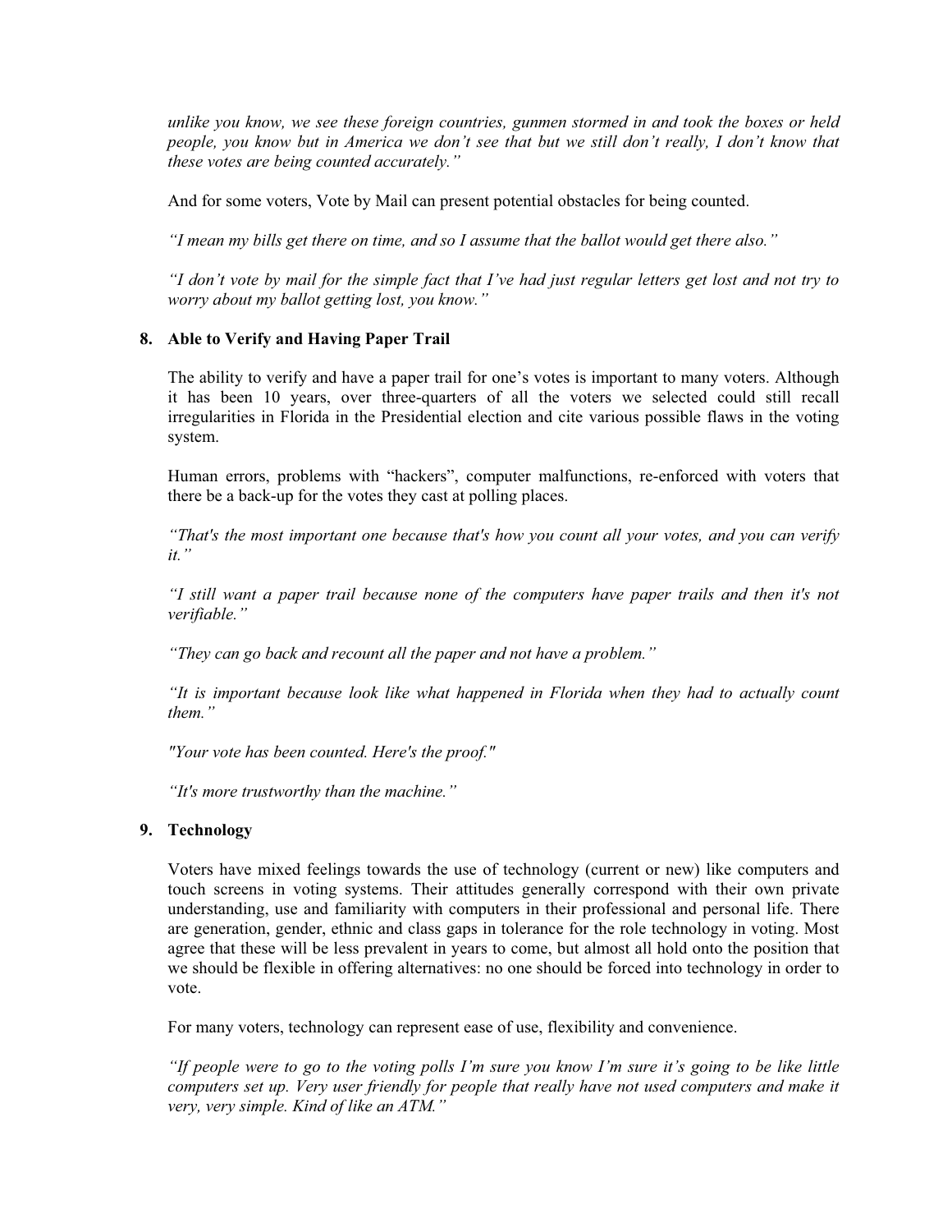*unlike you know, we see these foreign countries, gunmen stormed in and took the boxes or held people, you know but in America we don't see that but we still don't really, I don't know that these votes are being counted accurately."*

And for some voters, Vote by Mail can present potential obstacles for being counted.

*"I mean my bills get there on time, and so I assume that the ballot would get there also."*

*"I don't vote by mail for the simple fact that I've had just regular letters get lost and not try to worry about my ballot getting lost, you know."*

**8. Able to Verify and Having Paper Trail**

The ability to verify and have a paper trail for one's votes is important to many voters. Although it has been 10 years, over three-quarters of all the voters we selected could still recall irregularities in Florida in the Presidential election and cite various possible flaws in the voting system.

Human errors, problems with "hackers", computer malfunctions, re-enforced with voters that there be a back-up for the votes they cast at polling places.

*"That's the most important one because that's how you count all your votes, and you can verify it."*

*"I still want a paper trail because none of the computers have paper trails and then it's not verifiable."*

*"They can go back and recount all the paper and not have a problem."*

*"It is important because look like what happened in Florida when they had to actually count them."*

*"Your vote has been counted. Here's the proof."*

*"It's more trustworthy than the machine."*

**9. Technology**

Voters have mixed feelings towards the use of technology (current or new) like computers and touch screens in voting systems. Their attitudes generally correspond with their own private understanding, use and familiarity with computers in their professional and personal life. There are generation, gender, ethnic and class gaps in tolerance for the role technology in voting. Most agree that these will be less prevalent in years to come, but almost all hold onto the position that we should be flexible in offering alternatives: no one should be forced into technology in order to vote.

For many voters, technology can represent ease of use, flexibility and convenience.

*"If people were to go to the voting polls I'm sure you know I'm sure it's going to be like little computers set up. Very user friendly for people that really have not used computers and make it very, very simple. Kind of like an ATM."*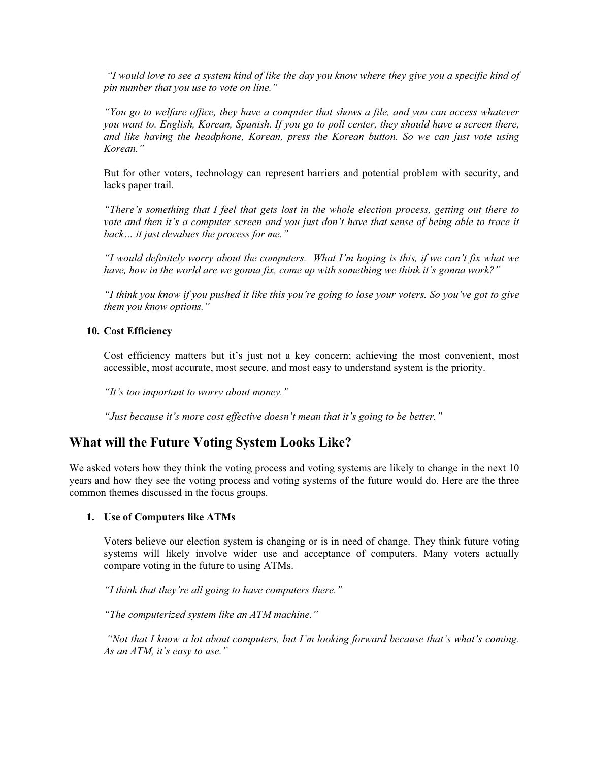*"I would love to see a system kind of like the day you know where they give you a specific kind of pin number that you use to vote on line."*

*"You go to welfare office, they have a computer that shows a file, and you can access whatever you want to. English, Korean, Spanish. If you go to poll center, they should have a screen there, and like having the headphone, Korean, press the Korean button. So we can just vote using Korean."*

But for other voters, technology can represent barriers and potential problem with security, and lacks paper trail.

*"There's something that I feel that gets lost in the whole election process, getting out there to vote and then it's a computer screen and you just don't have that sense of being able to trace it back… it just devalues the process for me."*

*"I would definitely worry about the computers. What I'm hoping is this, if we can't fix what we have, how in the world are we gonna fix, come up with something we think it's gonna work?"*

*"I think you know if you pushed it like this you're going to lose your voters. So you've got to give them you know options."*

**10. Cost Efficiency**

Cost efficiency matters but it's just not a key concern; achieving the most convenient, most accessible, most accurate, most secure, and most easy to understand system is the priority.

*"It's too important to worry about money."*

*"Just because it's more cost effective doesn't mean that it's going to be better."*

## What will the Future Voting System Looks Like?

We asked voters how they think the voting process and voting systems are likely to change in the next 10 years and how they see the voting process and voting systems of the future would do. Here are the three common themes discussed in the focus groups.

**1. Use of Computers like ATMs**

Voters believe our election system is changing or is in need of change. They think future voting systems will likely involve wider use and acceptance of computers. Many voters actually compare voting in the future to using ATMs.

*"I think that they're all going to have computers there."*

*"The computerized system like an ATM machine."*

*"Not that I know a lot about computers, but I'm looking forward because that's what's coming. As an ATM, it's easy to use."*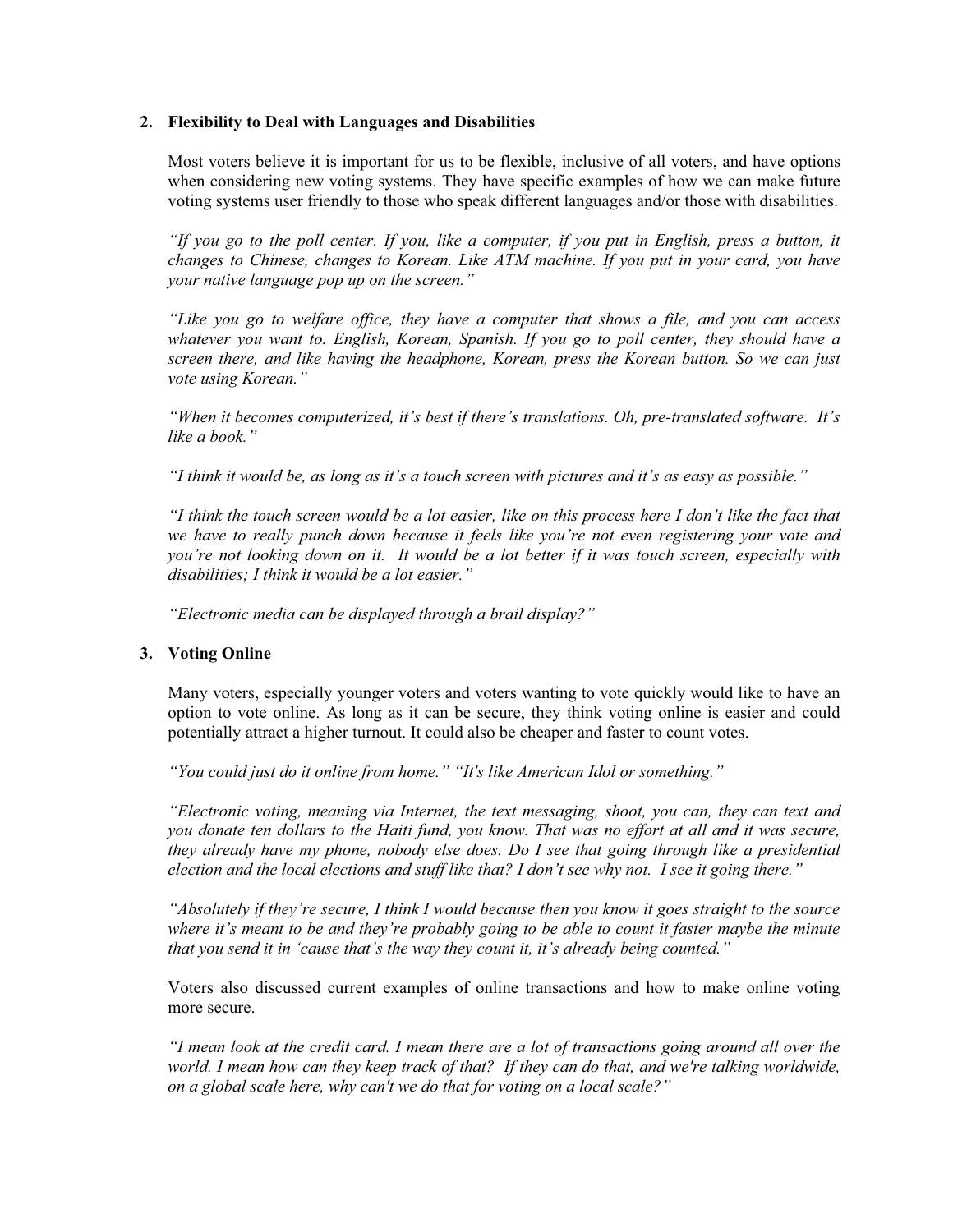### 2. Flexibility to Deal with Languages and Disabilities

Most voters believe it is important for us to be flexible, inclusive of all voters, and have options when considering new voting systems. They have specific examples of how we can make future voting systems user friendly to those who speak different languages and/or those with disabilities.

*"If you go to the poll center. If you, like a computer, if you put in English, press a button, it changes to Chinese, changes to Korean. Like ATM machine. If you put in your card, you have your native language pop up on the screen."*

*"Like you go to welfare office, they have a computer that shows a file, and you can access whatever you want to. English, Korean, Spanish. If you go to poll center, they should have a screen there, and like having the headphone, Korean, press the Korean button. So we can just vote using Korean."*

*"When it becomes computerized, it's best if there's translations. Oh, pre-translated software. It's like a book."*

*"I think it would be, as long as it's a touch screen with pictures and it's as easy as possible."*

*"I think the touch screen would be a lot easier, like on this process here I don't like the fact that we have to really punch down because it feels like you're not even registering your vote and you're not looking down on it. It would be a lot better if it was touch screen, especially with disabilities; I think it would be a lot easier."*

*"Electronic media can be displayed through a brail display?"*

### 3. Voting Online

Many voters, especially younger voters and voters wanting to vote quickly would like to have an option to vote online. As long as it can be secure, they think voting online is easier and could potentially attract a higher turnout. It could also be cheaper and faster to count votes.

*"You could just do it online from home." "It's like American Idol or something."*

*"Electronic voting, meaning via Internet, the text messaging, shoot, you can, they can text and you donate ten dollars to the Haiti fund, you know. That was no effort at all and it was secure, they already have my phone, nobody else does. Do I see that going through like a presidential election and the local elections and stuff like that? I don't see why not. I see it going there."*

*"Absolutely if they're secure, I think I would because then you know it goes straight to the source where it's meant to be and they're probably going to be able to count it faster maybe the minute that you send it in 'cause that's the way they count it, it's already being counted."*

Voters also discussed current examples of online transactions and how to make online voting more secure.

*"I mean look at the credit card. I mean there are a lot of transactions going around all over the world. I mean how can they keep track of that? If they can do that, and we're talking worldwide, on a global scale here, why can't we do that for voting on a local scale?"*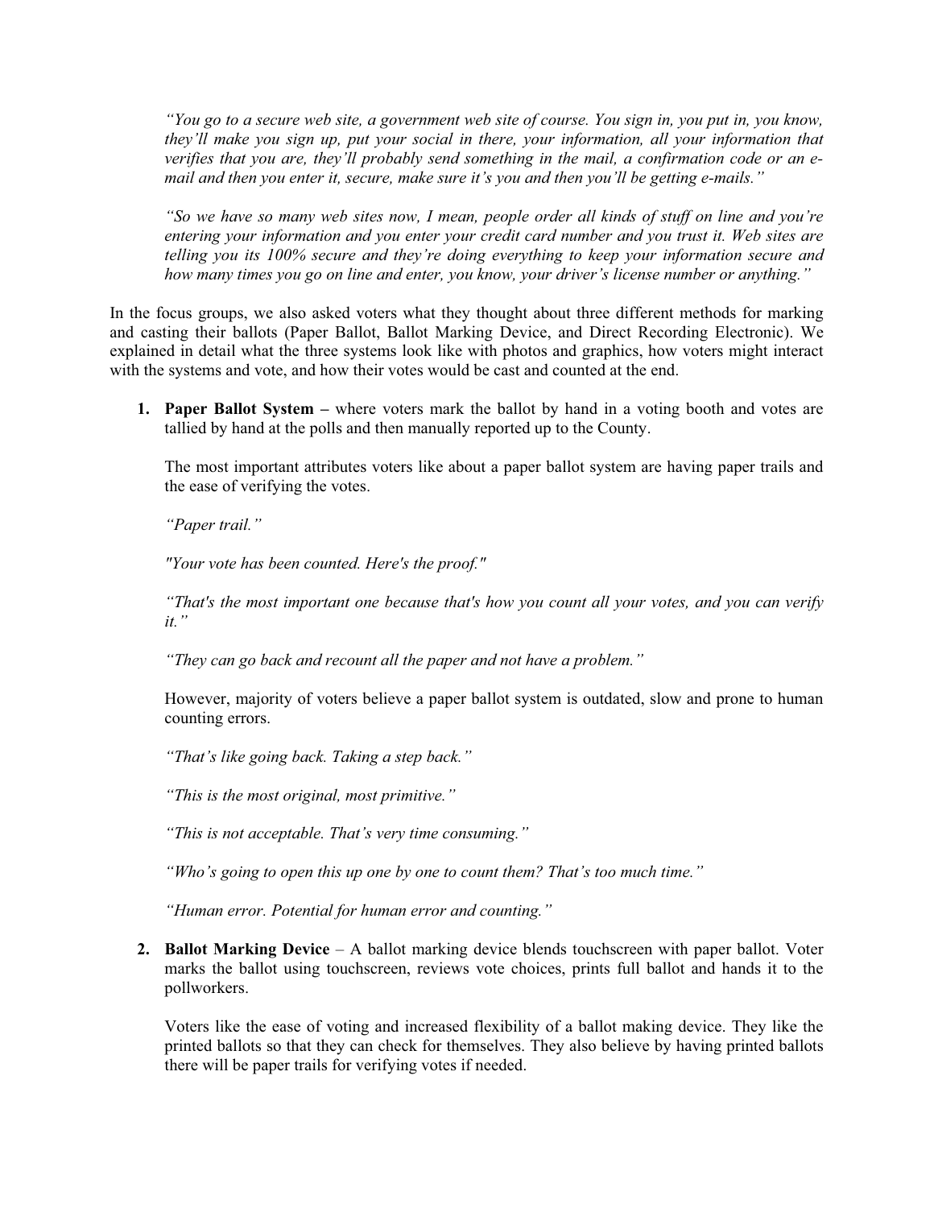*"You go to a secure web site, a government web site of course. You sign in, you put in, you know, they'll make you sign up, put your social in there, your information, all your information that verifies that you are, they'll probably send something in the mail, a confirmation code or an e-mail and then you enter it, secure, make sure it's you and then you'll be getting e-mails."*

*"So we have so many web sites now, I mean, people order all kinds of stuff on line and you're entering your information and you enter your credit card number and you trust it. Web sites are telling you its 100% secure and they're doing everything to keep your information secure and how many times you go on line and enter, you know, your driver's license number or anything."*

In the focus groups, we also asked voters what they thought about three different methods for marking and casting their ballots (Paper Ballot, Ballot Marking Device, and Direct Recording Electronic). We explained in detail what the three systems look like with photos and graphics, how voters might interact with the systems and vote, and how their votes would be cast and counted at the end.

1. **Paper Ballot System –** where voters mark the ballot by hand in a voting booth and votes are tallied by hand at the polls and then manually reported up to the County.

   The most important attributes voters like about a paper ballot system are having paper trails and the ease of verifying the votes.

   *"Paper trail."*

   *"Your vote has been counted. Here's the proof."*

   *"That's the most important one because that's how you count all your votes, and you can verify it."*

   *"They can go back and recount all the paper and not have a problem."*

   However, majority of voters believe a paper ballot system is outdated, slow and prone to human counting errors.

   *"That's like going back. Taking a step back."*

   *"This is the most original, most primitive."*

   *"This is not acceptable. That's very time consuming."*

   *"Who's going to open this up one by one to count them? That's too much time."*

   *"Human error. Potential for human error and counting."*

2. **Ballot Marking Device** – A ballot marking device blends touchscreen with paper ballot. Voter marks the ballot using touchscreen, reviews vote choices, prints full ballot and hands it to the pollworkers.

   Voters like the ease of voting and increased flexibility of a ballot making device. They like the printed ballots so that they can check for themselves. They also believe by having printed ballots there will be paper trails for verifying votes if needed.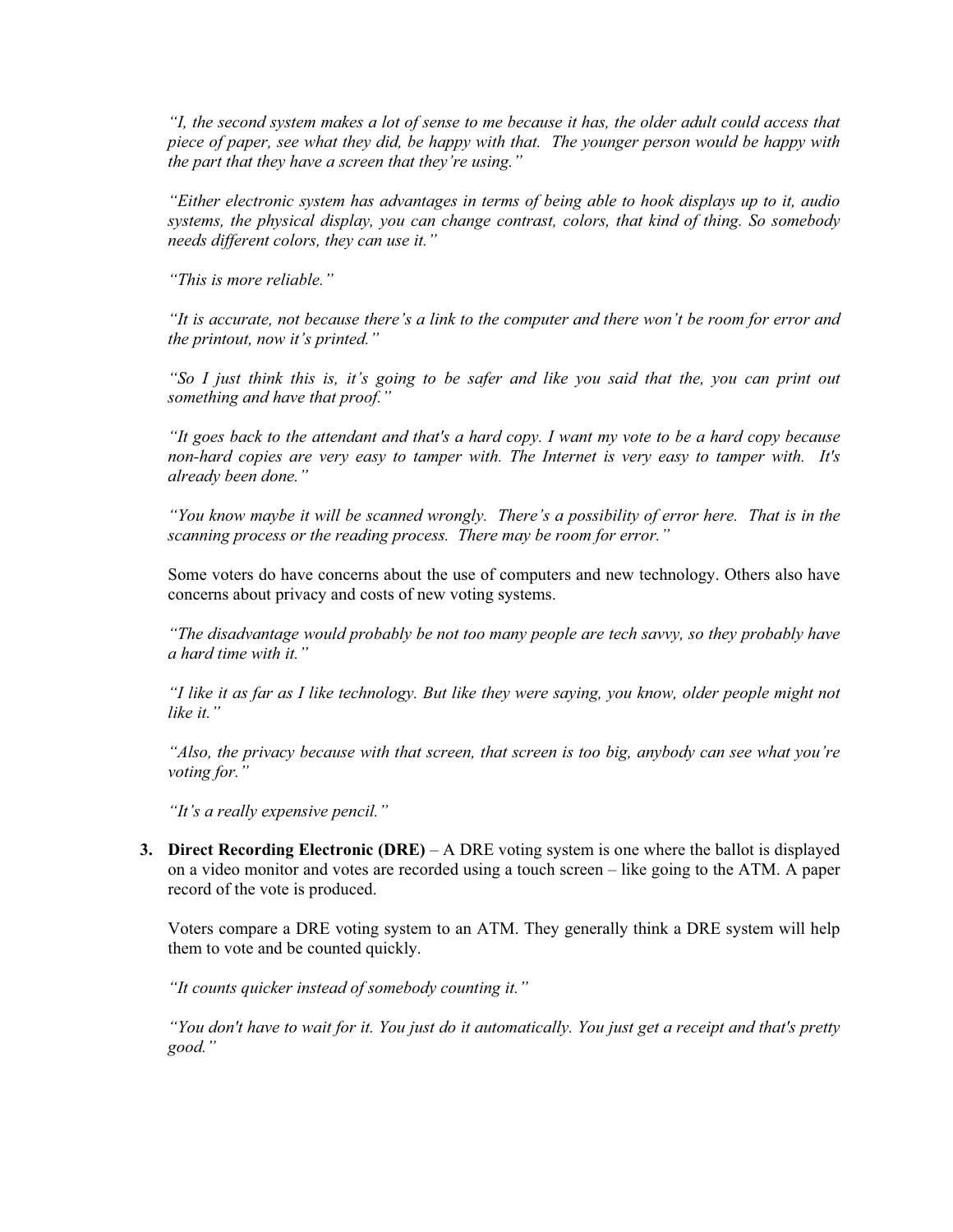*"I, the second system makes a lot of sense to me because it has, the older adult could access that piece of paper, see what they did, be happy with that. The younger person would be happy with the part that they have a screen that they're using."*

*"Either electronic system has advantages in terms of being able to hook displays up to it, audio systems, the physical display, you can change contrast, colors, that kind of thing. So somebody needs different colors, they can use it."*

*"This is more reliable."*

*"It is accurate, not because there's a link to the computer and there won't be room for error and the printout, now it's printed."*

*"So I just think this is, it's going to be safer and like you said that the, you can print out something and have that proof."*

*"It goes back to the attendant and that's a hard copy. I want my vote to be a hard copy because non-hard copies are very easy to tamper with. The Internet is very easy to tamper with. It's already been done."*

*"You know maybe it will be scanned wrongly. There's a possibility of error here. That is in the scanning process or the reading process. There may be room for error."*

Some voters do have concerns about the use of computers and new technology. Others also have concerns about privacy and costs of new voting systems.

*"The disadvantage would probably be not too many people are tech savvy, so they probably have a hard time with it."*

*"I like it as far as I like technology. But like they were saying, you know, older people might not like it."*

*"Also, the privacy because with that screen, that screen is too big, anybody can see what you're voting for."*

*"It's a really expensive pencil."*

3. **Direct Recording Electronic (DRE)** – A DRE voting system is one where the ballot is displayed on a video monitor and votes are recorded using a touch screen – like going to the ATM. A paper record of the vote is produced.

   Voters compare a DRE voting system to an ATM. They generally think a DRE system will help them to vote and be counted quickly.

   *"It counts quicker instead of somebody counting it."*

   *"You don't have to wait for it. You just do it automatically. You just get a receipt and that's pretty good."*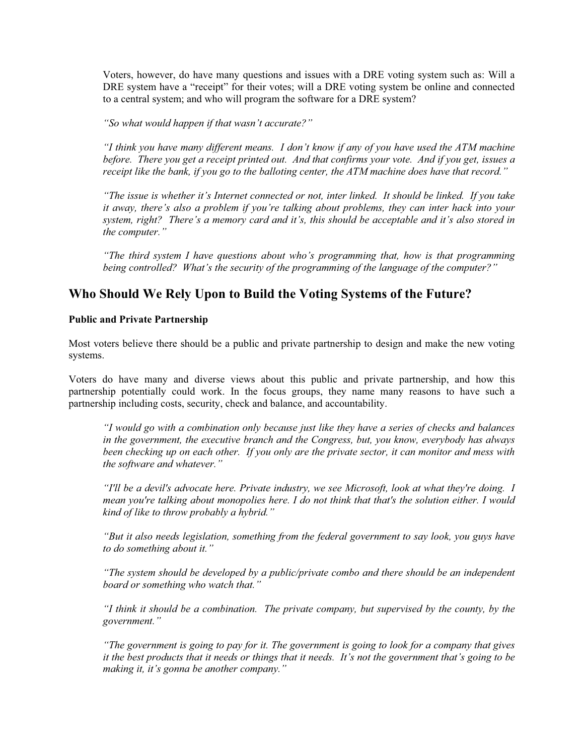Voters, however, do have many questions and issues with a DRE voting system such as: Will a DRE system have a "receipt" for their votes; will a DRE voting system be online and connected to a central system; and who will program the software for a DRE system?

*"So what would happen if that wasn't accurate?"*

*"I think you have many different means. I don't know if any of you have used the ATM machine before. There you get a receipt printed out. And that confirms your vote. And if you get, issues a receipt like the bank, if you go to the balloting center, the ATM machine does have that record."*

*"The issue is whether it's Internet connected or not, inter linked. It should be linked. If you take it away, there's also a problem if you're talking about problems, they can inter hack into your system, right? There's a memory card and it's, this should be acceptable and it's also stored in the computer."*

*"The third system I have questions about who's programming that, how is that programming being controlled? What's the security of the programming of the language of the computer?"*

## Who Should We Rely Upon to Build the Voting Systems of the Future?

**Public and Private Partnership**

Most voters believe there should be a public and private partnership to design and make the new voting systems.

Voters do have many and diverse views about this public and private partnership, and how this partnership potentially could work. In the focus groups, they name many reasons to have such a partnership including costs, security, check and balance, and accountability.

*"I would go with a combination only because just like they have a series of checks and balances in the government, the executive branch and the Congress, but, you know, everybody has always been checking up on each other. If you only are the private sector, it can monitor and mess with the software and whatever."*

*"I'll be a devil's advocate here. Private industry, we see Microsoft, look at what they're doing. I mean you're talking about monopolies here. I do not think that that's the solution either. I would kind of like to throw probably a hybrid."*

*"But it also needs legislation, something from the federal government to say look, you guys have to do something about it."*

*"The system should be developed by a public/private combo and there should be an independent board or something who watch that."*

*"I think it should be a combination. The private company, but supervised by the county, by the government."*

*"The government is going to pay for it. The government is going to look for a company that gives it the best products that it needs or things that it needs. It's not the government that's going to be making it, it's gonna be another company."*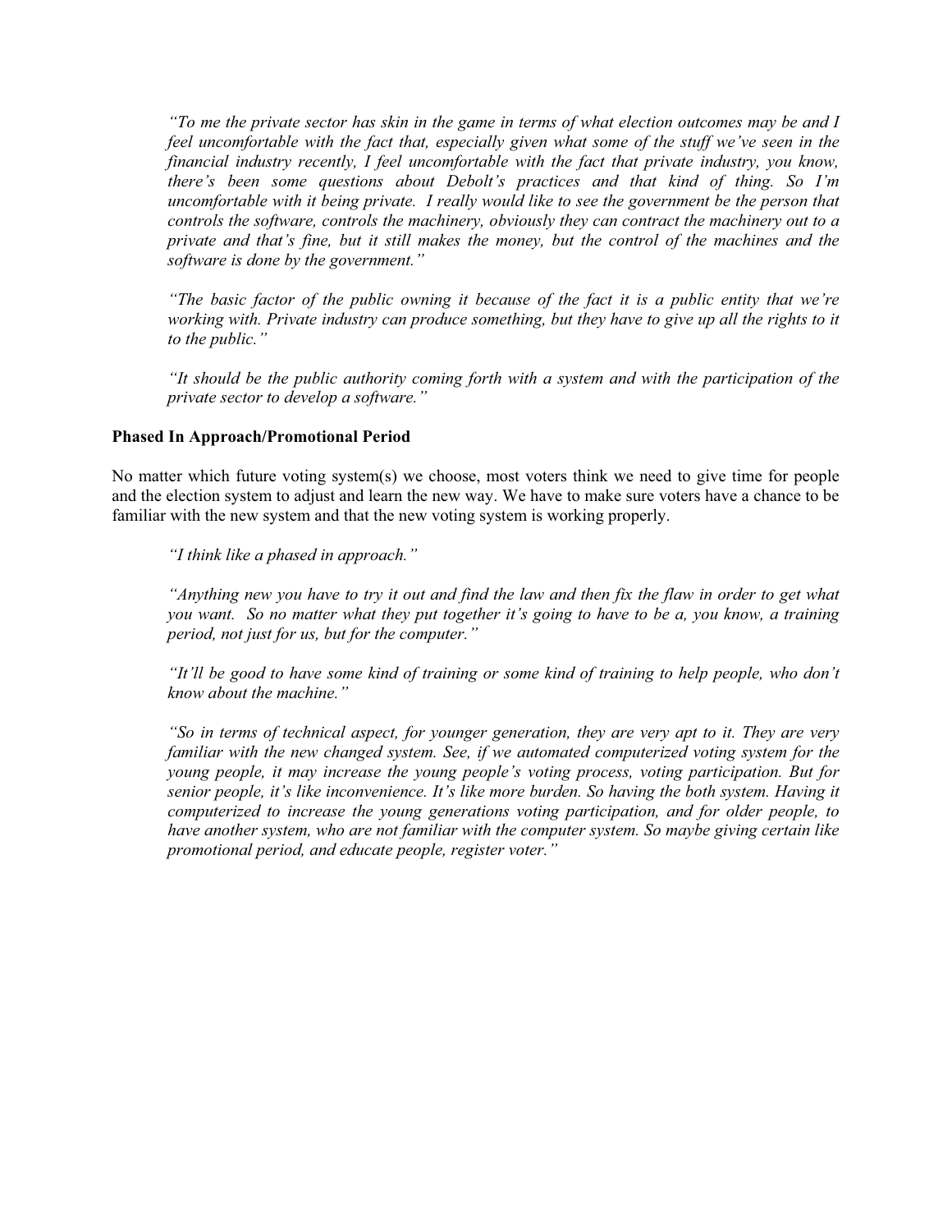*"To me the private sector has skin in the game in terms of what election outcomes may be and I feel uncomfortable with the fact that, especially given what some of the stuff we've seen in the financial industry recently, I feel uncomfortable with the fact that private industry, you know, there's been some questions about Debolt's practices and that kind of thing. So I'm uncomfortable with it being private. I really would like to see the government be the person that controls the software, controls the machinery, obviously they can contract the machinery out to a private and that's fine, but it still makes the money, but the control of the machines and the software is done by the government."*

*"The basic factor of the public owning it because of the fact it is a public entity that we're working with. Private industry can produce something, but they have to give up all the rights to it to the public."*

*"It should be the public authority coming forth with a system and with the participation of the private sector to develop a software."*

**Phased In Approach/Promotional Period**

No matter which future voting system(s) we choose, most voters think we need to give time for people and the election system to adjust and learn the new way. We have to make sure voters have a chance to be familiar with the new system and that the new voting system is working properly.

*"I think like a phased in approach."*

*"Anything new you have to try it out and find the law and then fix the flaw in order to get what you want. So no matter what they put together it's going to have to be a, you know, a training period, not just for us, but for the computer."*

*"It'll be good to have some kind of training or some kind of training to help people, who don't know about the machine."*

*"So in terms of technical aspect, for younger generation, they are very apt to it. They are very familiar with the new changed system. See, if we automated computerized voting system for the young people, it may increase the young people's voting process, voting participation. But for senior people, it's like inconvenience. It's like more burden. So having the both system. Having it computerized to increase the young generations voting participation, and for older people, to have another system, who are not familiar with the computer system. So maybe giving certain like promotional period, and educate people, register voter."*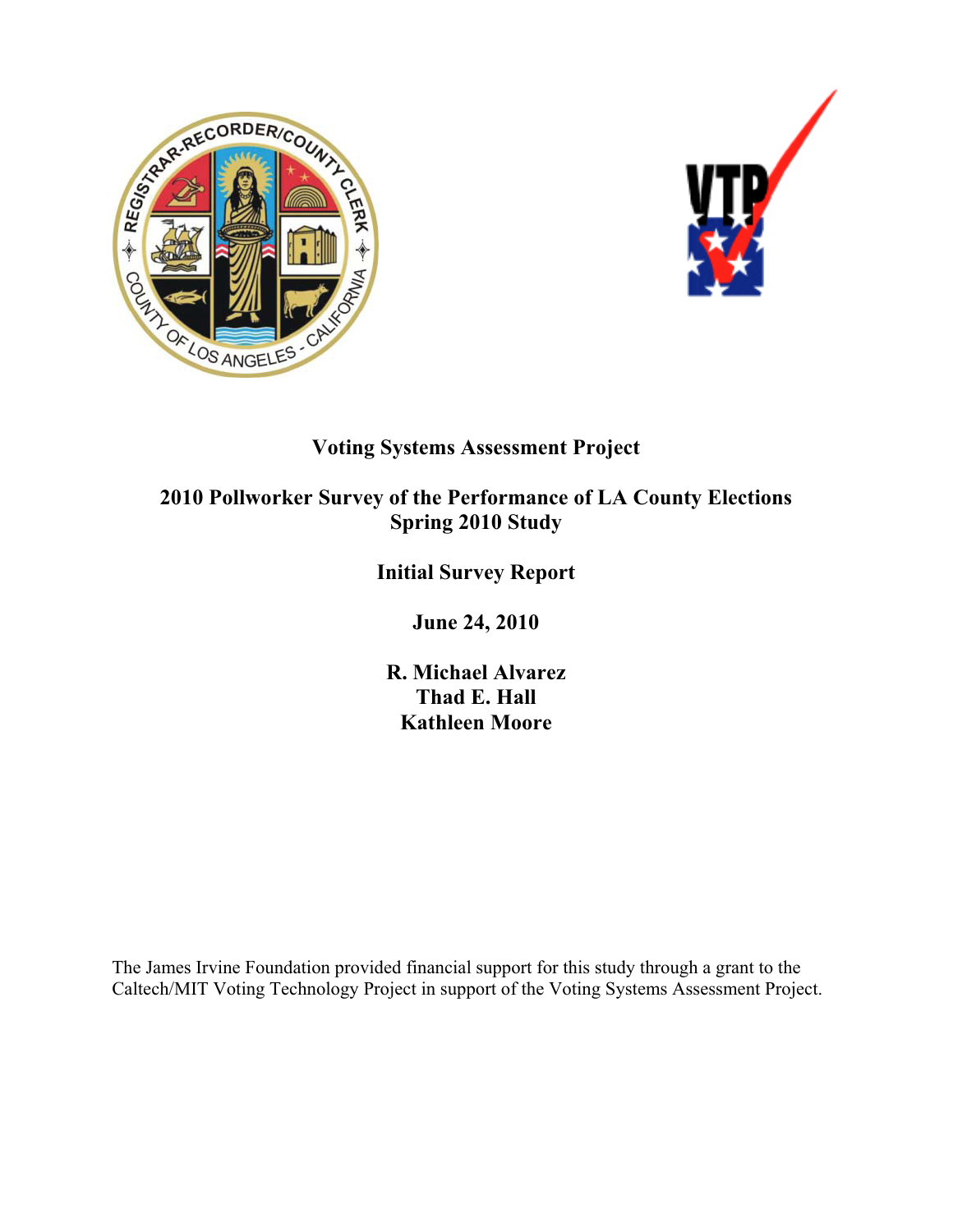# Voting Systems Assessment Project

## 2010 Pollworker Survey of the Performance of LA County Elections Spring 2010 Study

### Initial Survey Report

**June 24, 2010**

**R. Michael Alvarez**
**Thad E. Hall**
**Kathleen Moore**

The James Irvine Foundation provided financial support for this study through a grant to the Caltech/MIT Voting Technology Project in support of the Voting Systems Assessment Project.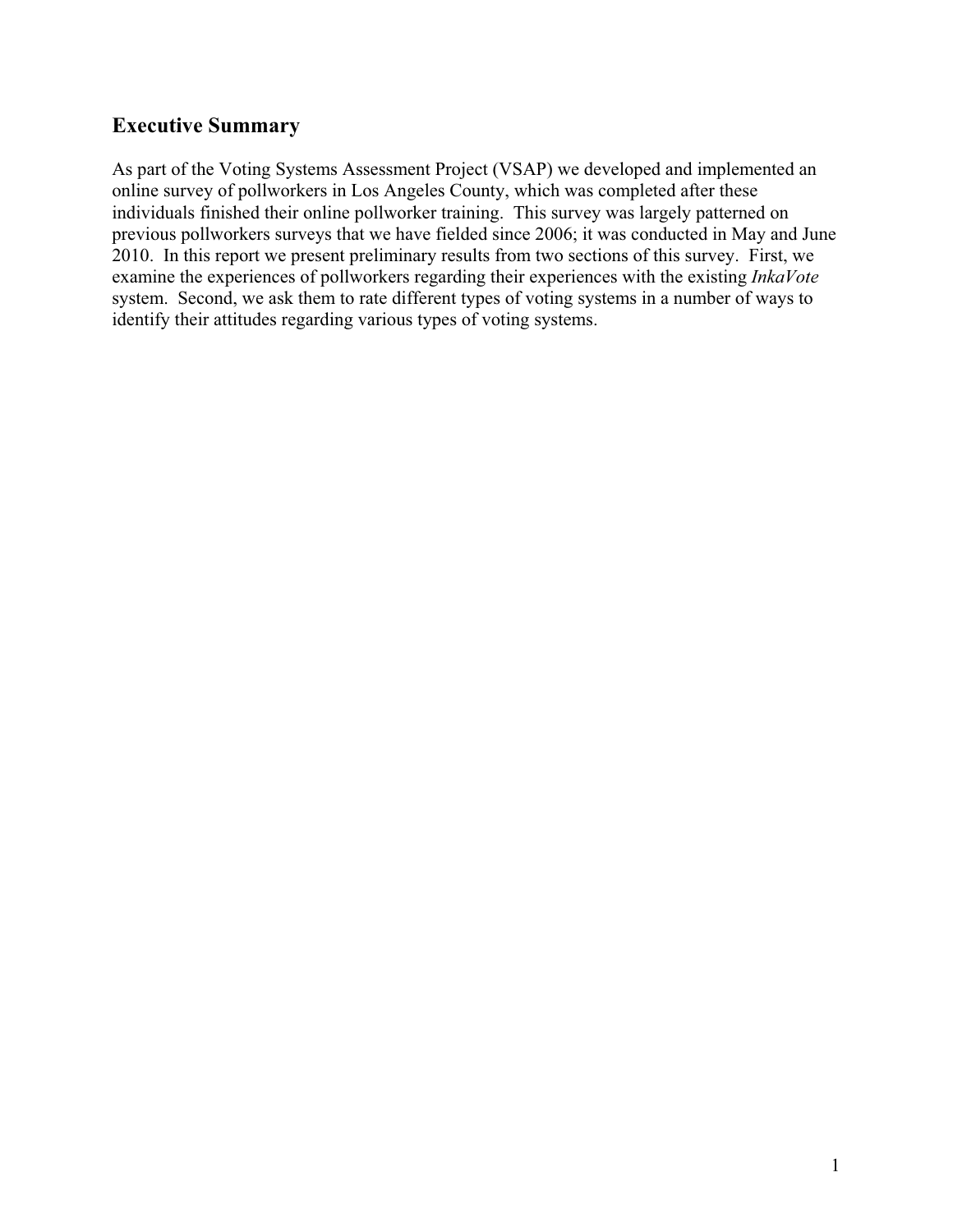## Executive Summary

As part of the Voting Systems Assessment Project (VSAP) we developed and implemented an online survey of pollworkers in Los Angeles County, which was completed after these individuals finished their online pollworker training. This survey was largely patterned on previous pollworkers surveys that we have fielded since 2006; it was conducted in May and June 2010. In this report we present preliminary results from two sections of this survey. First, we examine the experiences of pollworkers regarding their experiences with the existing *InkaVote* system. Second, we ask them to rate different types of voting systems in a number of ways to identify their attitudes regarding various types of voting systems.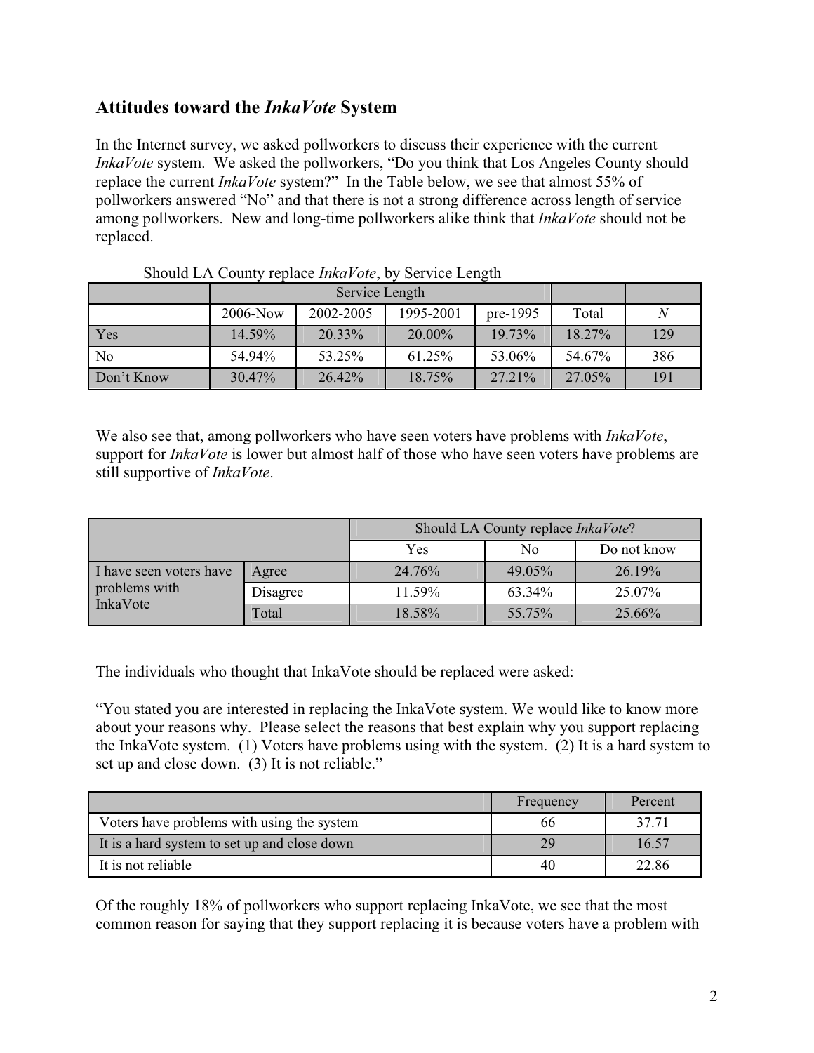## Attitudes toward the *InkaVote* System

In the Internet survey, we asked pollworkers to discuss their experience with the current *InkaVote* system. We asked the pollworkers, "Do you think that Los Angeles County should replace the current *InkaVote* system?" In the Table below, we see that almost 55% of pollworkers answered "No" and that there is not a strong difference across length of service among pollworkers. New and long-time pollworkers alike think that *InkaVote* should not be replaced.

Should LA County replace *InkaVote*, by Service Length

| | Service Length | | | | | |
|---|---|---|---|---|---|---|
| | 2006-Now | 2002-2005 | 1995-2001 | pre-1995 | Total | *N* |
| Yes | 14.59% | 20.33% | 20.00% | 19.73% | 18.27% | 129 |
| No | 54.94% | 53.25% | 61.25% | 53.06% | 54.67% | 386 |
| Don't Know | 30.47% | 26.42% | 18.75% | 27.21% | 27.05% | 191 |

We also see that, among pollworkers who have seen voters have problems with *InkaVote*, support for *InkaVote* is lower but almost half of those who have seen voters have problems are still supportive of *InkaVote*.

| | | Should LA County replace *InkaVote*? | | |
|---|---|---|---|---|
| | | Yes | No | Do not know |
| I have seen voters have problems with InkaVote | Agree | 24.76% | 49.05% | 26.19% |
| | Disagree | 11.59% | 63.34% | 25.07% |
| | Total | 18.58% | 55.75% | 25.66% |

The individuals who thought that InkaVote should be replaced were asked:

"You stated you are interested in replacing the InkaVote system. We would like to know more about your reasons why. Please select the reasons that best explain why you support replacing the InkaVote system. (1) Voters have problems using with the system. (2) It is a hard system to set up and close down. (3) It is not reliable."

| | Frequency | Percent |
|---|---|---|
| Voters have problems with using the system | 66 | 37.71 |
| It is a hard system to set up and close down | 29 | 16.57 |
| It is not reliable | 40 | 22.86 |

Of the roughly 18% of pollworkers who support replacing InkaVote, we see that the most common reason for saying that they support replacing it is because voters have a problem with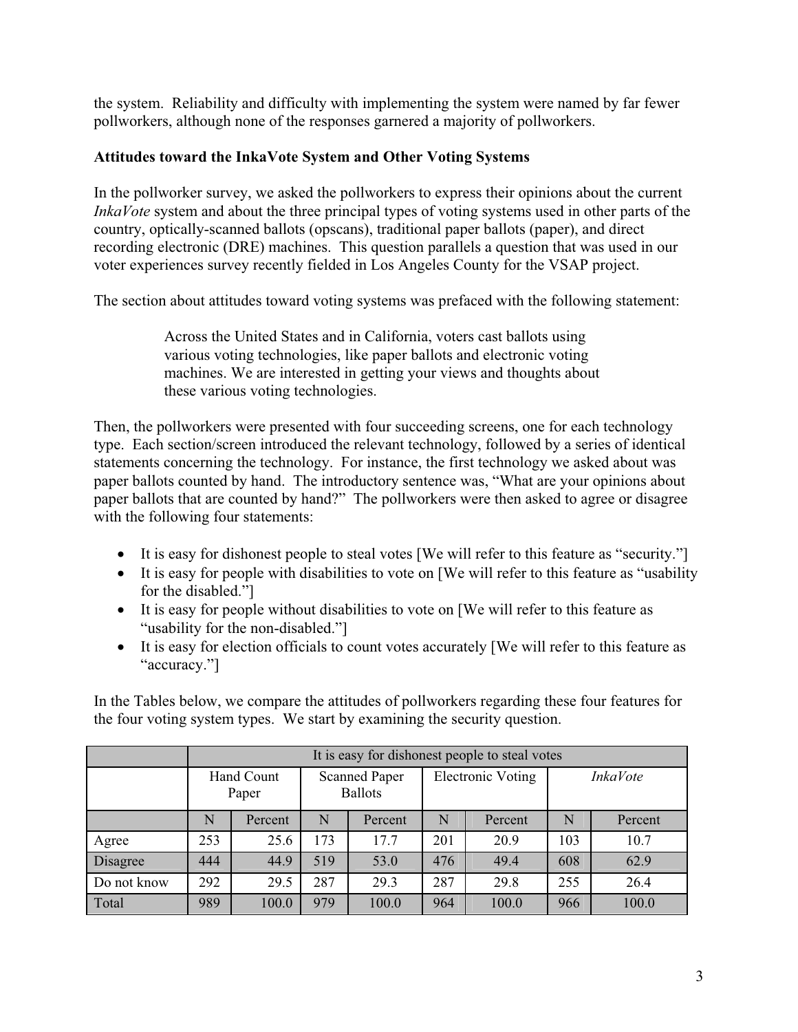the system. Reliability and difficulty with implementing the system were named by far fewer pollworkers, although none of the responses garnered a majority of pollworkers.

**Attitudes toward the InkaVote System and Other Voting Systems**

In the pollworker survey, we asked the pollworkers to express their opinions about the current *InkaVote* system and about the three principal types of voting systems used in other parts of the country, optically-scanned ballots (opscans), traditional paper ballots (paper), and direct recording electronic (DRE) machines. This question parallels a question that was used in our voter experiences survey recently fielded in Los Angeles County for the VSAP project.

The section about attitudes toward voting systems was prefaced with the following statement:

> Across the United States and in California, voters cast ballots using various voting technologies, like paper ballots and electronic voting machines. We are interested in getting your views and thoughts about these various voting technologies.

Then, the pollworkers were presented with four succeeding screens, one for each technology type. Each section/screen introduced the relevant technology, followed by a series of identical statements concerning the technology. For instance, the first technology we asked about was paper ballots counted by hand. The introductory sentence was, "What are your opinions about paper ballots that are counted by hand?" The pollworkers were then asked to agree or disagree with the following four statements:

- It is easy for dishonest people to steal votes [We will refer to this feature as "security."]
- It is easy for people with disabilities to vote on [We will refer to this feature as "usability for the disabled."]
- It is easy for people without disabilities to vote on [We will refer to this feature as "usability for the non-disabled."]
- It is easy for election officials to count votes accurately [We will refer to this feature as "accuracy."]

In the Tables below, we compare the attitudes of pollworkers regarding these four features for the four voting system types. We start by examining the security question.

| | It is easy for dishonest people to steal votes | | | | | | | |
|---|---|---|---|---|---|---|---|---|
| | Hand Count Paper | | Scanned Paper Ballots | | Electronic Voting | | *InkaVote* | |
| | N | Percent | N | Percent | N | Percent | N | Percent |
| Agree | 253 | 25.6 | 173 | 17.7 | 201 | 20.9 | 103 | 10.7 |
| Disagree | 444 | 44.9 | 519 | 53.0 | 476 | 49.4 | 608 | 62.9 |
| Do not know | 292 | 29.5 | 287 | 29.3 | 287 | 29.8 | 255 | 26.4 |
| Total | 989 | 100.0 | 979 | 100.0 | 964 | 100.0 | 966 | 100.0 |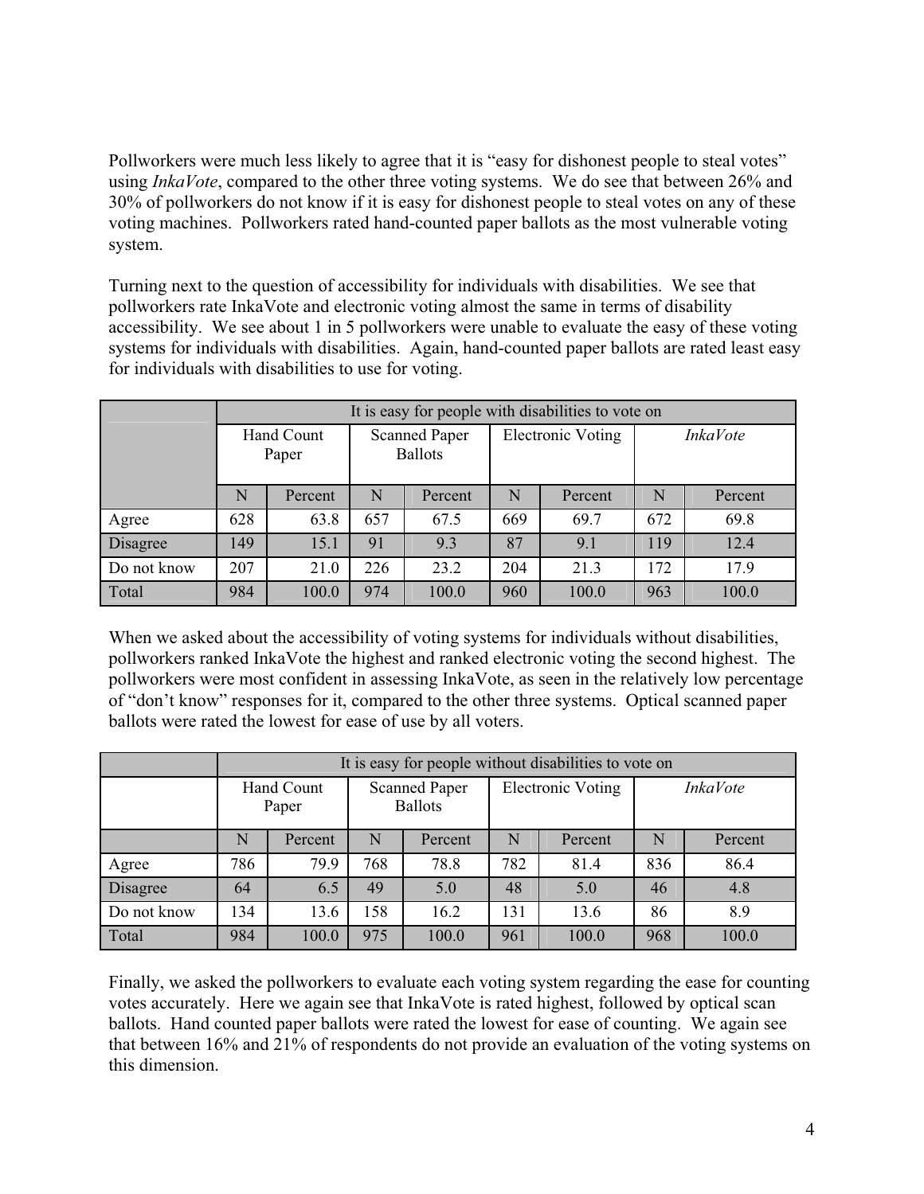Pollworkers were much less likely to agree that it is "easy for dishonest people to steal votes" using *InkaVote*, compared to the other three voting systems. We do see that between 26% and 30% of pollworkers do not know if it is easy for dishonest people to steal votes on any of these voting machines. Pollworkers rated hand-counted paper ballots as the most vulnerable voting system.

Turning next to the question of accessibility for individuals with disabilities. We see that pollworkers rate InkaVote and electronic voting almost the same in terms of disability accessibility. We see about 1 in 5 pollworkers were unable to evaluate the easy of these voting systems for individuals with disabilities. Again, hand-counted paper ballots are rated least easy for individuals with disabilities to use for voting.

| | It is easy for people with disabilities to vote on | | | | | | | |
|---|---|---|---|---|---|---|---|---|
| | Hand Count Paper | | Scanned Paper Ballots | | Electronic Voting | | *InkaVote* | |
| | N | Percent | N | Percent | N | Percent | N | Percent |
| Agree | 628 | 63.8 | 657 | 67.5 | 669 | 69.7 | 672 | 69.8 |
| Disagree | 149 | 15.1 | 91 | 9.3 | 87 | 9.1 | 119 | 12.4 |
| Do not know | 207 | 21.0 | 226 | 23.2 | 204 | 21.3 | 172 | 17.9 |
| Total | 984 | 100.0 | 974 | 100.0 | 960 | 100.0 | 963 | 100.0 |

When we asked about the accessibility of voting systems for individuals without disabilities, pollworkers ranked InkaVote the highest and ranked electronic voting the second highest. The pollworkers were most confident in assessing InkaVote, as seen in the relatively low percentage of "don't know" responses for it, compared to the other three systems. Optical scanned paper ballots were rated the lowest for ease of use by all voters.

| | It is easy for people without disabilities to vote on | | | | | | | |
|---|---|---|---|---|---|---|---|---|
| | Hand Count Paper | | Scanned Paper Ballots | | Electronic Voting | | *InkaVote* | |
| | N | Percent | N | Percent | N | Percent | N | Percent |
| Agree | 786 | 79.9 | 768 | 78.8 | 782 | 81.4 | 836 | 86.4 |
| Disagree | 64 | 6.5 | 49 | 5.0 | 48 | 5.0 | 46 | 4.8 |
| Do not know | 134 | 13.6 | 158 | 16.2 | 131 | 13.6 | 86 | 8.9 |
| Total | 984 | 100.0 | 975 | 100.0 | 961 | 100.0 | 968 | 100.0 |

Finally, we asked the pollworkers to evaluate each voting system regarding the ease for counting votes accurately. Here we again see that InkaVote is rated highest, followed by optical scan ballots. Hand counted paper ballots were rated the lowest for ease of counting. We again see that between 16% and 21% of respondents do not provide an evaluation of the voting systems on this dimension.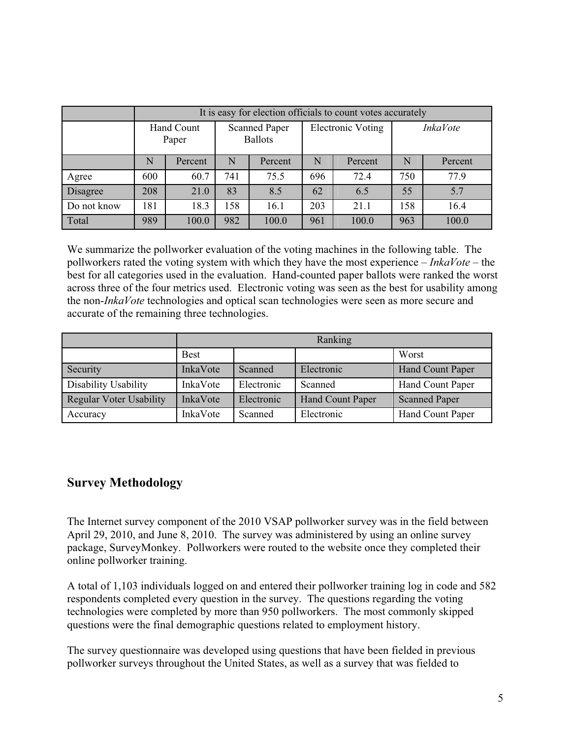| | It is easy for election officials to count votes accurately | | | | | | | |
|---|---|---|---|---|---|---|---|---|
| | Hand Count Paper | | Scanned Paper Ballots | | Electronic Voting | | *InkaVote* | |
| | N | Percent | N | Percent | N | Percent | N | Percent |
| Agree | 600 | 60.7 | 741 | 75.5 | 696 | 72.4 | 750 | 77.9 |
| Disagree | 208 | 21.0 | 83 | 8.5 | 62 | 6.5 | 55 | 5.7 |
| Do not know | 181 | 18.3 | 158 | 16.1 | 203 | 21.1 | 158 | 16.4 |
| Total | 989 | 100.0 | 982 | 100.0 | 961 | 100.0 | 963 | 100.0 |

We summarize the pollworker evaluation of the voting machines in the following table. The pollworkers rated the voting system with which they have the most experience – *InkaVote* – the best for all categories used in the evaluation. Hand-counted paper ballots were ranked the worst across three of the four metrics used. Electronic voting was seen as the best for usability among the non-*InkaVote* technologies and optical scan technologies were seen as more secure and accurate of the remaining three technologies.

| | Ranking | | | |
|---|---|---|---|---|
| | Best | | | Worst |
| Security | InkaVote | Scanned | Electronic | Hand Count Paper |
| Disability Usability | InkaVote | Electronic | Scanned | Hand Count Paper |
| Regular Voter Usability | InkaVote | Electronic | Hand Count Paper | Scanned Paper |
| Accuracy | InkaVote | Scanned | Electronic | Hand Count Paper |

## Survey Methodology

The Internet survey component of the 2010 VSAP pollworker survey was in the field between April 29, 2010, and June 8, 2010. The survey was administered by using an online survey package, SurveyMonkey. Pollworkers were routed to the website once they completed their online pollworker training.

A total of 1,103 individuals logged on and entered their pollworker training log in code and 582 respondents completed every question in the survey. The questions regarding the voting technologies were completed by more than 950 pollworkers. The most commonly skipped questions were the final demographic questions related to employment history.

The survey questionnaire was developed using questions that have been fielded in previous pollworker surveys throughout the United States, as well as a survey that was fielded to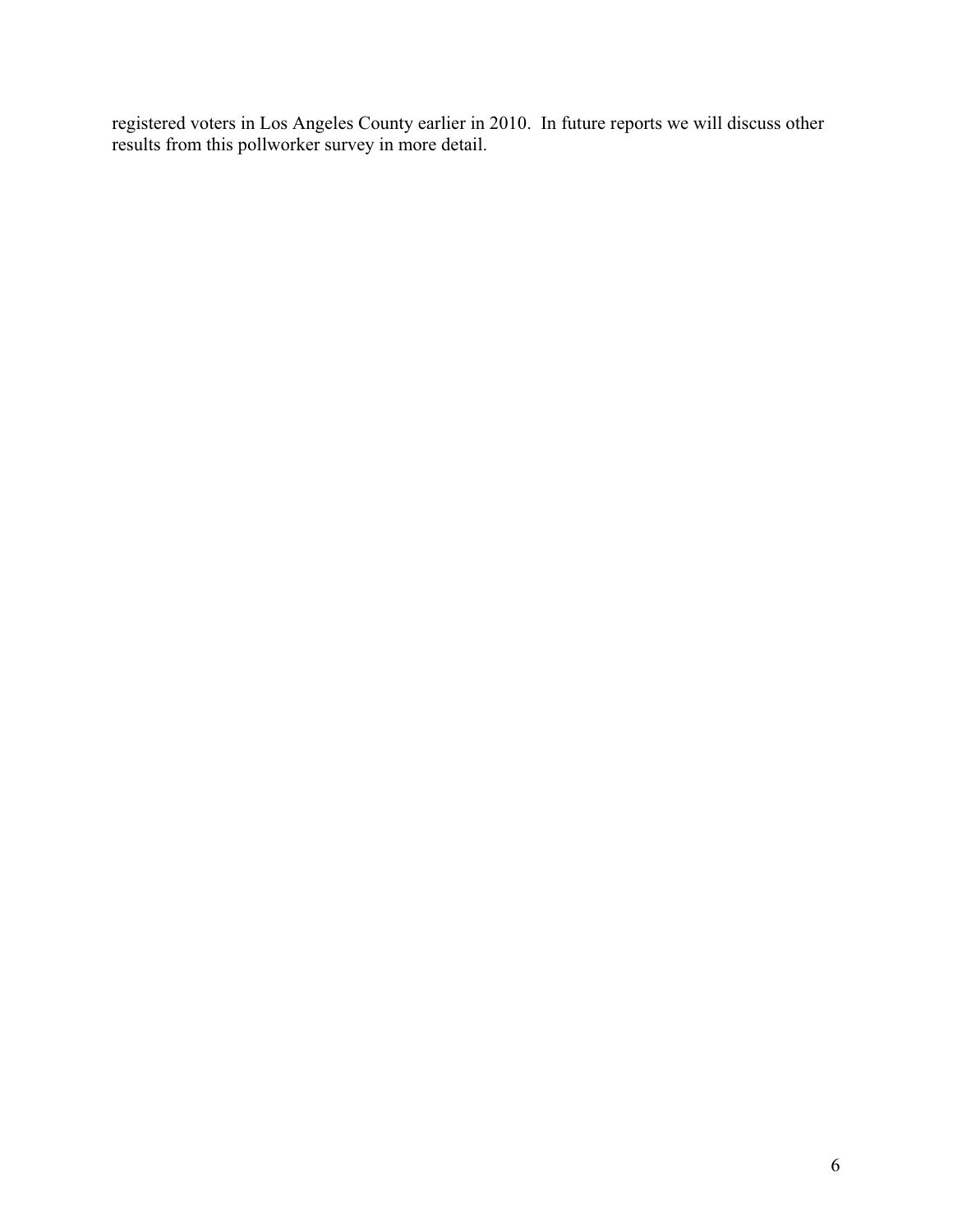registered voters in Los Angeles County earlier in 2010. In future reports we will discuss other results from this pollworker survey in more detail.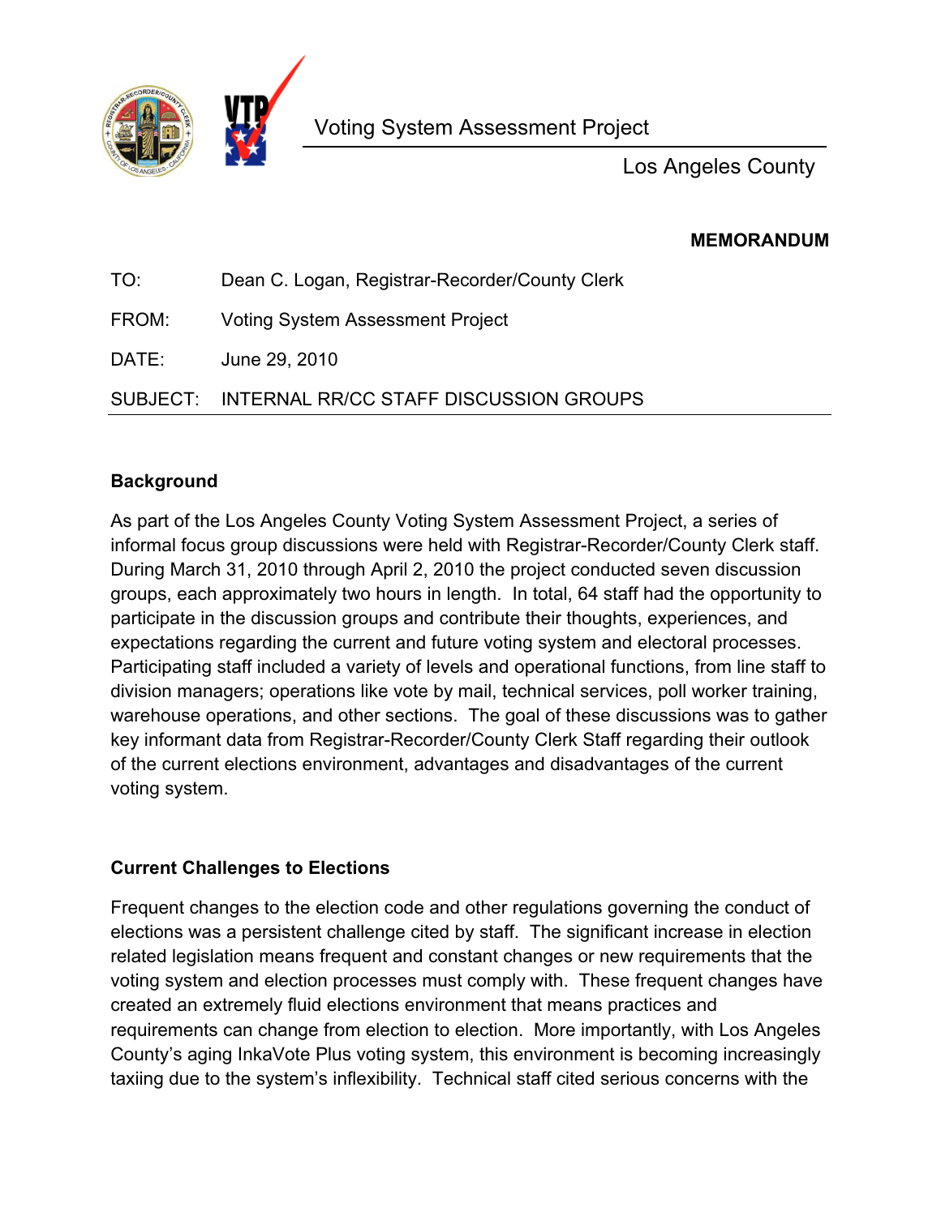Voting System Assessment Project

Los Angeles County

**MEMORANDUM**

TO: Dean C. Logan, Registrar-Recorder/County Clerk

FROM: Voting System Assessment Project

DATE: June 29, 2010

SUBJECT: INTERNAL RR/CC STAFF DISCUSSION GROUPS

---

## Background

As part of the Los Angeles County Voting System Assessment Project, a series of informal focus group discussions were held with Registrar-Recorder/County Clerk staff. During March 31, 2010 through April 2, 2010 the project conducted seven discussion groups, each approximately two hours in length. In total, 64 staff had the opportunity to participate in the discussion groups and contribute their thoughts, experiences, and expectations regarding the current and future voting system and electoral processes. Participating staff included a variety of levels and operational functions, from line staff to division managers; operations like vote by mail, technical services, poll worker training, warehouse operations, and other sections. The goal of these discussions was to gather key informant data from Registrar-Recorder/County Clerk Staff regarding their outlook of the current elections environment, advantages and disadvantages of the current voting system.

## Current Challenges to Elections

Frequent changes to the election code and other regulations governing the conduct of elections was a persistent challenge cited by staff. The significant increase in election related legislation means frequent and constant changes or new requirements that the voting system and election processes must comply with. These frequent changes have created an extremely fluid elections environment that means practices and requirements can change from election to election. More importantly, with Los Angeles County's aging InkaVote Plus voting system, this environment is becoming increasingly taxiing due to the system's inflexibility. Technical staff cited serious concerns with the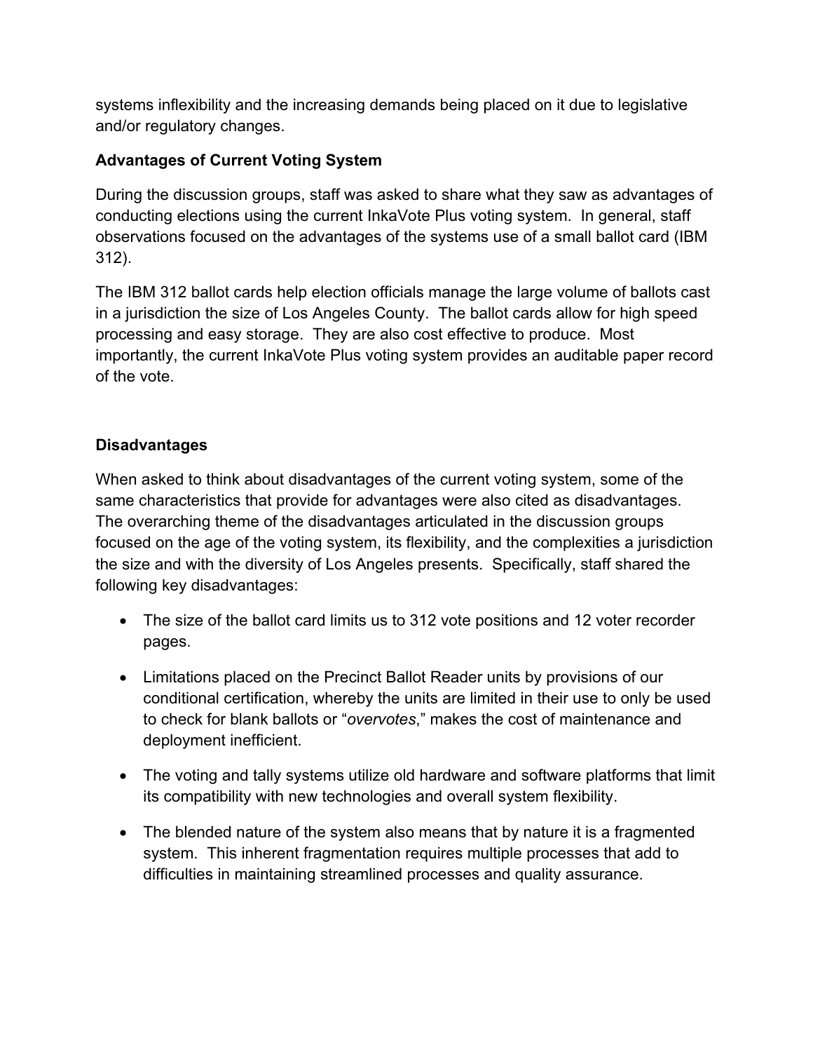systems inflexibility and the increasing demands being placed on it due to legislative and/or regulatory changes.

**Advantages of Current Voting System**

During the discussion groups, staff was asked to share what they saw as advantages of conducting elections using the current InkaVote Plus voting system. In general, staff observations focused on the advantages of the systems use of a small ballot card (IBM 312).

The IBM 312 ballot cards help election officials manage the large volume of ballots cast in a jurisdiction the size of Los Angeles County. The ballot cards allow for high speed processing and easy storage. They are also cost effective to produce. Most importantly, the current InkaVote Plus voting system provides an auditable paper record of the vote.

**Disadvantages**

When asked to think about disadvantages of the current voting system, some of the same characteristics that provide for advantages were also cited as disadvantages. The overarching theme of the disadvantages articulated in the discussion groups focused on the age of the voting system, its flexibility, and the complexities a jurisdiction the size and with the diversity of Los Angeles presents. Specifically, staff shared the following key disadvantages:

- The size of the ballot card limits us to 312 vote positions and 12 voter recorder pages.
- Limitations placed on the Precinct Ballot Reader units by provisions of our conditional certification, whereby the units are limited in their use to only be used to check for blank ballots or "*overvotes*," makes the cost of maintenance and deployment inefficient.
- The voting and tally systems utilize old hardware and software platforms that limit its compatibility with new technologies and overall system flexibility.
- The blended nature of the system also means that by nature it is a fragmented system. This inherent fragmentation requires multiple processes that add to difficulties in maintaining streamlined processes and quality assurance.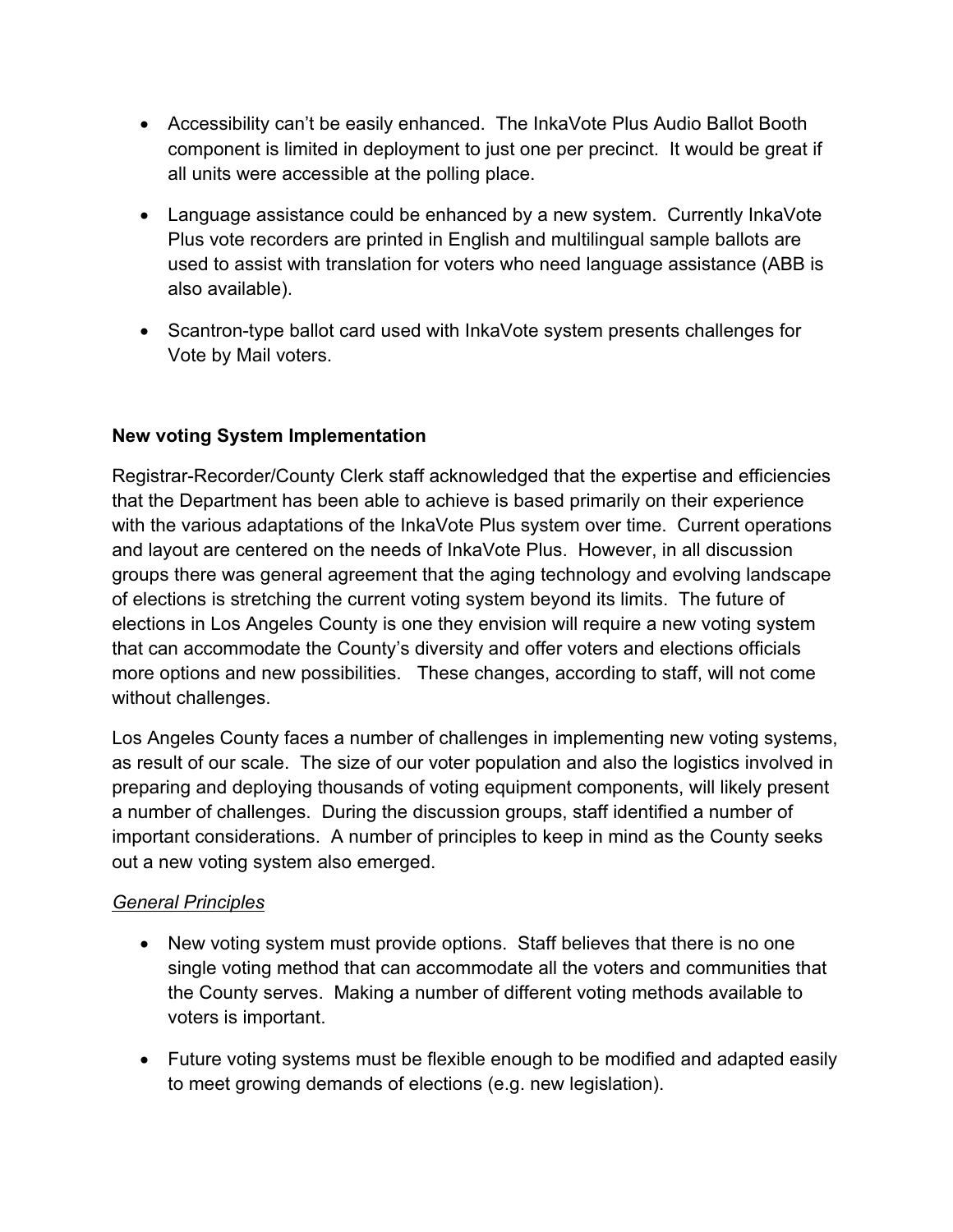- Accessibility can't be easily enhanced. The InkaVote Plus Audio Ballot Booth component is limited in deployment to just one per precinct. It would be great if all units were accessible at the polling place.

- Language assistance could be enhanced by a new system. Currently InkaVote Plus vote recorders are printed in English and multilingual sample ballots are used to assist with translation for voters who need language assistance (ABB is also available).

- Scantron-type ballot card used with InkaVote system presents challenges for Vote by Mail voters.

**New voting System Implementation**

Registrar-Recorder/County Clerk staff acknowledged that the expertise and efficiencies that the Department has been able to achieve is based primarily on their experience with the various adaptations of the InkaVote Plus system over time. Current operations and layout are centered on the needs of InkaVote Plus. However, in all discussion groups there was general agreement that the aging technology and evolving landscape of elections is stretching the current voting system beyond its limits. The future of elections in Los Angeles County is one they envision will require a new voting system that can accommodate the County's diversity and offer voters and elections officials more options and new possibilities. These changes, according to staff, will not come without challenges.

Los Angeles County faces a number of challenges in implementing new voting systems, as result of our scale. The size of our voter population and also the logistics involved in preparing and deploying thousands of voting equipment components, will likely present a number of challenges. During the discussion groups, staff identified a number of important considerations. A number of principles to keep in mind as the County seeks out a new voting system also emerged.

<u>*General Principles*</u>

- New voting system must provide options. Staff believes that there is no one single voting method that can accommodate all the voters and communities that the County serves. Making a number of different voting methods available to voters is important.

- Future voting systems must be flexible enough to be modified and adapted easily to meet growing demands of elections (e.g. new legislation).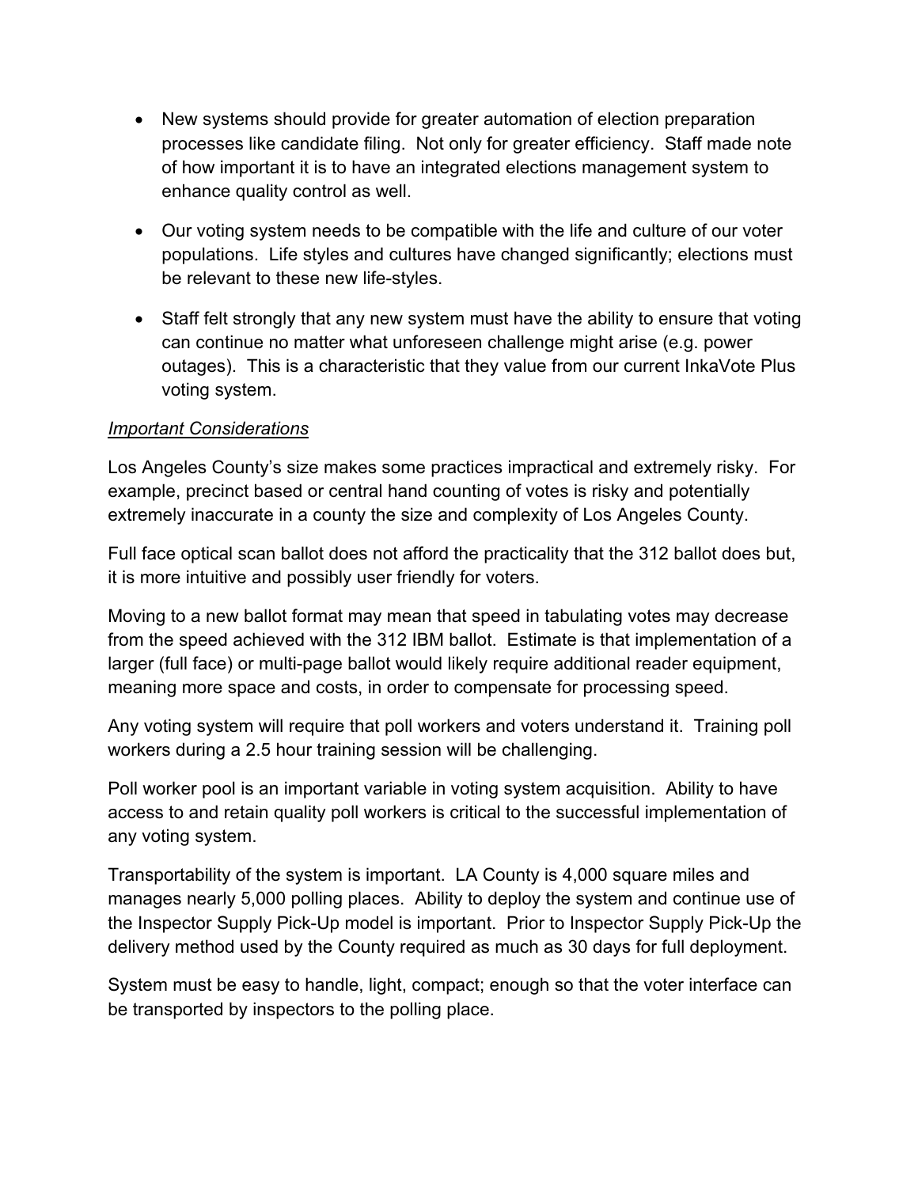- New systems should provide for greater automation of election preparation processes like candidate filing. Not only for greater efficiency. Staff made note of how important it is to have an integrated elections management system to enhance quality control as well.

- Our voting system needs to be compatible with the life and culture of our voter populations. Life styles and cultures have changed significantly; elections must be relevant to these new life-styles.

- Staff felt strongly that any new system must have the ability to ensure that voting can continue no matter what unforeseen challenge might arise (e.g. power outages). This is a characteristic that they value from our current InkaVote Plus voting system.

*Important Considerations*

Los Angeles County's size makes some practices impractical and extremely risky. For example, precinct based or central hand counting of votes is risky and potentially extremely inaccurate in a county the size and complexity of Los Angeles County.

Full face optical scan ballot does not afford the practicality that the 312 ballot does but, it is more intuitive and possibly user friendly for voters.

Moving to a new ballot format may mean that speed in tabulating votes may decrease from the speed achieved with the 312 IBM ballot. Estimate is that implementation of a larger (full face) or multi-page ballot would likely require additional reader equipment, meaning more space and costs, in order to compensate for processing speed.

Any voting system will require that poll workers and voters understand it. Training poll workers during a 2.5 hour training session will be challenging.

Poll worker pool is an important variable in voting system acquisition. Ability to have access to and retain quality poll workers is critical to the successful implementation of any voting system.

Transportability of the system is important. LA County is 4,000 square miles and manages nearly 5,000 polling places. Ability to deploy the system and continue use of the Inspector Supply Pick-Up model is important. Prior to Inspector Supply Pick-Up the delivery method used by the County required as much as 30 days for full deployment.

System must be easy to handle, light, compact; enough so that the voter interface can be transported by inspectors to the polling place.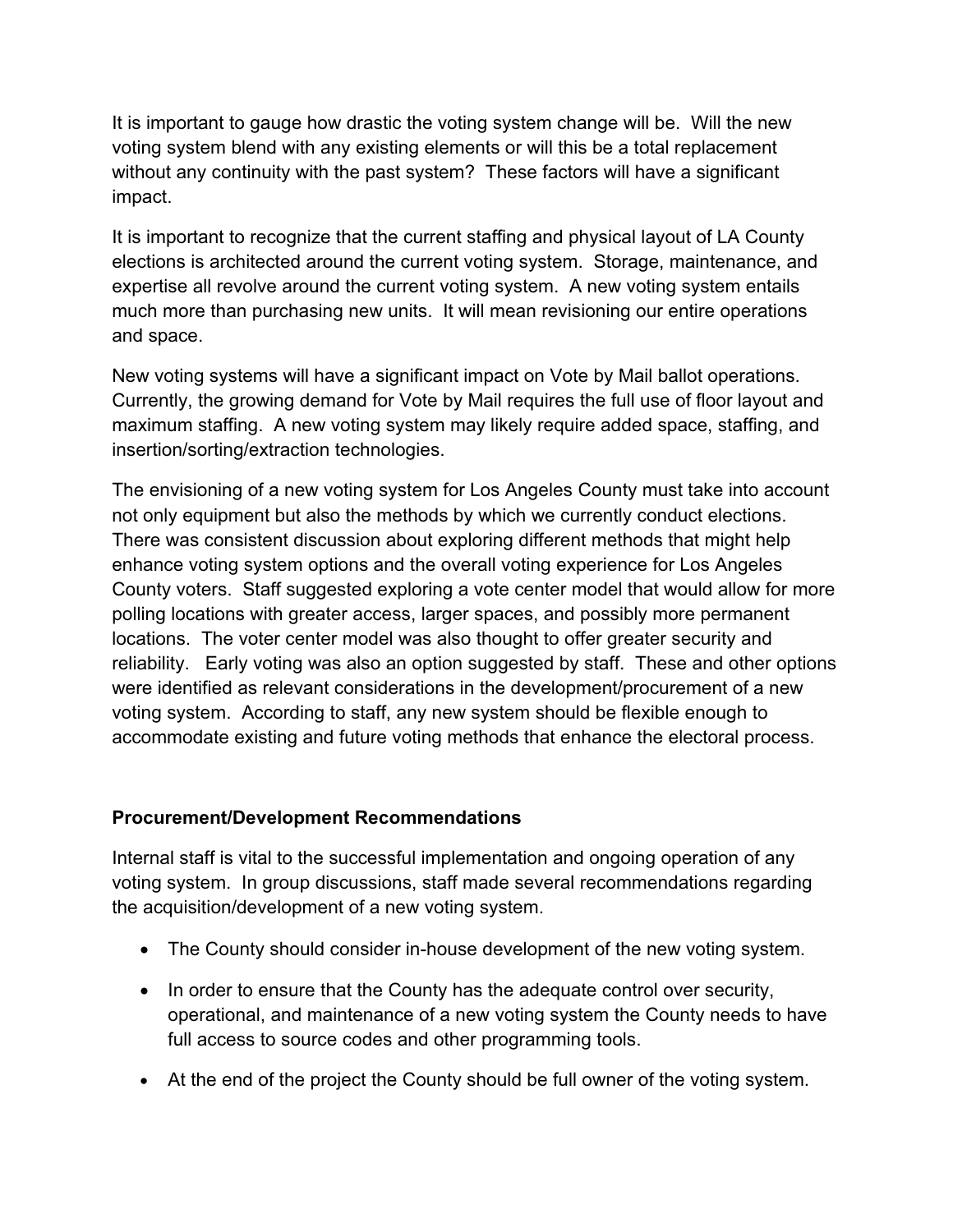It is important to gauge how drastic the voting system change will be. Will the new voting system blend with any existing elements or will this be a total replacement without any continuity with the past system? These factors will have a significant impact.

It is important to recognize that the current staffing and physical layout of LA County elections is architected around the current voting system. Storage, maintenance, and expertise all revolve around the current voting system. A new voting system entails much more than purchasing new units. It will mean revisioning our entire operations and space.

New voting systems will have a significant impact on Vote by Mail ballot operations. Currently, the growing demand for Vote by Mail requires the full use of floor layout and maximum staffing. A new voting system may likely require added space, staffing, and insertion/sorting/extraction technologies.

The envisioning of a new voting system for Los Angeles County must take into account not only equipment but also the methods by which we currently conduct elections. There was consistent discussion about exploring different methods that might help enhance voting system options and the overall voting experience for Los Angeles County voters. Staff suggested exploring a vote center model that would allow for more polling locations with greater access, larger spaces, and possibly more permanent locations. The voter center model was also thought to offer greater security and reliability. Early voting was also an option suggested by staff. These and other options were identified as relevant considerations in the development/procurement of a new voting system. According to staff, any new system should be flexible enough to accommodate existing and future voting methods that enhance the electoral process.

**Procurement/Development Recommendations**

Internal staff is vital to the successful implementation and ongoing operation of any voting system. In group discussions, staff made several recommendations regarding the acquisition/development of a new voting system.

- The County should consider in-house development of the new voting system.
- In order to ensure that the County has the adequate control over security, operational, and maintenance of a new voting system the County needs to have full access to source codes and other programming tools.
- At the end of the project the County should be full owner of the voting system.